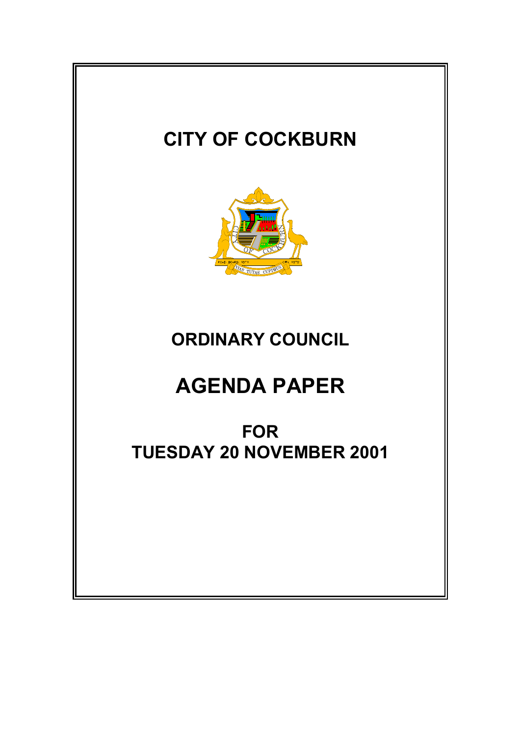# CITY OF COCKBURN

## ORDINARY COUNCIL

# AGENDA PAPER

## FOR
## TUESDAY 20 NOVEMBER 2001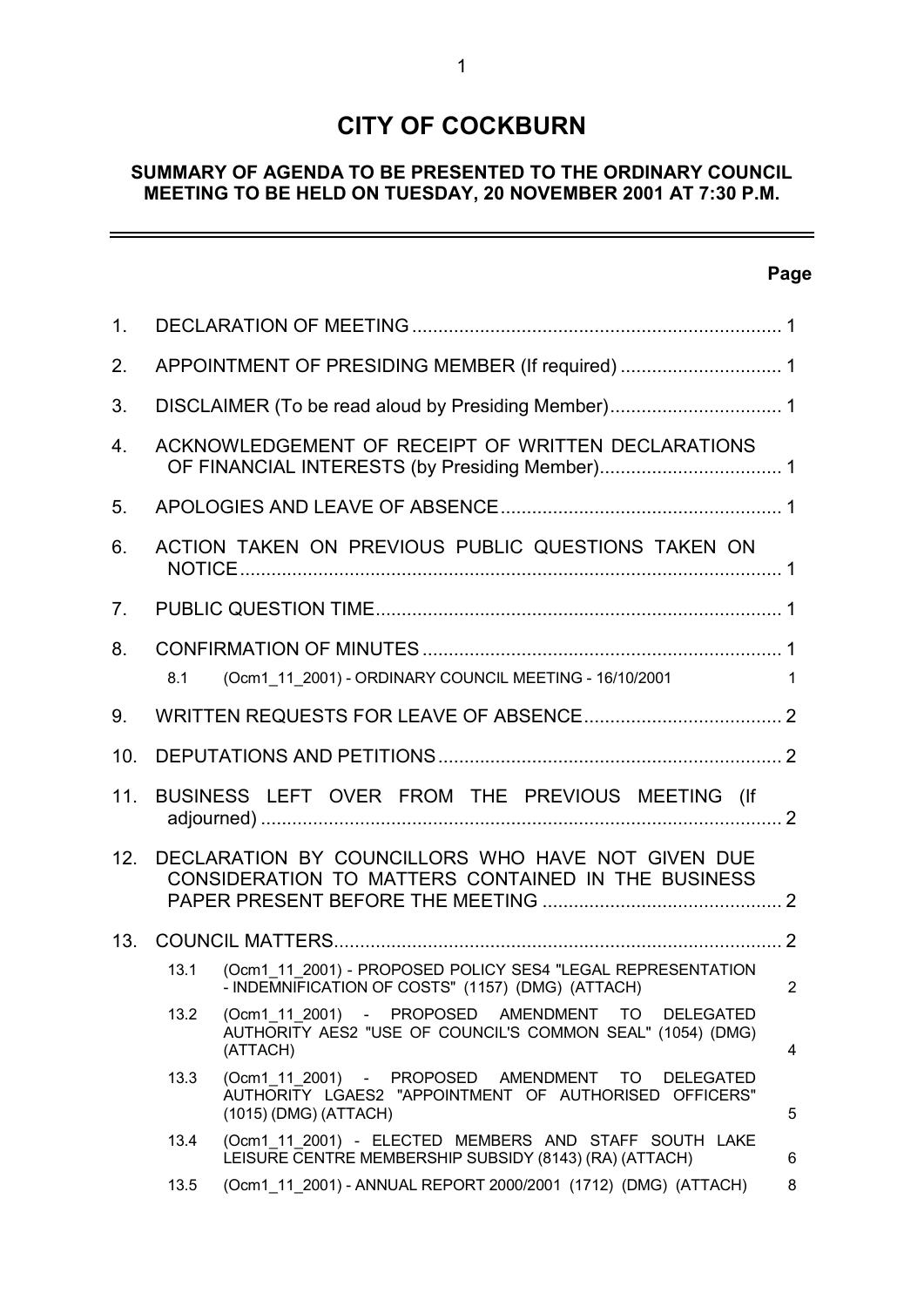# CITY OF COCKBURN

## SUMMARY OF AGENDA TO BE PRESENTED TO THE ORDINARY COUNCIL MEETING TO BE HELD ON TUESDAY, 20 NOVEMBER 2001 AT 7:30 P.M.

| | | | Page |
|---|---|---|---|
| 1. | DECLARATION OF MEETING | | 1 |
| 2. | APPOINTMENT OF PRESIDING MEMBER (If required) | | 1 |
| 3. | DISCLAIMER (To be read aloud by Presiding Member) | | 1 |
| 4. | ACKNOWLEDGEMENT OF RECEIPT OF WRITTEN DECLARATIONS OF FINANCIAL INTERESTS (by Presiding Member) | | 1 |
| 5. | APOLOGIES AND LEAVE OF ABSENCE | | 1 |
| 6. | ACTION TAKEN ON PREVIOUS PUBLIC QUESTIONS TAKEN ON NOTICE | | 1 |
| 7. | PUBLIC QUESTION TIME | | 1 |
| 8. | CONFIRMATION OF MINUTES | | 1 |
| | 8.1 | (Ocm1_11_2001) - ORDINARY COUNCIL MEETING - 16/10/2001 | 1 |
| 9. | WRITTEN REQUESTS FOR LEAVE OF ABSENCE | | 2 |
| 10. | DEPUTATIONS AND PETITIONS | | 2 |
| 11. | BUSINESS LEFT OVER FROM THE PREVIOUS MEETING (If adjourned) | | 2 |
| 12. | DECLARATION BY COUNCILLORS WHO HAVE NOT GIVEN DUE CONSIDERATION TO MATTERS CONTAINED IN THE BUSINESS PAPER PRESENT BEFORE THE MEETING | | 2 |
| 13. | COUNCIL MATTERS | | 2 |
| | 13.1 | (Ocm1_11_2001) - PROPOSED POLICY SES4 "LEGAL REPRESENTATION - INDEMNIFICATION OF COSTS" (1157) (DMG) (ATTACH) | 2 |
| | 13.2 | (Ocm1_11_2001) - PROPOSED AMENDMENT TO DELEGATED AUTHORITY AES2 "USE OF COUNCIL'S COMMON SEAL" (1054) (DMG) (ATTACH) | 4 |
| | 13.3 | (Ocm1_11_2001) - PROPOSED AMENDMENT TO DELEGATED AUTHORITY LGAES2 "APPOINTMENT OF AUTHORISED OFFICERS" (1015) (DMG) (ATTACH) | 5 |
| | 13.4 | (Ocm1_11_2001) - ELECTED MEMBERS AND STAFF SOUTH LAKE LEISURE CENTRE MEMBERSHIP SUBSIDY (8143) (RA) (ATTACH) | 6 |
| | 13.5 | (Ocm1_11_2001) - ANNUAL REPORT 2000/2001 (1712) (DMG) (ATTACH) | 8 |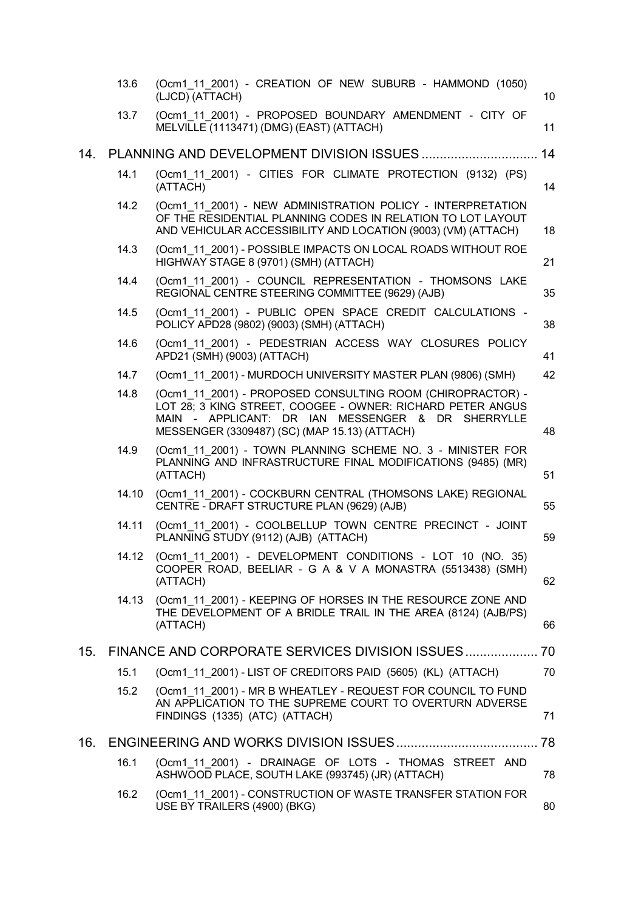| | | | |
|---|---|---|---|
| | 13.6 | (Ocm1_11_2001) - CREATION OF NEW SUBURB - HAMMOND (1050) (LJCD) (ATTACH) | 10 |
| | 13.7 | (Ocm1_11_2001) - PROPOSED BOUNDARY AMENDMENT - CITY OF MELVILLE (1113471) (DMG) (EAST) (ATTACH) | 11 |
| 14. | PLANNING AND DEVELOPMENT DIVISION ISSUES | | 14 |
| | 14.1 | (Ocm1_11_2001) - CITIES FOR CLIMATE PROTECTION (9132) (PS) (ATTACH) | 14 |
| | 14.2 | (Ocm1_11_2001) - NEW ADMINISTRATION POLICY - INTERPRETATION OF THE RESIDENTIAL PLANNING CODES IN RELATION TO LOT LAYOUT AND VEHICULAR ACCESSIBILITY AND LOCATION (9003) (VM) (ATTACH) | 18 |
| | 14.3 | (Ocm1_11_2001) - POSSIBLE IMPACTS ON LOCAL ROADS WITHOUT ROE HIGHWAY STAGE 8 (9701) (SMH) (ATTACH) | 21 |
| | 14.4 | (Ocm1_11_2001) - COUNCIL REPRESENTATION - THOMSONS LAKE REGIONAL CENTRE STEERING COMMITTEE (9629) (AJB) | 35 |
| | 14.5 | (Ocm1_11_2001) - PUBLIC OPEN SPACE CREDIT CALCULATIONS - POLICY APD28 (9802) (9003) (SMH) (ATTACH) | 38 |
| | 14.6 | (Ocm1_11_2001) - PEDESTRIAN ACCESS WAY CLOSURES POLICY APD21 (SMH) (9003) (ATTACH) | 41 |
| | 14.7 | (Ocm1_11_2001) - MURDOCH UNIVERSITY MASTER PLAN (9806) (SMH) | 42 |
| | 14.8 | (Ocm1_11_2001) - PROPOSED CONSULTING ROOM (CHIROPRACTOR) - LOT 28; 3 KING STREET, COOGEE - OWNER: RICHARD PETER ANGUS MAIN - APPLICANT: DR IAN MESSENGER & DR SHERRYLLE MESSENGER (3309487) (SC) (MAP 15.13) (ATTACH) | 48 |
| | 14.9 | (Ocm1_11_2001) - TOWN PLANNING SCHEME NO. 3 - MINISTER FOR PLANNING AND INFRASTRUCTURE FINAL MODIFICATIONS (9485) (MR) (ATTACH) | 51 |
| | 14.10 | (Ocm1_11_2001) - COCKBURN CENTRAL (THOMSONS LAKE) REGIONAL CENTRE - DRAFT STRUCTURE PLAN (9629) (AJB) | 55 |
| | 14.11 | (Ocm1_11_2001) - COOLBELLUP TOWN CENTRE PRECINCT - JOINT PLANNING STUDY (9112) (AJB) (ATTACH) | 59 |
| | 14.12 | (Ocm1_11_2001) - DEVELOPMENT CONDITIONS - LOT 10 (NO. 35) COOPER ROAD, BEELIAR - G A & V A MONASTRA (5513438) (SMH) (ATTACH) | 62 |
| | 14.13 | (Ocm1_11_2001) - KEEPING OF HORSES IN THE RESOURCE ZONE AND THE DEVELOPMENT OF A BRIDLE TRAIL IN THE AREA (8124) (AJB/PS) (ATTACH) | 66 |
| 15. | FINANCE AND CORPORATE SERVICES DIVISION ISSUES | | 70 |
| | 15.1 | (Ocm1_11_2001) - LIST OF CREDITORS PAID (5605) (KL) (ATTACH) | 70 |
| | 15.2 | (Ocm1_11_2001) - MR B WHEATLEY - REQUEST FOR COUNCIL TO FUND AN APPLICATION TO THE SUPREME COURT TO OVERTURN ADVERSE FINDINGS (1335) (ATC) (ATTACH) | 71 |
| 16. | ENGINEERING AND WORKS DIVISION ISSUES | | 78 |
| | 16.1 | (Ocm1_11_2001) - DRAINAGE OF LOTS - THOMAS STREET AND ASHWOOD PLACE, SOUTH LAKE (993745) (JR) (ATTACH) | 78 |
| | 16.2 | (Ocm1_11_2001) - CONSTRUCTION OF WASTE TRANSFER STATION FOR USE BY TRAILERS (4900) (BKG) | 80 |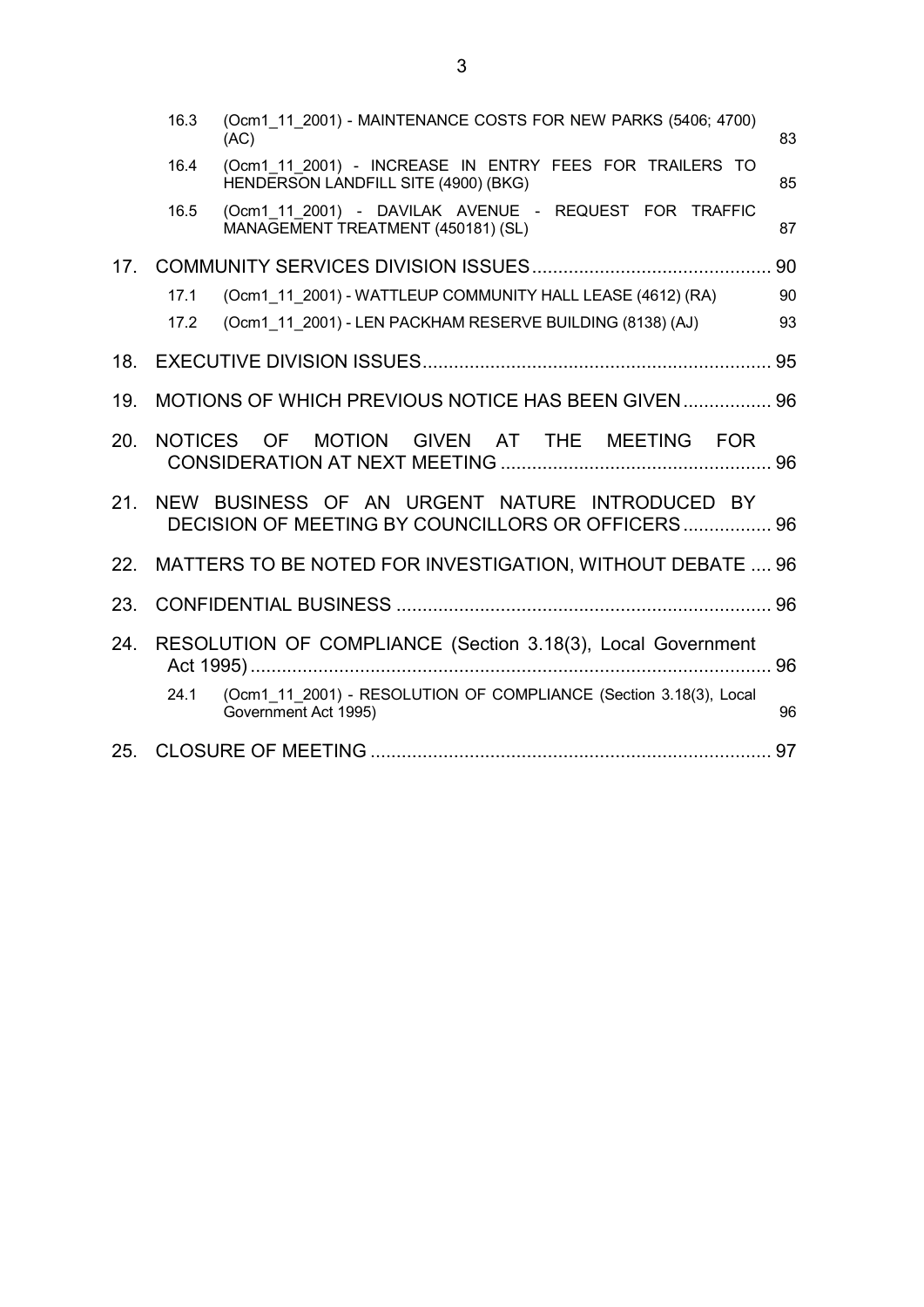| | | |
|---|---|---|
| 16.3 | (Ocm1_11_2001) - MAINTENANCE COSTS FOR NEW PARKS (5406; 4700) (AC) | 83 |
| 16.4 | (Ocm1_11_2001) - INCREASE IN ENTRY FEES FOR TRAILERS TO HENDERSON LANDFILL SITE (4900) (BKG) | 85 |
| 16.5 | (Ocm1_11_2001) - DAVILAK AVENUE - REQUEST FOR TRAFFIC MANAGEMENT TREATMENT (450181) (SL) | 87 |

17. COMMUNITY SERVICES DIVISION ISSUES .......... 90

| | | |
|---|---|---|
| 17.1 | (Ocm1_11_2001) - WATTLEUP COMMUNITY HALL LEASE (4612) (RA) | 90 |
| 17.2 | (Ocm1_11_2001) - LEN PACKHAM RESERVE BUILDING (8138) (AJ) | 93 |

18. EXECUTIVE DIVISION ISSUES .......... 95

19. MOTIONS OF WHICH PREVIOUS NOTICE HAS BEEN GIVEN .......... 96

20. NOTICES OF MOTION GIVEN AT THE MEETING FOR CONSIDERATION AT NEXT MEETING .......... 96

21. NEW BUSINESS OF AN URGENT NATURE INTRODUCED BY DECISION OF MEETING BY COUNCILLORS OR OFFICERS .......... 96

22. MATTERS TO BE NOTED FOR INVESTIGATION, WITHOUT DEBATE .......... 96

23. CONFIDENTIAL BUSINESS .......... 96

24. RESOLUTION OF COMPLIANCE (Section 3.18(3), Local Government Act 1995) .......... 96

| | | |
|---|---|---|
| 24.1 | (Ocm1_11_2001) - RESOLUTION OF COMPLIANCE (Section 3.18(3), Local Government Act 1995) | 96 |

25. CLOSURE OF MEETING .......... 97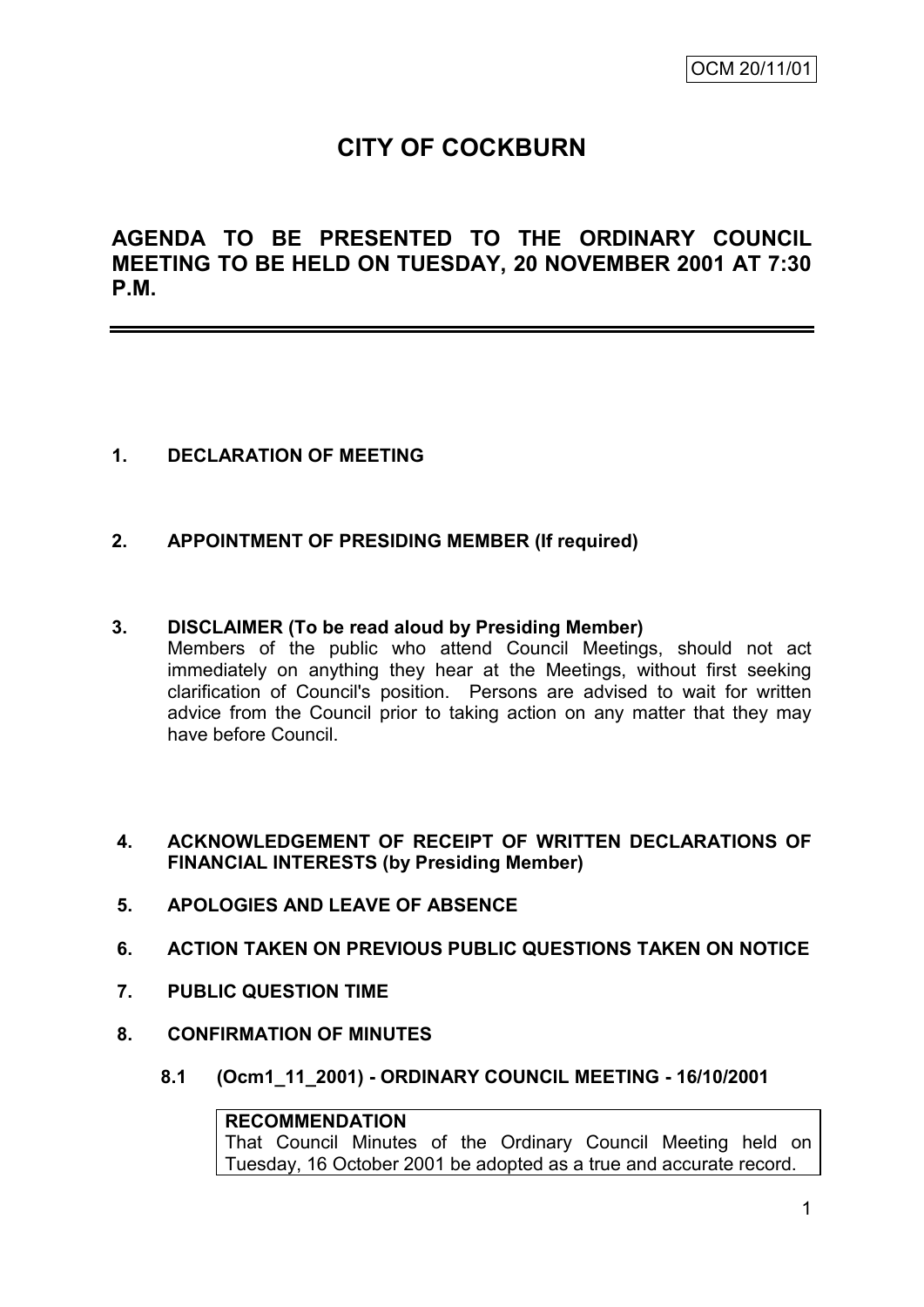OCM 20/11/01

# CITY OF COCKBURN

## AGENDA TO BE PRESENTED TO THE ORDINARY COUNCIL MEETING TO BE HELD ON TUESDAY, 20 NOVEMBER 2001 AT 7:30 P.M.

---

**1. DECLARATION OF MEETING**

**2. APPOINTMENT OF PRESIDING MEMBER (If required)**

**3. DISCLAIMER (To be read aloud by Presiding Member)**

Members of the public who attend Council Meetings, should not act immediately on anything they hear at the Meetings, without first seeking clarification of Council's position. Persons are advised to wait for written advice from the Council prior to taking action on any matter that they may have before Council.

**4. ACKNOWLEDGEMENT OF RECEIPT OF WRITTEN DECLARATIONS OF FINANCIAL INTERESTS (by Presiding Member)**

**5. APOLOGIES AND LEAVE OF ABSENCE**

**6. ACTION TAKEN ON PREVIOUS PUBLIC QUESTIONS TAKEN ON NOTICE**

**7. PUBLIC QUESTION TIME**

**8. CONFIRMATION OF MINUTES**

**8.1 (Ocm1_11_2001) - ORDINARY COUNCIL MEETING - 16/10/2001**

**RECOMMENDATION**
That Council Minutes of the Ordinary Council Meeting held on Tuesday, 16 October 2001 be adopted as a true and accurate record.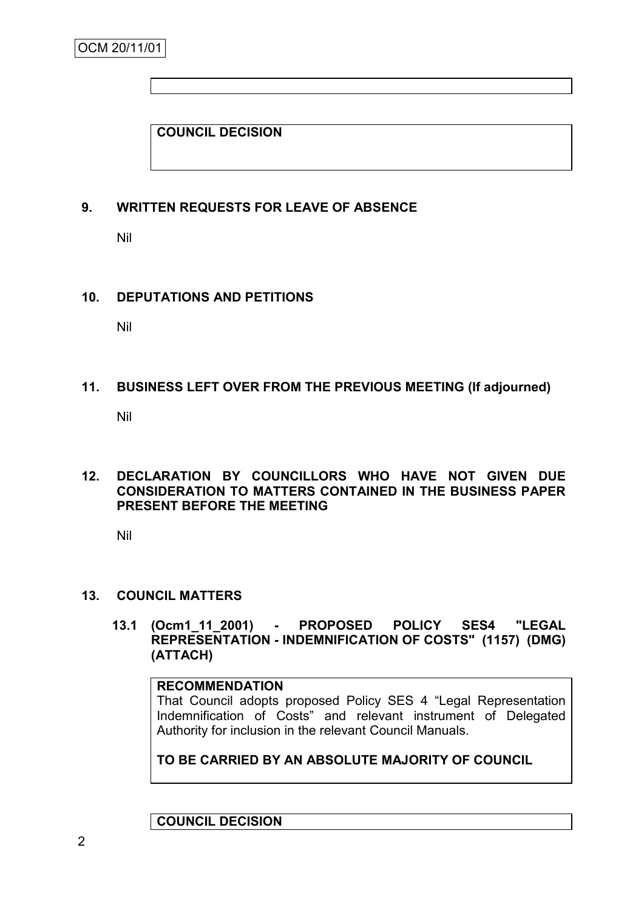**COUNCIL DECISION**

## 9. WRITTEN REQUESTS FOR LEAVE OF ABSENCE

Nil

## 10. DEPUTATIONS AND PETITIONS

Nil

## 11. BUSINESS LEFT OVER FROM THE PREVIOUS MEETING (If adjourned)

Nil

## 12. DECLARATION BY COUNCILLORS WHO HAVE NOT GIVEN DUE CONSIDERATION TO MATTERS CONTAINED IN THE BUSINESS PAPER PRESENT BEFORE THE MEETING

Nil

## 13. COUNCIL MATTERS

### 13.1 (Ocm1_11_2001) - PROPOSED POLICY SES4 "LEGAL REPRESENTATION - INDEMNIFICATION OF COSTS" (1157) (DMG) (ATTACH)

**RECOMMENDATION**

That Council adopts proposed Policy SES 4 "Legal Representation Indemnification of Costs" and relevant instrument of Delegated Authority for inclusion in the relevant Council Manuals.

**TO BE CARRIED BY AN ABSOLUTE MAJORITY OF COUNCIL**

**COUNCIL DECISION**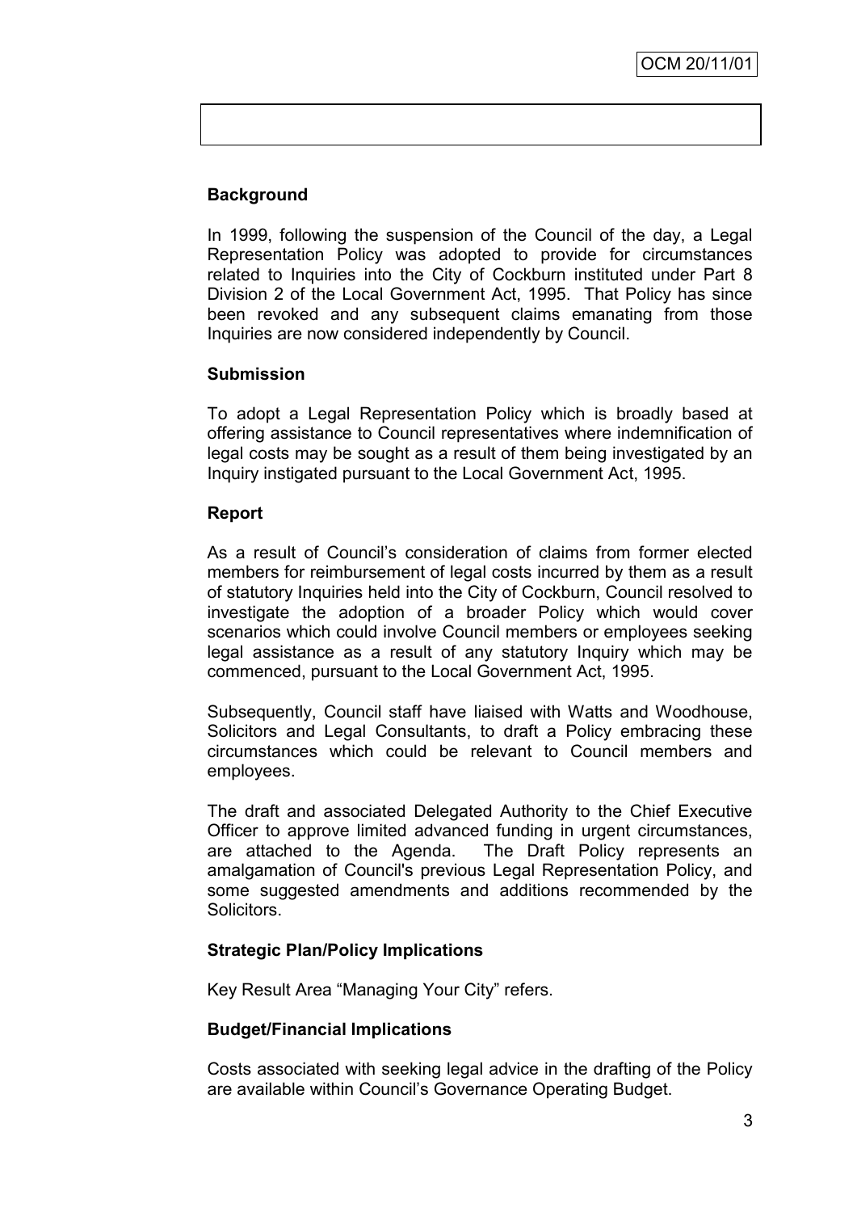### Background

In 1999, following the suspension of the Council of the day, a Legal Representation Policy was adopted to provide for circumstances related to Inquiries into the City of Cockburn instituted under Part 8 Division 2 of the Local Government Act, 1995. That Policy has since been revoked and any subsequent claims emanating from those Inquiries are now considered independently by Council.

### Submission

To adopt a Legal Representation Policy which is broadly based at offering assistance to Council representatives where indemnification of legal costs may be sought as a result of them being investigated by an Inquiry instigated pursuant to the Local Government Act, 1995.

### Report

As a result of Council's consideration of claims from former elected members for reimbursement of legal costs incurred by them as a result of statutory Inquiries held into the City of Cockburn, Council resolved to investigate the adoption of a broader Policy which would cover scenarios which could involve Council members or employees seeking legal assistance as a result of any statutory Inquiry which may be commenced, pursuant to the Local Government Act, 1995.

Subsequently, Council staff have liaised with Watts and Woodhouse, Solicitors and Legal Consultants, to draft a Policy embracing these circumstances which could be relevant to Council members and employees.

The draft and associated Delegated Authority to the Chief Executive Officer to approve limited advanced funding in urgent circumstances, are attached to the Agenda. The Draft Policy represents an amalgamation of Council's previous Legal Representation Policy, and some suggested amendments and additions recommended by the Solicitors.

### Strategic Plan/Policy Implications

Key Result Area "Managing Your City" refers.

### Budget/Financial Implications

Costs associated with seeking legal advice in the drafting of the Policy are available within Council's Governance Operating Budget.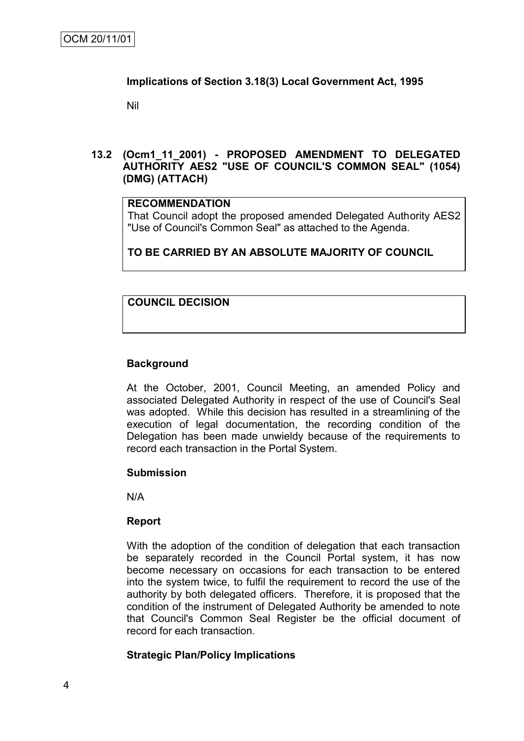**Implications of Section 3.18(3) Local Government Act, 1995**

Nil

### 13.2 (Ocm1_11_2001) - PROPOSED AMENDMENT TO DELEGATED AUTHORITY AES2 "USE OF COUNCIL'S COMMON SEAL" (1054) (DMG) (ATTACH)

**RECOMMENDATION**

That Council adopt the proposed amended Delegated Authority AES2 "Use of Council's Common Seal" as attached to the Agenda.

**TO BE CARRIED BY AN ABSOLUTE MAJORITY OF COUNCIL**

**COUNCIL DECISION**

**Background**

At the October, 2001, Council Meeting, an amended Policy and associated Delegated Authority in respect of the use of Council's Seal was adopted. While this decision has resulted in a streamlining of the execution of legal documentation, the recording condition of the Delegation has been made unwieldy because of the requirements to record each transaction in the Portal System.

**Submission**

N/A

**Report**

With the adoption of the condition of delegation that each transaction be separately recorded in the Council Portal system, it has now become necessary on occasions for each transaction to be entered into the system twice, to fulfil the requirement to record the use of the authority by both delegated officers. Therefore, it is proposed that the condition of the instrument of Delegated Authority be amended to note that Council's Common Seal Register be the official document of record for each transaction.

**Strategic Plan/Policy Implications**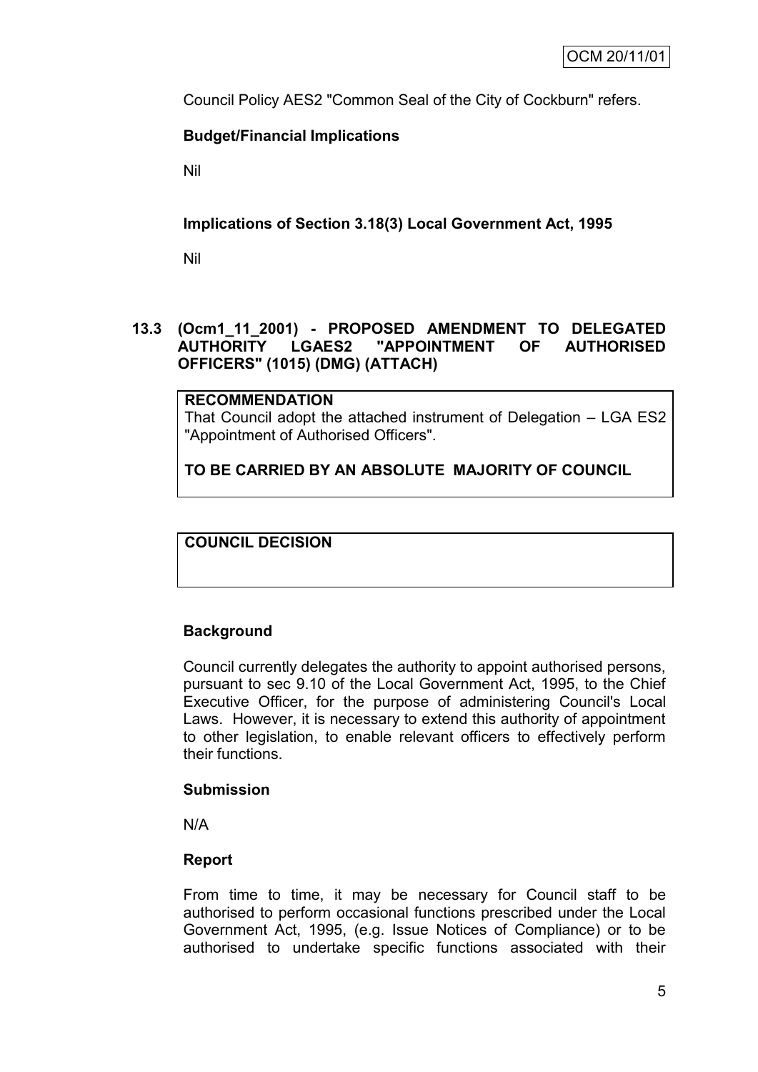Council Policy AES2 "Common Seal of the City of Cockburn" refers.

**Budget/Financial Implications**

Nil

**Implications of Section 3.18(3) Local Government Act, 1995**

Nil

## 13.3 (Ocm1_11_2001) - PROPOSED AMENDMENT TO DELEGATED AUTHORITY LGAES2 "APPOINTMENT OF AUTHORISED OFFICERS" (1015) (DMG) (ATTACH)

**RECOMMENDATION**

That Council adopt the attached instrument of Delegation – LGA ES2 "Appointment of Authorised Officers".

**TO BE CARRIED BY AN ABSOLUTE MAJORITY OF COUNCIL**

**COUNCIL DECISION**

**Background**

Council currently delegates the authority to appoint authorised persons, pursuant to sec 9.10 of the Local Government Act, 1995, to the Chief Executive Officer, for the purpose of administering Council's Local Laws. However, it is necessary to extend this authority of appointment to other legislation, to enable relevant officers to effectively perform their functions.

**Submission**

N/A

**Report**

From time to time, it may be necessary for Council staff to be authorised to perform occasional functions prescribed under the Local Government Act, 1995, (e.g. Issue Notices of Compliance) or to be authorised to undertake specific functions associated with their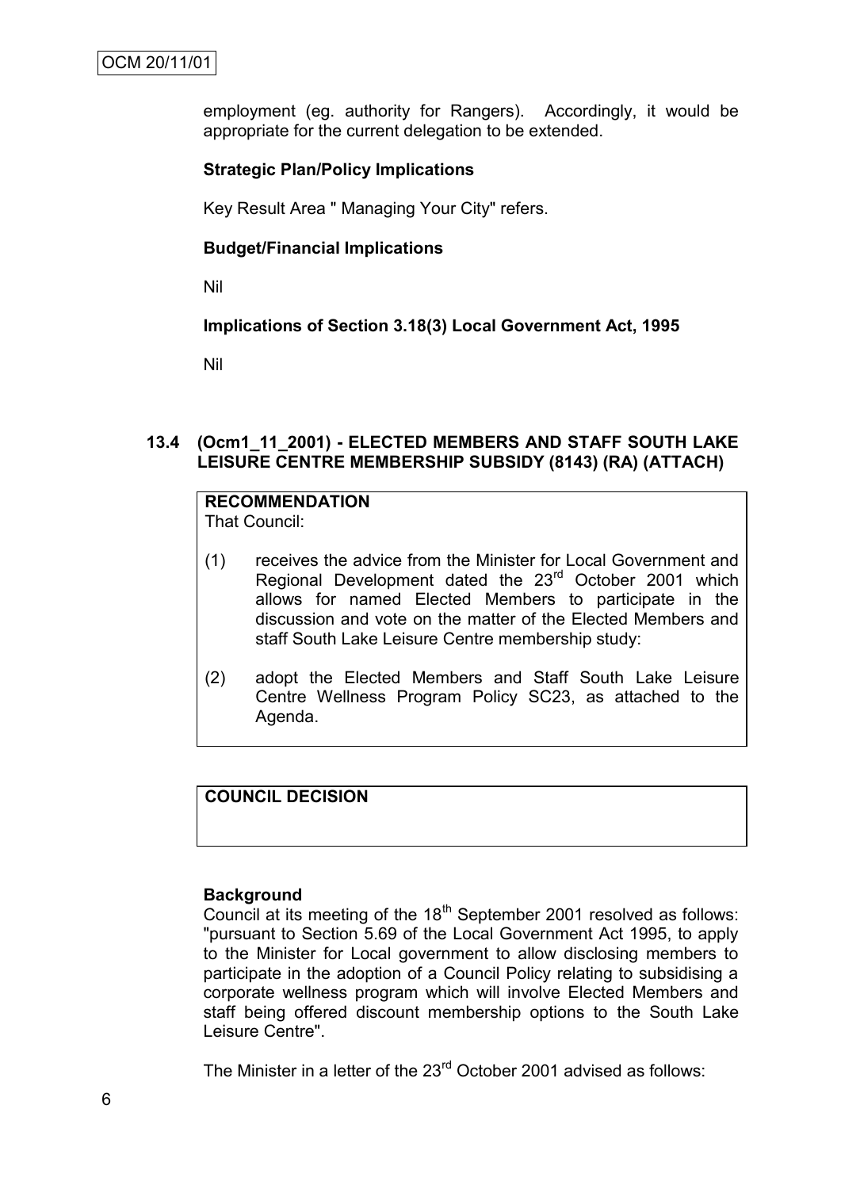employment (eg. authority for Rangers). Accordingly, it would be appropriate for the current delegation to be extended.

**Strategic Plan/Policy Implications**

Key Result Area " Managing Your City" refers.

**Budget/Financial Implications**

Nil

**Implications of Section 3.18(3) Local Government Act, 1995**

Nil

## 13.4 (Ocm1_11_2001) - ELECTED MEMBERS AND STAFF SOUTH LAKE LEISURE CENTRE MEMBERSHIP SUBSIDY (8143) (RA) (ATTACH)

**RECOMMENDATION**
That Council:

(1) receives the advice from the Minister for Local Government and Regional Development dated the 23rd October 2001 which allows for named Elected Members to participate in the discussion and vote on the matter of the Elected Members and staff South Lake Leisure Centre membership study:

(2) adopt the Elected Members and Staff South Lake Leisure Centre Wellness Program Policy SC23, as attached to the Agenda.

**COUNCIL DECISION**

**Background**
Council at its meeting of the 18th September 2001 resolved as follows: "pursuant to Section 5.69 of the Local Government Act 1995, to apply to the Minister for Local government to allow disclosing members to participate in the adoption of a Council Policy relating to subsidising a corporate wellness program which will involve Elected Members and staff being offered discount membership options to the South Lake Leisure Centre".

The Minister in a letter of the 23rd October 2001 advised as follows: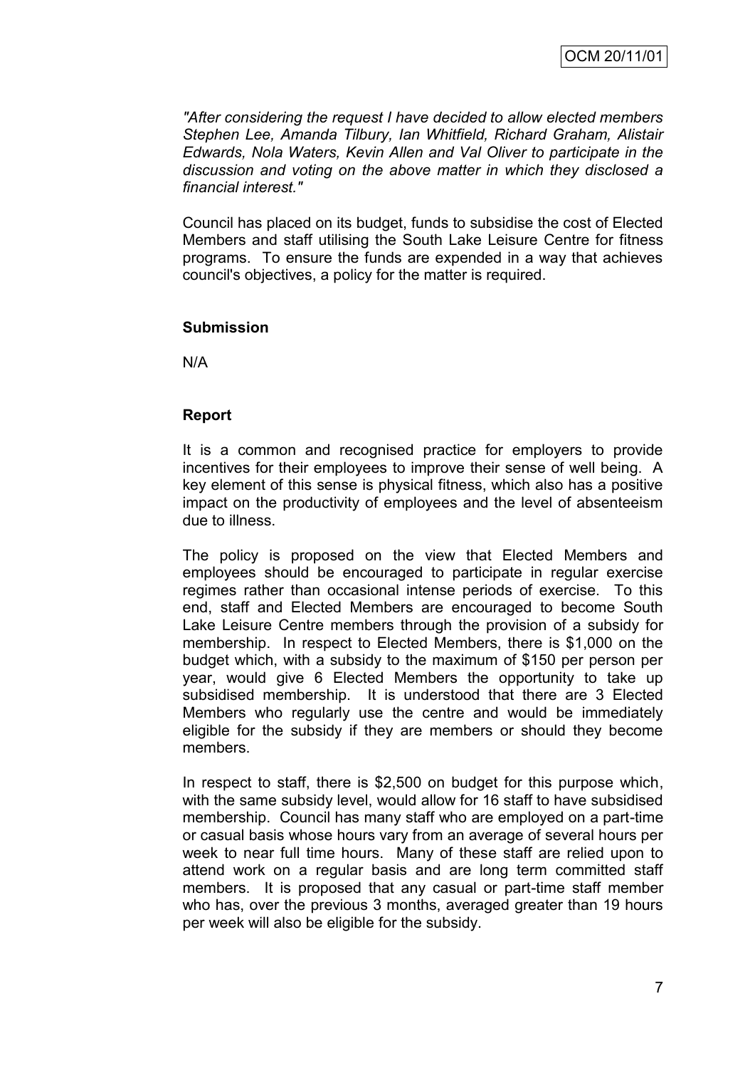*"After considering the request I have decided to allow elected members Stephen Lee, Amanda Tilbury, Ian Whitfield, Richard Graham, Alistair Edwards, Nola Waters, Kevin Allen and Val Oliver to participate in the discussion and voting on the above matter in which they disclosed a financial interest."*

Council has placed on its budget, funds to subsidise the cost of Elected Members and staff utilising the South Lake Leisure Centre for fitness programs. To ensure the funds are expended in a way that achieves council's objectives, a policy for the matter is required.

**Submission**

N/A

**Report**

It is a common and recognised practice for employers to provide incentives for their employees to improve their sense of well being. A key element of this sense is physical fitness, which also has a positive impact on the productivity of employees and the level of absenteeism due to illness.

The policy is proposed on the view that Elected Members and employees should be encouraged to participate in regular exercise regimes rather than occasional intense periods of exercise. To this end, staff and Elected Members are encouraged to become South Lake Leisure Centre members through the provision of a subsidy for membership. In respect to Elected Members, there is $1,000 on the budget which, with a subsidy to the maximum of $150 per person per year, would give 6 Elected Members the opportunity to take up subsidised membership. It is understood that there are 3 Elected Members who regularly use the centre and would be immediately eligible for the subsidy if they are members or should they become members.

In respect to staff, there is $2,500 on budget for this purpose which, with the same subsidy level, would allow for 16 staff to have subsidised membership. Council has many staff who are employed on a part-time or casual basis whose hours vary from an average of several hours per week to near full time hours. Many of these staff are relied upon to attend work on a regular basis and are long term committed staff members. It is proposed that any casual or part-time staff member who has, over the previous 3 months, averaged greater than 19 hours per week will also be eligible for the subsidy.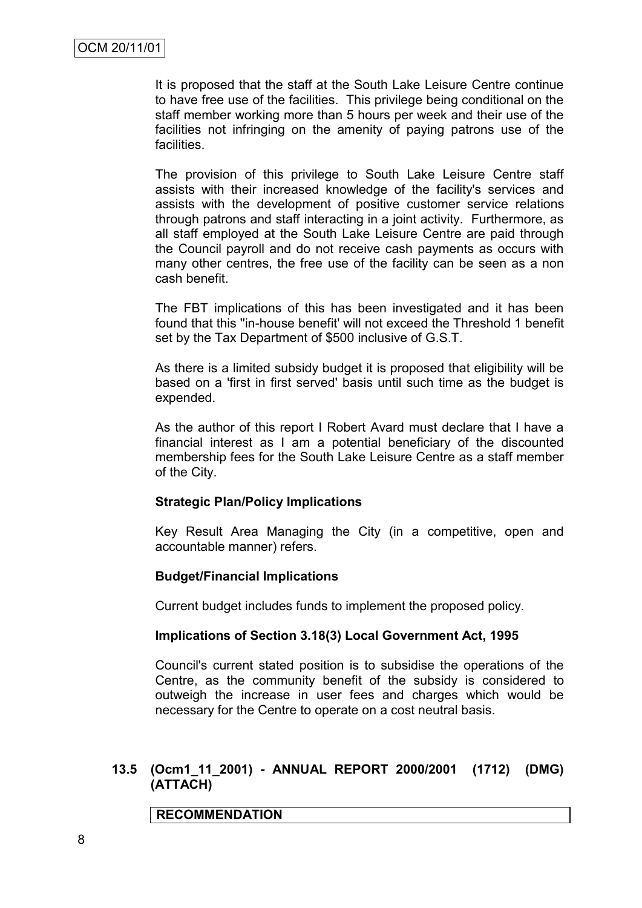It is proposed that the staff at the South Lake Leisure Centre continue to have free use of the facilities. This privilege being conditional on the staff member working more than 5 hours per week and their use of the facilities not infringing on the amenity of paying patrons use of the facilities.

The provision of this privilege to South Lake Leisure Centre staff assists with their increased knowledge of the facility's services and assists with the development of positive customer service relations through patrons and staff interacting in a joint activity. Furthermore, as all staff employed at the South Lake Leisure Centre are paid through the Council payroll and do not receive cash payments as occurs with many other centres, the free use of the facility can be seen as a non cash benefit.

The FBT implications of this has been investigated and it has been found that this "in-house benefit' will not exceed the Threshold 1 benefit set by the Tax Department of $500 inclusive of G.S.T.

As there is a limited subsidy budget it is proposed that eligibility will be based on a 'first in first served' basis until such time as the budget is expended.

As the author of this report I Robert Avard must declare that I have a financial interest as I am a potential beneficiary of the discounted membership fees for the South Lake Leisure Centre as a staff member of the City.

**Strategic Plan/Policy Implications**

Key Result Area Managing the City (in a competitive, open and accountable manner) refers.

**Budget/Financial Implications**

Current budget includes funds to implement the proposed policy.

**Implications of Section 3.18(3) Local Government Act, 1995**

Council's current stated position is to subsidise the operations of the Centre, as the community benefit of the subsidy is considered to outweigh the increase in user fees and charges which would be necessary for the Centre to operate on a cost neutral basis.

### 13.5 (Ocm1_11_2001) - ANNUAL REPORT 2000/2001 (1712) (DMG) (ATTACH)

**RECOMMENDATION**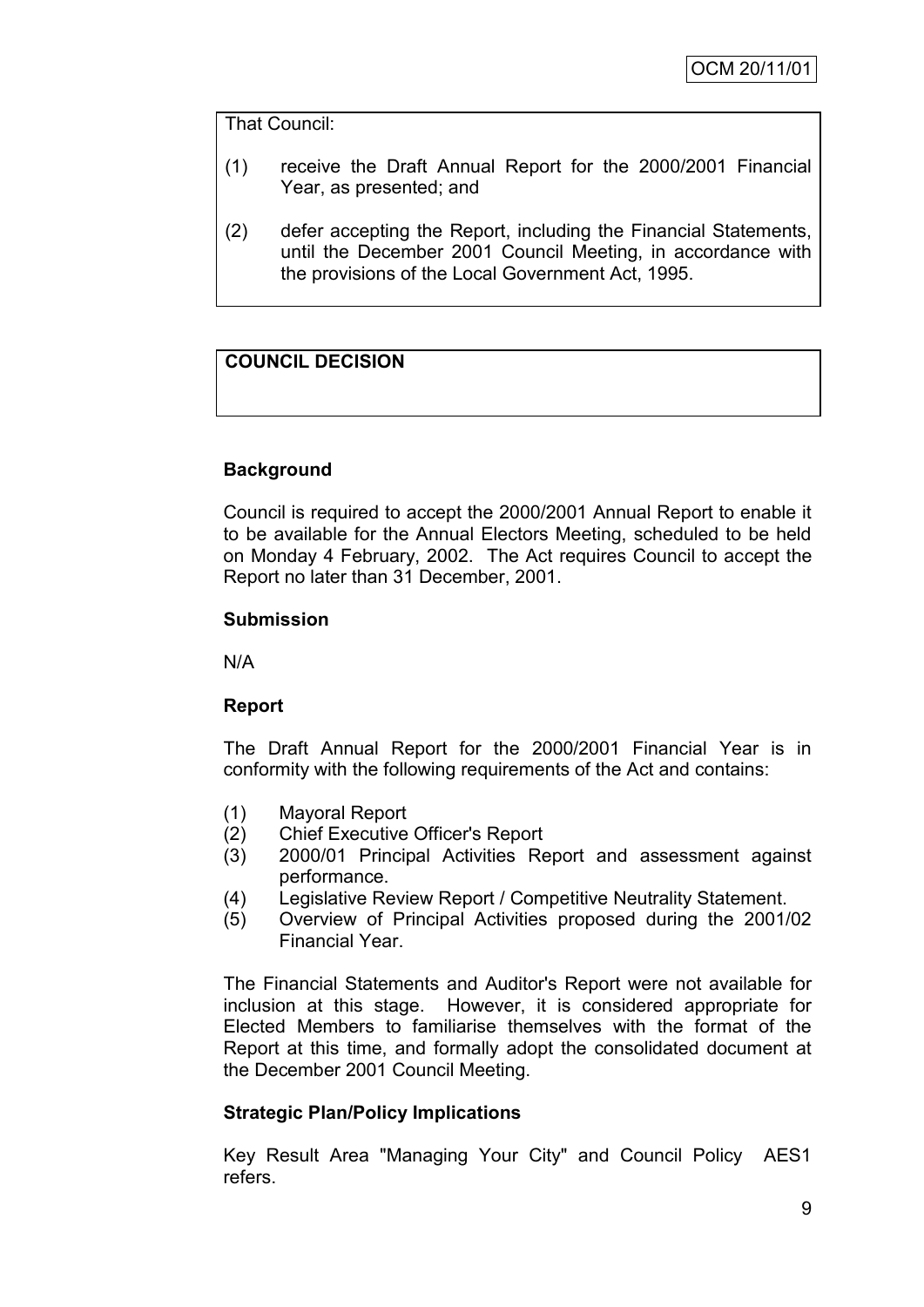That Council:

(1) receive the Draft Annual Report for the 2000/2001 Financial Year, as presented; and

(2) defer accepting the Report, including the Financial Statements, until the December 2001 Council Meeting, in accordance with the provisions of the Local Government Act, 1995.

**COUNCIL DECISION**

**Background**

Council is required to accept the 2000/2001 Annual Report to enable it to be available for the Annual Electors Meeting, scheduled to be held on Monday 4 February, 2002. The Act requires Council to accept the Report no later than 31 December, 2001.

**Submission**

N/A

**Report**

The Draft Annual Report for the 2000/2001 Financial Year is in conformity with the following requirements of the Act and contains:

(1) Mayoral Report
(2) Chief Executive Officer's Report
(3) 2000/01 Principal Activities Report and assessment against performance.
(4) Legislative Review Report / Competitive Neutrality Statement.
(5) Overview of Principal Activities proposed during the 2001/02 Financial Year.

The Financial Statements and Auditor's Report were not available for inclusion at this stage. However, it is considered appropriate for Elected Members to familiarise themselves with the format of the Report at this time, and formally adopt the consolidated document at the December 2001 Council Meeting.

**Strategic Plan/Policy Implications**

Key Result Area "Managing Your City" and Council Policy AES1 refers.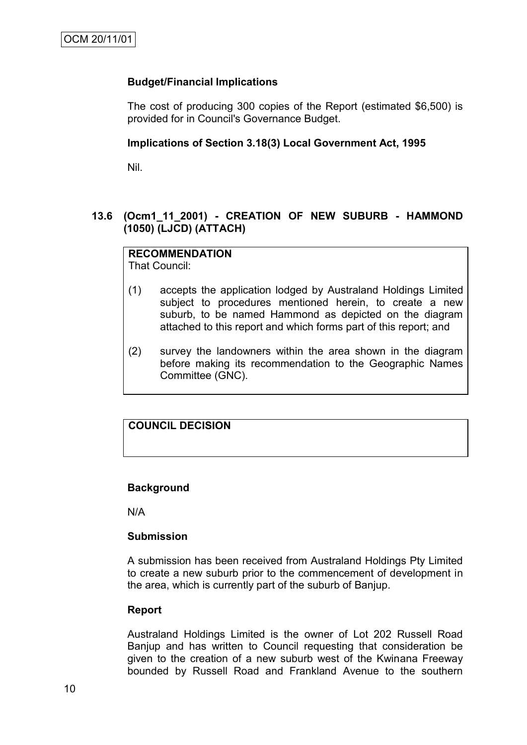**Budget/Financial Implications**

The cost of producing 300 copies of the Report (estimated $6,500) is provided for in Council's Governance Budget.

**Implications of Section 3.18(3) Local Government Act, 1995**

Nil.

## 13.6 (Ocm1_11_2001) - CREATION OF NEW SUBURB - HAMMOND (1050) (LJCD) (ATTACH)

**RECOMMENDATION**
That Council:

(1) accepts the application lodged by Australand Holdings Limited subject to procedures mentioned herein, to create a new suburb, to be named Hammond as depicted on the diagram attached to this report and which forms part of this report; and

(2) survey the landowners within the area shown in the diagram before making its recommendation to the Geographic Names Committee (GNC).

**COUNCIL DECISION**

**Background**

N/A

**Submission**

A submission has been received from Australand Holdings Pty Limited to create a new suburb prior to the commencement of development in the area, which is currently part of the suburb of Banjup.

**Report**

Australand Holdings Limited is the owner of Lot 202 Russell Road Banjup and has written to Council requesting that consideration be given to the creation of a new suburb west of the Kwinana Freeway bounded by Russell Road and Frankland Avenue to the southern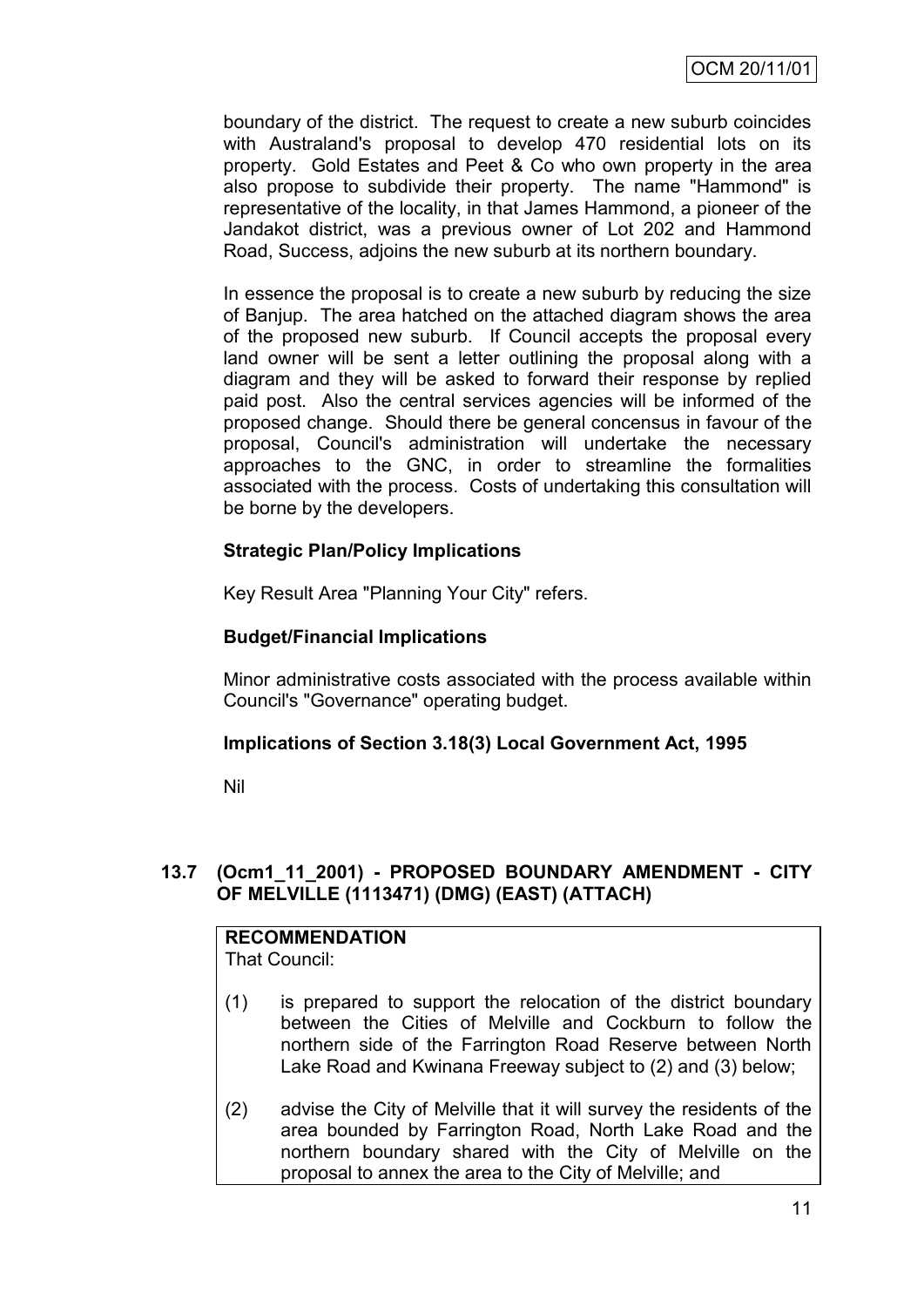boundary of the district. The request to create a new suburb coincides with Australand's proposal to develop 470 residential lots on its property. Gold Estates and Peet & Co who own property in the area also propose to subdivide their property. The name "Hammond" is representative of the locality, in that James Hammond, a pioneer of the Jandakot district, was a previous owner of Lot 202 and Hammond Road, Success, adjoins the new suburb at its northern boundary.

In essence the proposal is to create a new suburb by reducing the size of Banjup. The area hatched on the attached diagram shows the area of the proposed new suburb. If Council accepts the proposal every land owner will be sent a letter outlining the proposal along with a diagram and they will be asked to forward their response by replied paid post. Also the central services agencies will be informed of the proposed change. Should there be general concensus in favour of the proposal, Council's administration will undertake the necessary approaches to the GNC, in order to streamline the formalities associated with the process. Costs of undertaking this consultation will be borne by the developers.

**Strategic Plan/Policy Implications**

Key Result Area "Planning Your City" refers.

**Budget/Financial Implications**

Minor administrative costs associated with the process available within Council's "Governance" operating budget.

**Implications of Section 3.18(3) Local Government Act, 1995**

Nil

## 13.7 (Ocm1_11_2001) - PROPOSED BOUNDARY AMENDMENT - CITY OF MELVILLE (1113471) (DMG) (EAST) (ATTACH)

**RECOMMENDATION**
That Council:

(1) is prepared to support the relocation of the district boundary between the Cities of Melville and Cockburn to follow the northern side of the Farrington Road Reserve between North Lake Road and Kwinana Freeway subject to (2) and (3) below;

(2) advise the City of Melville that it will survey the residents of the area bounded by Farrington Road, North Lake Road and the northern boundary shared with the City of Melville on the proposal to annex the area to the City of Melville; and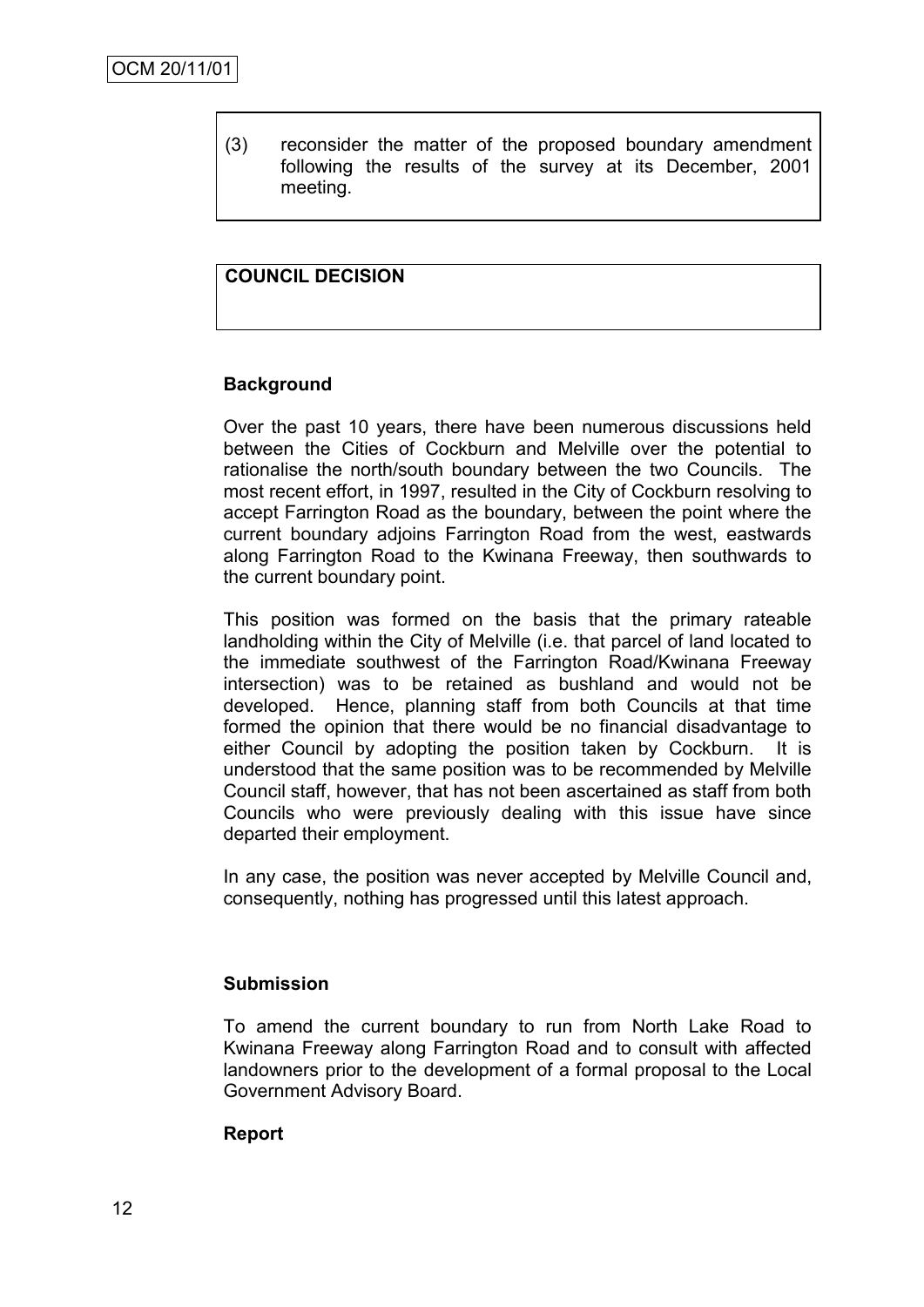(3) reconsider the matter of the proposed boundary amendment following the results of the survey at its December, 2001 meeting.

**COUNCIL DECISION**

**Background**

Over the past 10 years, there have been numerous discussions held between the Cities of Cockburn and Melville over the potential to rationalise the north/south boundary between the two Councils. The most recent effort, in 1997, resulted in the City of Cockburn resolving to accept Farrington Road as the boundary, between the point where the current boundary adjoins Farrington Road from the west, eastwards along Farrington Road to the Kwinana Freeway, then southwards to the current boundary point.

This position was formed on the basis that the primary rateable landholding within the City of Melville (i.e. that parcel of land located to the immediate southwest of the Farrington Road/Kwinana Freeway intersection) was to be retained as bushland and would not be developed. Hence, planning staff from both Councils at that time formed the opinion that there would be no financial disadvantage to either Council by adopting the position taken by Cockburn. It is understood that the same position was to be recommended by Melville Council staff, however, that has not been ascertained as staff from both Councils who were previously dealing with this issue have since departed their employment.

In any case, the position was never accepted by Melville Council and, consequently, nothing has progressed until this latest approach.

**Submission**

To amend the current boundary to run from North Lake Road to Kwinana Freeway along Farrington Road and to consult with affected landowners prior to the development of a formal proposal to the Local Government Advisory Board.

**Report**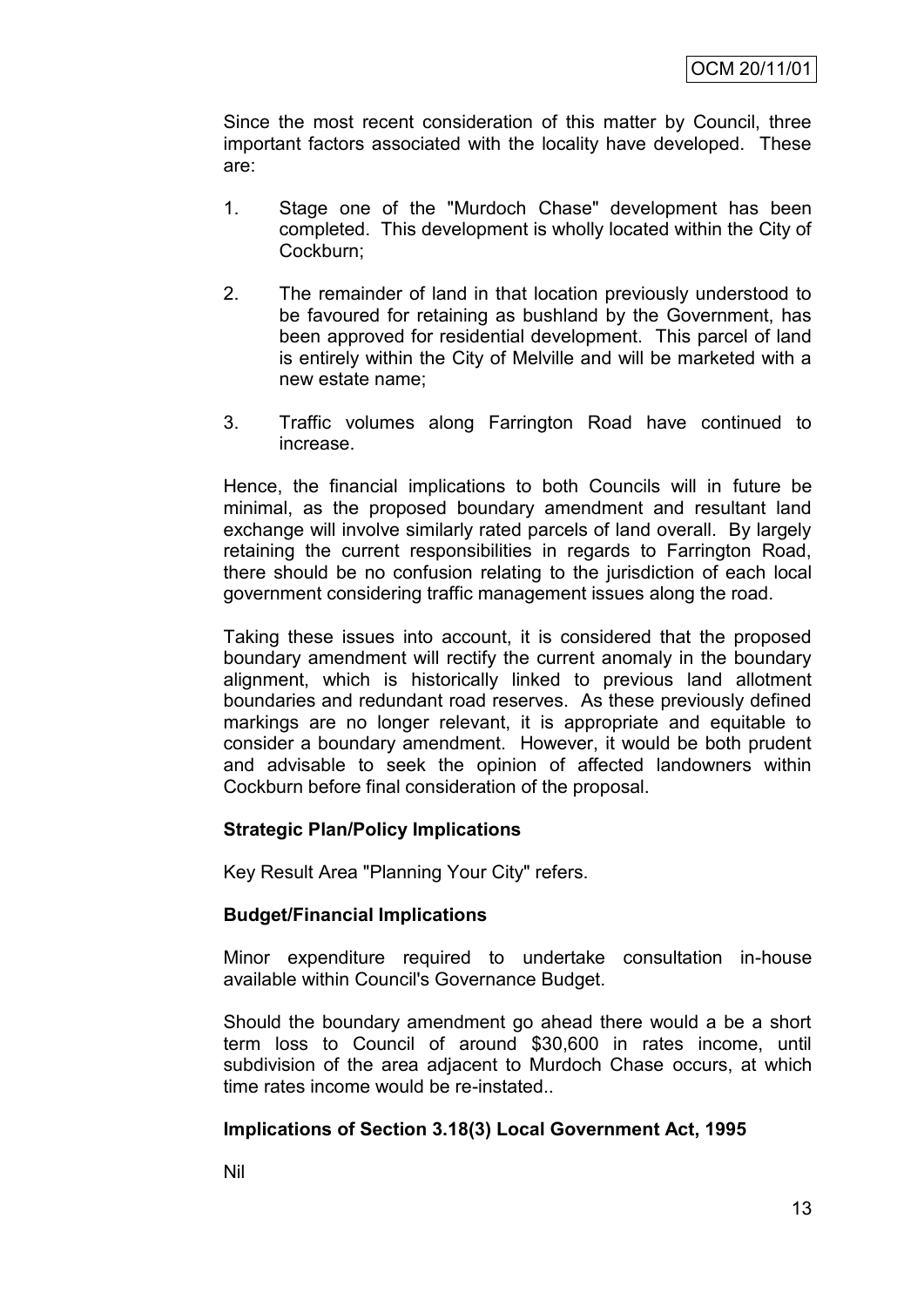Since the most recent consideration of this matter by Council, three important factors associated with the locality have developed. These are:

1. Stage one of the "Murdoch Chase" development has been completed. This development is wholly located within the City of Cockburn;

2. The remainder of land in that location previously understood to be favoured for retaining as bushland by the Government, has been approved for residential development. This parcel of land is entirely within the City of Melville and will be marketed with a new estate name;

3. Traffic volumes along Farrington Road have continued to increase.

Hence, the financial implications to both Councils will in future be minimal, as the proposed boundary amendment and resultant land exchange will involve similarly rated parcels of land overall. By largely retaining the current responsibilities in regards to Farrington Road, there should be no confusion relating to the jurisdiction of each local government considering traffic management issues along the road.

Taking these issues into account, it is considered that the proposed boundary amendment will rectify the current anomaly in the boundary alignment, which is historically linked to previous land allotment boundaries and redundant road reserves. As these previously defined markings are no longer relevant, it is appropriate and equitable to consider a boundary amendment. However, it would be both prudent and advisable to seek the opinion of affected landowners within Cockburn before final consideration of the proposal.

**Strategic Plan/Policy Implications**

Key Result Area "Planning Your City" refers.

**Budget/Financial Implications**

Minor expenditure required to undertake consultation in-house available within Council's Governance Budget.

Should the boundary amendment go ahead there would a be a short term loss to Council of around $30,600 in rates income, until subdivision of the area adjacent to Murdoch Chase occurs, at which time rates income would be re-instated..

**Implications of Section 3.18(3) Local Government Act, 1995**

Nil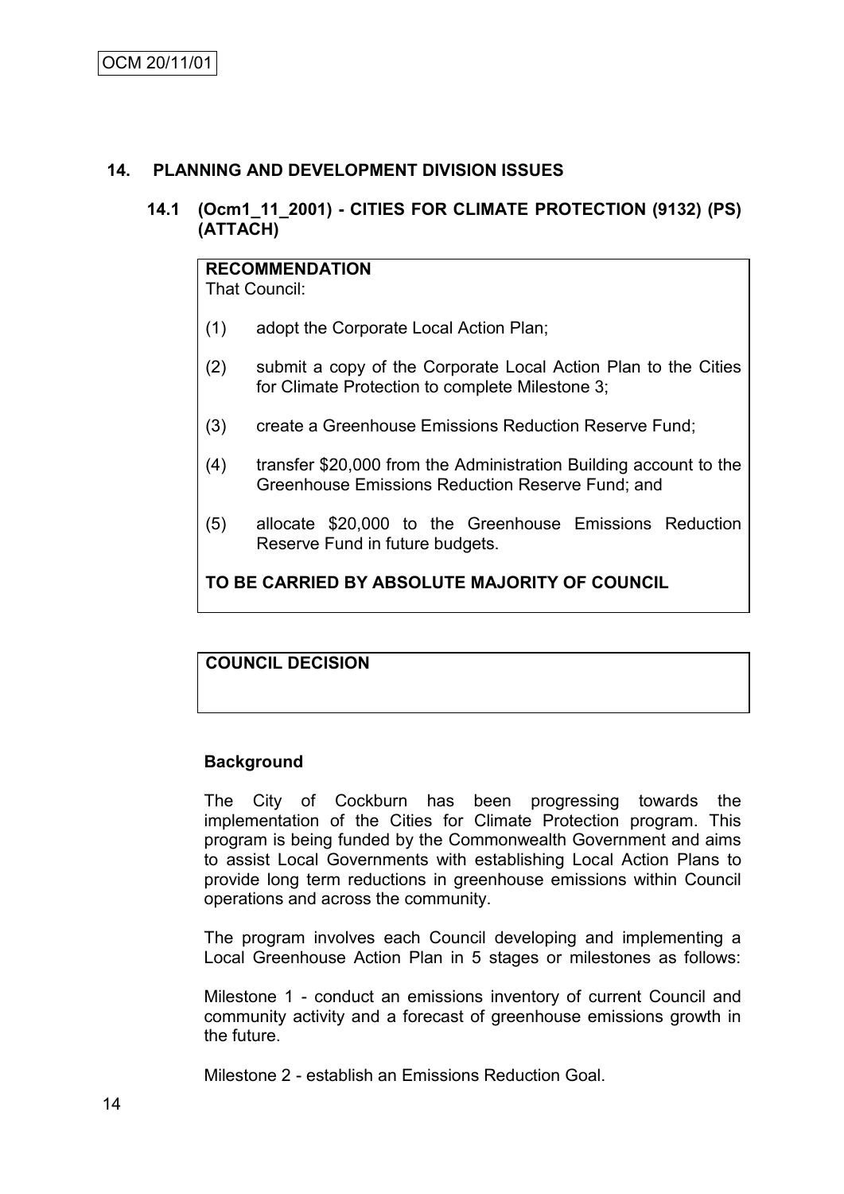## 14. PLANNING AND DEVELOPMENT DIVISION ISSUES

### 14.1 (Ocm1_11_2001) - CITIES FOR CLIMATE PROTECTION (9132) (PS) (ATTACH)

**RECOMMENDATION**
That Council:

(1) adopt the Corporate Local Action Plan;

(2) submit a copy of the Corporate Local Action Plan to the Cities for Climate Protection to complete Milestone 3;

(3) create a Greenhouse Emissions Reduction Reserve Fund;

(4) transfer $20,000 from the Administration Building account to the Greenhouse Emissions Reduction Reserve Fund; and

(5) allocate $20,000 to the Greenhouse Emissions Reduction Reserve Fund in future budgets.

**TO BE CARRIED BY ABSOLUTE MAJORITY OF COUNCIL**

**COUNCIL DECISION**

**Background**

The City of Cockburn has been progressing towards the implementation of the Cities for Climate Protection program. This program is being funded by the Commonwealth Government and aims to assist Local Governments with establishing Local Action Plans to provide long term reductions in greenhouse emissions within Council operations and across the community.

The program involves each Council developing and implementing a Local Greenhouse Action Plan in 5 stages or milestones as follows:

Milestone 1 - conduct an emissions inventory of current Council and community activity and a forecast of greenhouse emissions growth in the future.

Milestone 2 - establish an Emissions Reduction Goal.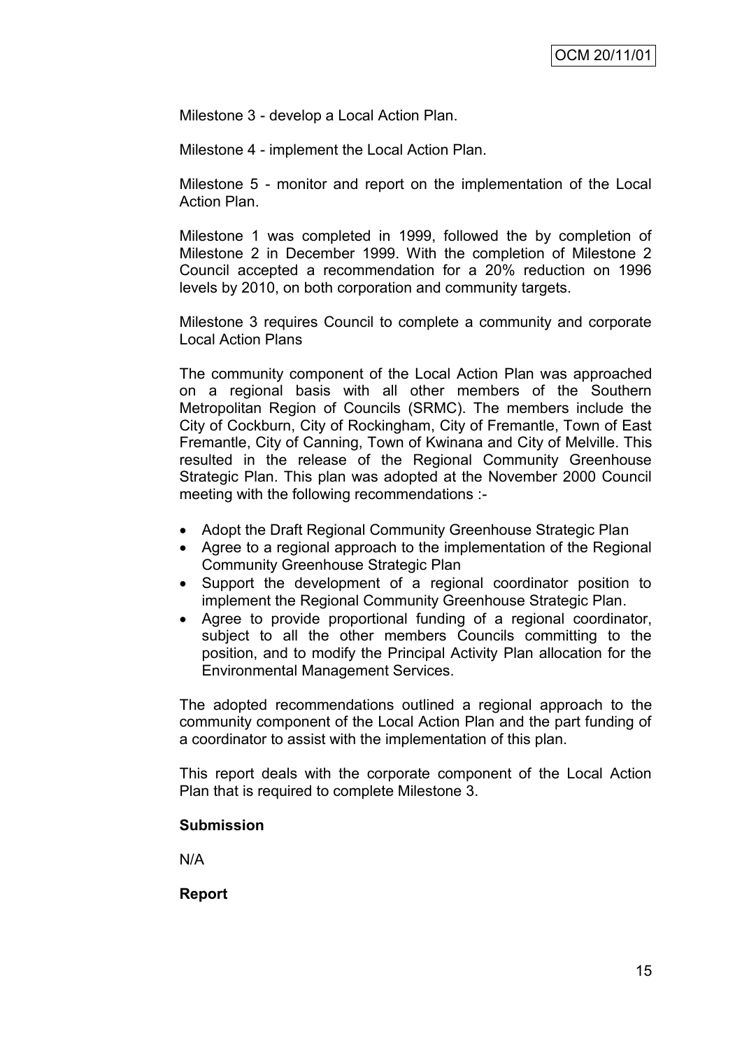Milestone 3 - develop a Local Action Plan.

Milestone 4 - implement the Local Action Plan.

Milestone 5 - monitor and report on the implementation of the Local Action Plan.

Milestone 1 was completed in 1999, followed the by completion of Milestone 2 in December 1999. With the completion of Milestone 2 Council accepted a recommendation for a 20% reduction on 1996 levels by 2010, on both corporation and community targets.

Milestone 3 requires Council to complete a community and corporate Local Action Plans

The community component of the Local Action Plan was approached on a regional basis with all other members of the Southern Metropolitan Region of Councils (SRMC). The members include the City of Cockburn, City of Rockingham, City of Fremantle, Town of East Fremantle, City of Canning, Town of Kwinana and City of Melville. This resulted in the release of the Regional Community Greenhouse Strategic Plan. This plan was adopted at the November 2000 Council meeting with the following recommendations :-

- Adopt the Draft Regional Community Greenhouse Strategic Plan
- Agree to a regional approach to the implementation of the Regional Community Greenhouse Strategic Plan
- Support the development of a regional coordinator position to implement the Regional Community Greenhouse Strategic Plan.
- Agree to provide proportional funding of a regional coordinator, subject to all the other members Councils committing to the position, and to modify the Principal Activity Plan allocation for the Environmental Management Services.

The adopted recommendations outlined a regional approach to the community component of the Local Action Plan and the part funding of a coordinator to assist with the implementation of this plan.

This report deals with the corporate component of the Local Action Plan that is required to complete Milestone 3.

**Submission**

N/A

**Report**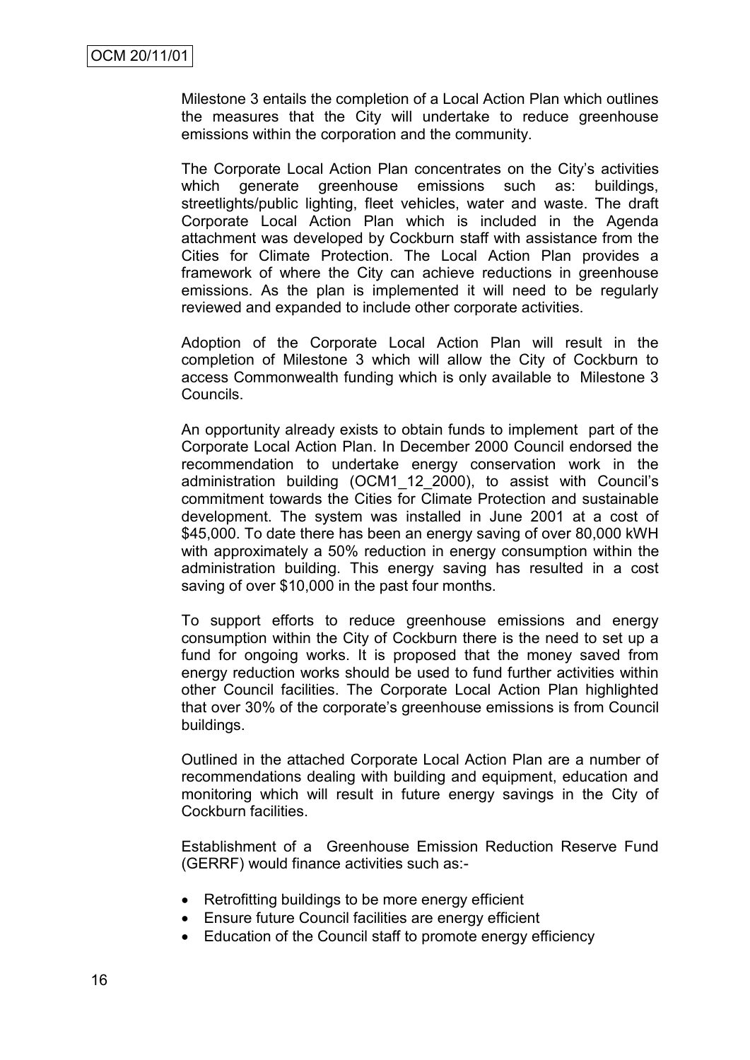Milestone 3 entails the completion of a Local Action Plan which outlines the measures that the City will undertake to reduce greenhouse emissions within the corporation and the community.

The Corporate Local Action Plan concentrates on the City's activities which generate greenhouse emissions such as: buildings, streetlights/public lighting, fleet vehicles, water and waste. The draft Corporate Local Action Plan which is included in the Agenda attachment was developed by Cockburn staff with assistance from the Cities for Climate Protection. The Local Action Plan provides a framework of where the City can achieve reductions in greenhouse emissions. As the plan is implemented it will need to be regularly reviewed and expanded to include other corporate activities.

Adoption of the Corporate Local Action Plan will result in the completion of Milestone 3 which will allow the City of Cockburn to access Commonwealth funding which is only available to Milestone 3 Councils.

An opportunity already exists to obtain funds to implement part of the Corporate Local Action Plan. In December 2000 Council endorsed the recommendation to undertake energy conservation work in the administration building (OCM1_12_2000), to assist with Council's commitment towards the Cities for Climate Protection and sustainable development. The system was installed in June 2001 at a cost of $45,000. To date there has been an energy saving of over 80,000 kWH with approximately a 50% reduction in energy consumption within the administration building. This energy saving has resulted in a cost saving of over $10,000 in the past four months.

To support efforts to reduce greenhouse emissions and energy consumption within the City of Cockburn there is the need to set up a fund for ongoing works. It is proposed that the money saved from energy reduction works should be used to fund further activities within other Council facilities. The Corporate Local Action Plan highlighted that over 30% of the corporate's greenhouse emissions is from Council buildings.

Outlined in the attached Corporate Local Action Plan are a number of recommendations dealing with building and equipment, education and monitoring which will result in future energy savings in the City of Cockburn facilities.

Establishment of a Greenhouse Emission Reduction Reserve Fund (GERRF) would finance activities such as:-

- Retrofitting buildings to be more energy efficient
- Ensure future Council facilities are energy efficient
- Education of the Council staff to promote energy efficiency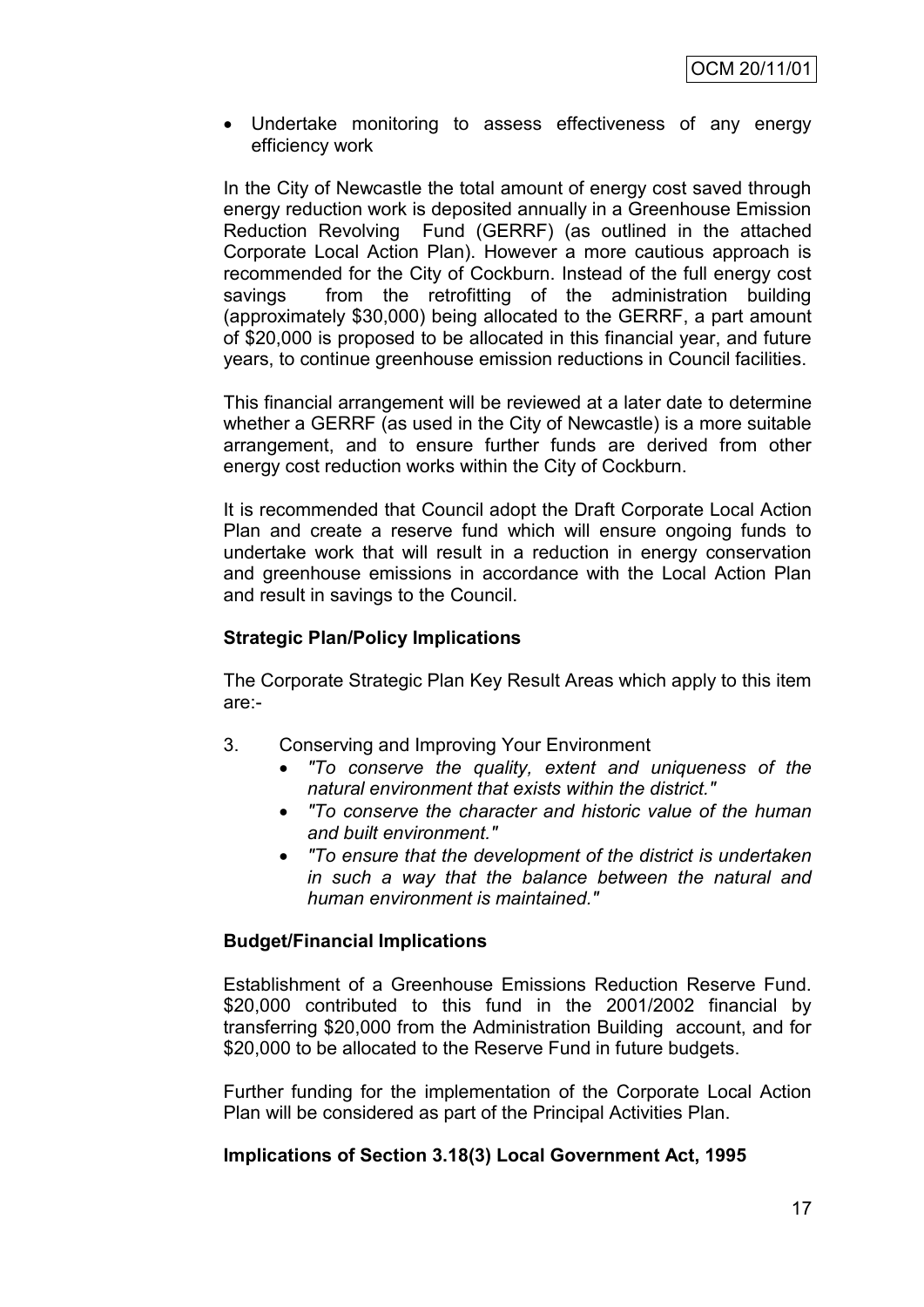- Undertake monitoring to assess effectiveness of any energy efficiency work

In the City of Newcastle the total amount of energy cost saved through energy reduction work is deposited annually in a Greenhouse Emission Reduction Revolving Fund (GERRF) (as outlined in the attached Corporate Local Action Plan). However a more cautious approach is recommended for the City of Cockburn. Instead of the full energy cost savings from the retrofitting of the administration building (approximately $30,000) being allocated to the GERRF, a part amount of $20,000 is proposed to be allocated in this financial year, and future years, to continue greenhouse emission reductions in Council facilities.

This financial arrangement will be reviewed at a later date to determine whether a GERRF (as used in the City of Newcastle) is a more suitable arrangement, and to ensure further funds are derived from other energy cost reduction works within the City of Cockburn.

It is recommended that Council adopt the Draft Corporate Local Action Plan and create a reserve fund which will ensure ongoing funds to undertake work that will result in a reduction in energy conservation and greenhouse emissions in accordance with the Local Action Plan and result in savings to the Council.

**Strategic Plan/Policy Implications**

The Corporate Strategic Plan Key Result Areas which apply to this item are:-

3. Conserving and Improving Your Environment
   - *"To conserve the quality, extent and uniqueness of the natural environment that exists within the district."*
   - *"To conserve the character and historic value of the human and built environment."*
   - *"To ensure that the development of the district is undertaken in such a way that the balance between the natural and human environment is maintained."*

**Budget/Financial Implications**

Establishment of a Greenhouse Emissions Reduction Reserve Fund. $20,000 contributed to this fund in the 2001/2002 financial by transferring $20,000 from the Administration Building account, and for $20,000 to be allocated to the Reserve Fund in future budgets.

Further funding for the implementation of the Corporate Local Action Plan will be considered as part of the Principal Activities Plan.

**Implications of Section 3.18(3) Local Government Act, 1995**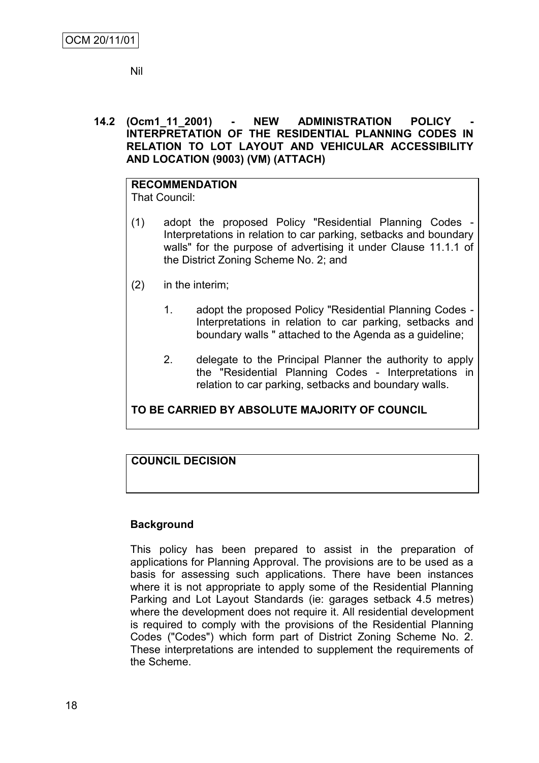Nil

## 14.2 (Ocm1_11_2001) - NEW ADMINISTRATION POLICY - INTERPRETATION OF THE RESIDENTIAL PLANNING CODES IN RELATION TO LOT LAYOUT AND VEHICULAR ACCESSIBILITY AND LOCATION (9003) (VM) (ATTACH)

**RECOMMENDATION**
That Council:

(1) adopt the proposed Policy "Residential Planning Codes - Interpretations in relation to car parking, setbacks and boundary walls" for the purpose of advertising it under Clause 11.1.1 of the District Zoning Scheme No. 2; and

(2) in the interim;

1. adopt the proposed Policy "Residential Planning Codes - Interpretations in relation to car parking, setbacks and boundary walls " attached to the Agenda as a guideline;

2. delegate to the Principal Planner the authority to apply the "Residential Planning Codes - Interpretations in relation to car parking, setbacks and boundary walls.

**TO BE CARRIED BY ABSOLUTE MAJORITY OF COUNCIL**

**COUNCIL DECISION**

### Background

This policy has been prepared to assist in the preparation of applications for Planning Approval. The provisions are to be used as a basis for assessing such applications. There have been instances where it is not appropriate to apply some of the Residential Planning Parking and Lot Layout Standards (ie: garages setback 4.5 metres) where the development does not require it. All residential development is required to comply with the provisions of the Residential Planning Codes ("Codes") which form part of District Zoning Scheme No. 2. These interpretations are intended to supplement the requirements of the Scheme.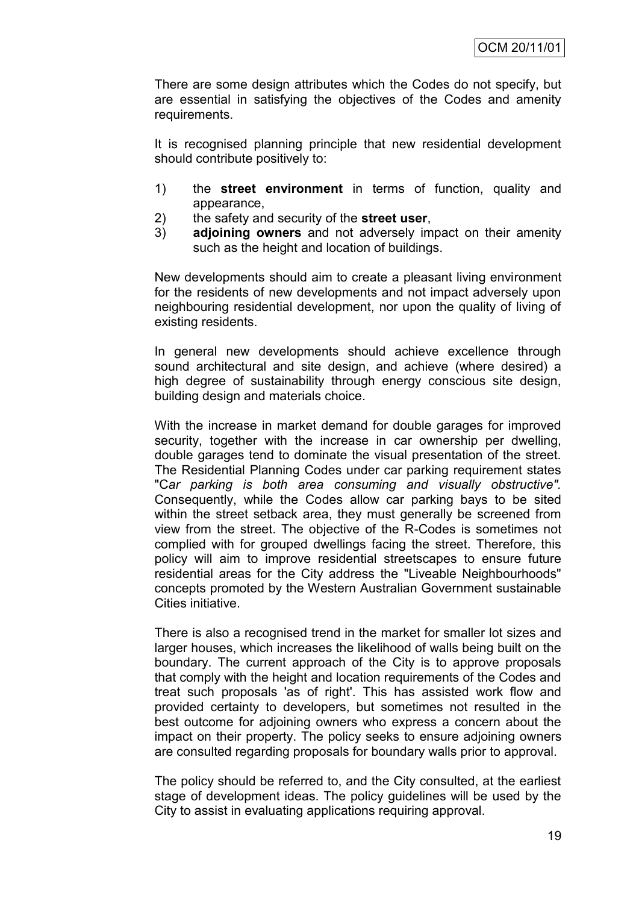There are some design attributes which the Codes do not specify, but are essential in satisfying the objectives of the Codes and amenity requirements.

It is recognised planning principle that new residential development should contribute positively to:

1) the **street environment** in terms of function, quality and appearance,
2) the safety and security of the **street user**,
3) **adjoining owners** and not adversely impact on their amenity such as the height and location of buildings.

New developments should aim to create a pleasant living environment for the residents of new developments and not impact adversely upon neighbouring residential development, nor upon the quality of living of existing residents.

In general new developments should achieve excellence through sound architectural and site design, and achieve (where desired) a high degree of sustainability through energy conscious site design, building design and materials choice.

With the increase in market demand for double garages for improved security, together with the increase in car ownership per dwelling, double garages tend to dominate the visual presentation of the street. The Residential Planning Codes under car parking requirement states "C*ar parking is both area consuming and visually obstructive"*. Consequently, while the Codes allow car parking bays to be sited within the street setback area, they must generally be screened from view from the street. The objective of the R-Codes is sometimes not complied with for grouped dwellings facing the street. Therefore, this policy will aim to improve residential streetscapes to ensure future residential areas for the City address the "Liveable Neighbourhoods" concepts promoted by the Western Australian Government sustainable Cities initiative.

There is also a recognised trend in the market for smaller lot sizes and larger houses, which increases the likelihood of walls being built on the boundary. The current approach of the City is to approve proposals that comply with the height and location requirements of the Codes and treat such proposals 'as of right'. This has assisted work flow and provided certainty to developers, but sometimes not resulted in the best outcome for adjoining owners who express a concern about the impact on their property. The policy seeks to ensure adjoining owners are consulted regarding proposals for boundary walls prior to approval.

The policy should be referred to, and the City consulted, at the earliest stage of development ideas. The policy guidelines will be used by the City to assist in evaluating applications requiring approval.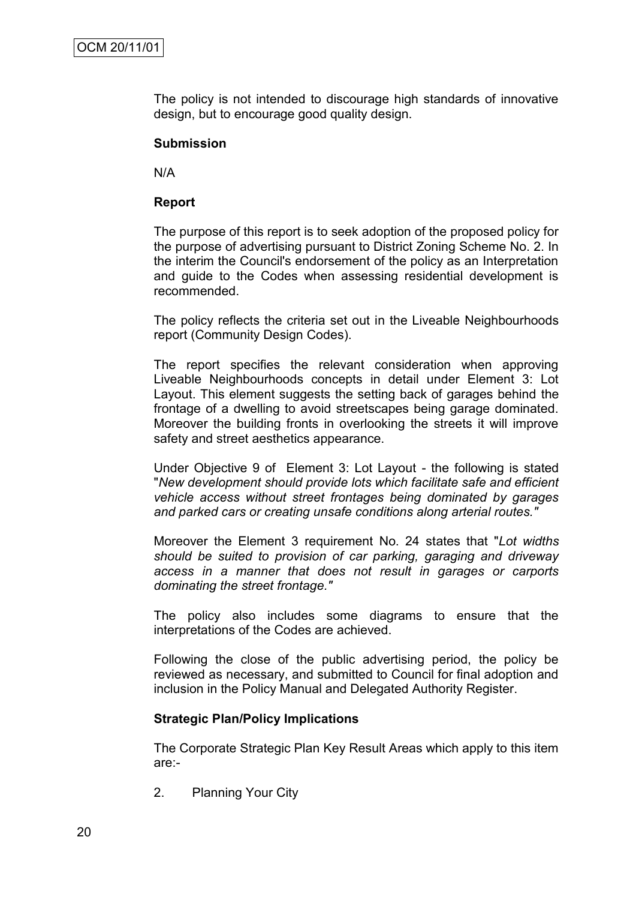The policy is not intended to discourage high standards of innovative design, but to encourage good quality design.

**Submission**

N/A

**Report**

The purpose of this report is to seek adoption of the proposed policy for the purpose of advertising pursuant to District Zoning Scheme No. 2. In the interim the Council's endorsement of the policy as an Interpretation and guide to the Codes when assessing residential development is recommended.

The policy reflects the criteria set out in the Liveable Neighbourhoods report (Community Design Codes).

The report specifies the relevant consideration when approving Liveable Neighbourhoods concepts in detail under Element 3: Lot Layout. This element suggests the setting back of garages behind the frontage of a dwelling to avoid streetscapes being garage dominated. Moreover the building fronts in overlooking the streets it will improve safety and street aesthetics appearance.

Under Objective 9 of Element 3: Lot Layout - the following is stated "*New development should provide lots which facilitate safe and efficient vehicle access without street frontages being dominated by garages and parked cars or creating unsafe conditions along arterial routes.*"

Moreover the Element 3 requirement No. 24 states that "*Lot widths should be suited to provision of car parking, garaging and driveway access in a manner that does not result in garages or carports dominating the street frontage.*"

The policy also includes some diagrams to ensure that the interpretations of the Codes are achieved.

Following the close of the public advertising period, the policy be reviewed as necessary, and submitted to Council for final adoption and inclusion in the Policy Manual and Delegated Authority Register.

**Strategic Plan/Policy Implications**

The Corporate Strategic Plan Key Result Areas which apply to this item are:-

2. Planning Your City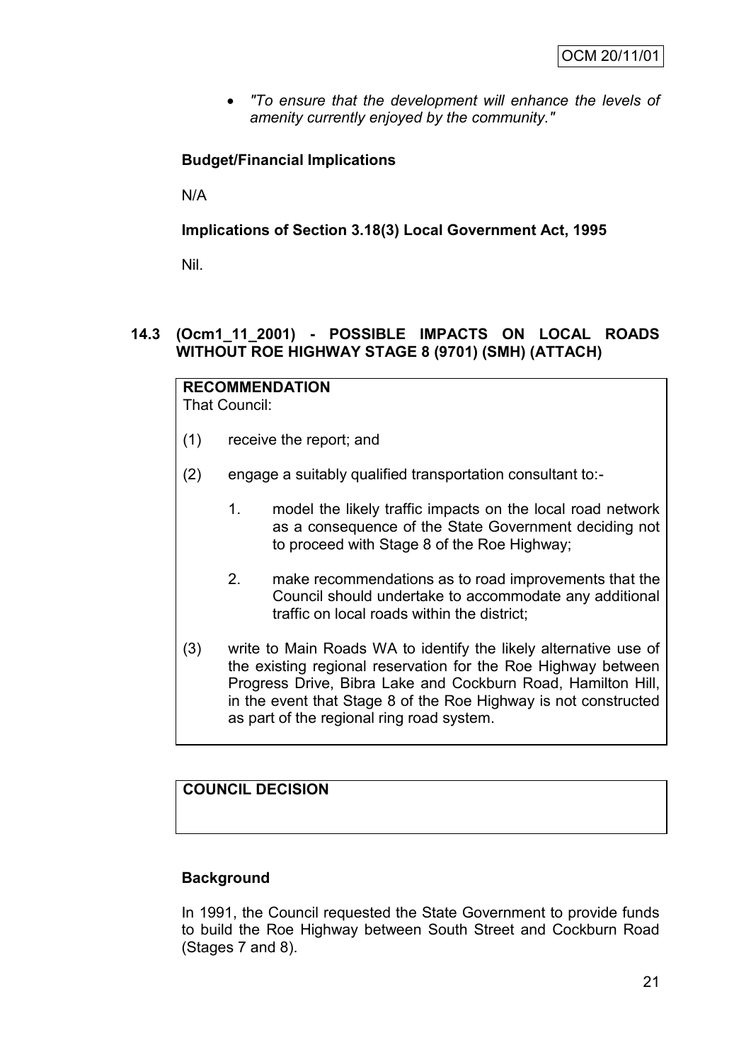- *"To ensure that the development will enhance the levels of amenity currently enjoyed by the community."*

**Budget/Financial Implications**

N/A

**Implications of Section 3.18(3) Local Government Act, 1995**

Nil.

## 14.3 (Ocm1_11_2001) - POSSIBLE IMPACTS ON LOCAL ROADS WITHOUT ROE HIGHWAY STAGE 8 (9701) (SMH) (ATTACH)

**RECOMMENDATION**
That Council:

(1) receive the report; and

(2) engage a suitably qualified transportation consultant to:-

1. model the likely traffic impacts on the local road network as a consequence of the State Government deciding not to proceed with Stage 8 of the Roe Highway;
2. make recommendations as to road improvements that the Council should undertake to accommodate any additional traffic on local roads within the district;

(3) write to Main Roads WA to identify the likely alternative use of the existing regional reservation for the Roe Highway between Progress Drive, Bibra Lake and Cockburn Road, Hamilton Hill, in the event that Stage 8 of the Roe Highway is not constructed as part of the regional ring road system.

**COUNCIL DECISION**

**Background**

In 1991, the Council requested the State Government to provide funds to build the Roe Highway between South Street and Cockburn Road (Stages 7 and 8).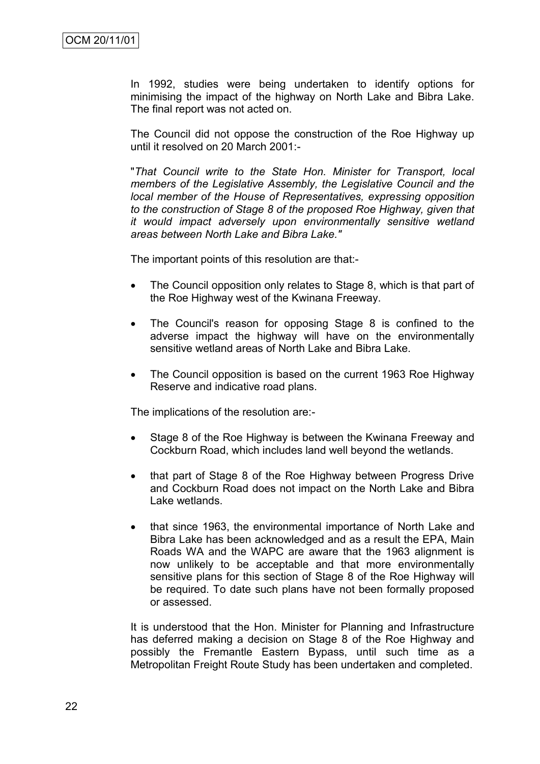In 1992, studies were being undertaken to identify options for minimising the impact of the highway on North Lake and Bibra Lake. The final report was not acted on.

The Council did not oppose the construction of the Roe Highway up until it resolved on 20 March 2001:-

"*That Council write to the State Hon. Minister for Transport, local members of the Legislative Assembly, the Legislative Council and the local member of the House of Representatives, expressing opposition to the construction of Stage 8 of the proposed Roe Highway, given that it would impact adversely upon environmentally sensitive wetland areas between North Lake and Bibra Lake.*"

The important points of this resolution are that:-

- The Council opposition only relates to Stage 8, which is that part of the Roe Highway west of the Kwinana Freeway.
- The Council's reason for opposing Stage 8 is confined to the adverse impact the highway will have on the environmentally sensitive wetland areas of North Lake and Bibra Lake.
- The Council opposition is based on the current 1963 Roe Highway Reserve and indicative road plans.

The implications of the resolution are:-

- Stage 8 of the Roe Highway is between the Kwinana Freeway and Cockburn Road, which includes land well beyond the wetlands.
- that part of Stage 8 of the Roe Highway between Progress Drive and Cockburn Road does not impact on the North Lake and Bibra Lake wetlands.
- that since 1963, the environmental importance of North Lake and Bibra Lake has been acknowledged and as a result the EPA, Main Roads WA and the WAPC are aware that the 1963 alignment is now unlikely to be acceptable and that more environmentally sensitive plans for this section of Stage 8 of the Roe Highway will be required. To date such plans have not been formally proposed or assessed.

It is understood that the Hon. Minister for Planning and Infrastructure has deferred making a decision on Stage 8 of the Roe Highway and possibly the Fremantle Eastern Bypass, until such time as a Metropolitan Freight Route Study has been undertaken and completed.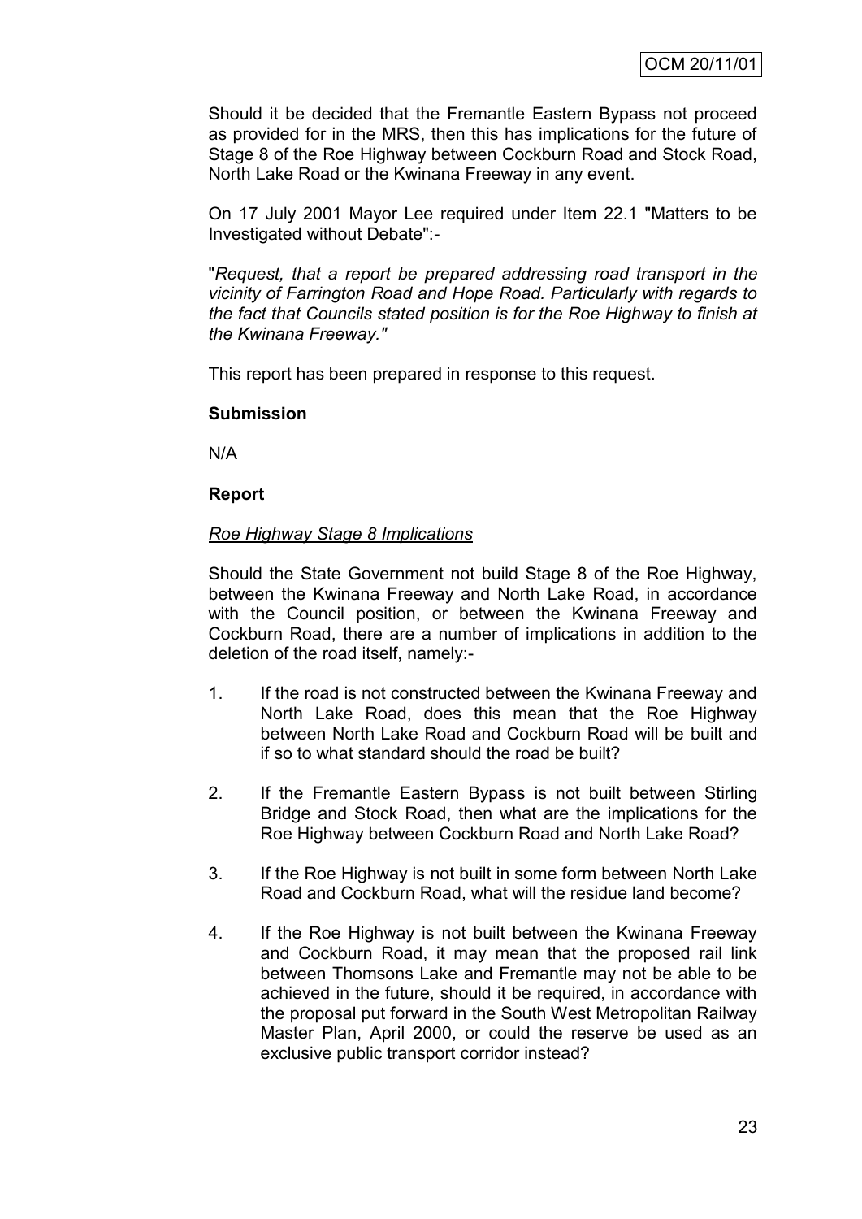Should it be decided that the Fremantle Eastern Bypass not proceed as provided for in the MRS, then this has implications for the future of Stage 8 of the Roe Highway between Cockburn Road and Stock Road, North Lake Road or the Kwinana Freeway in any event.

On 17 July 2001 Mayor Lee required under Item 22.1 "Matters to be Investigated without Debate":-

"*Request, that a report be prepared addressing road transport in the vicinity of Farrington Road and Hope Road. Particularly with regards to the fact that Councils stated position is for the Roe Highway to finish at the Kwinana Freeway.*"

This report has been prepared in response to this request.

**Submission**

N/A

**Report**

*Roe Highway Stage 8 Implications*

Should the State Government not build Stage 8 of the Roe Highway, between the Kwinana Freeway and North Lake Road, in accordance with the Council position, or between the Kwinana Freeway and Cockburn Road, there are a number of implications in addition to the deletion of the road itself, namely:-

1. If the road is not constructed between the Kwinana Freeway and North Lake Road, does this mean that the Roe Highway between North Lake Road and Cockburn Road will be built and if so to what standard should the road be built?

2. If the Fremantle Eastern Bypass is not built between Stirling Bridge and Stock Road, then what are the implications for the Roe Highway between Cockburn Road and North Lake Road?

3. If the Roe Highway is not built in some form between North Lake Road and Cockburn Road, what will the residue land become?

4. If the Roe Highway is not built between the Kwinana Freeway and Cockburn Road, it may mean that the proposed rail link between Thomsons Lake and Fremantle may not be able to be achieved in the future, should it be required, in accordance with the proposal put forward in the South West Metropolitan Railway Master Plan, April 2000, or could the reserve be used as an exclusive public transport corridor instead?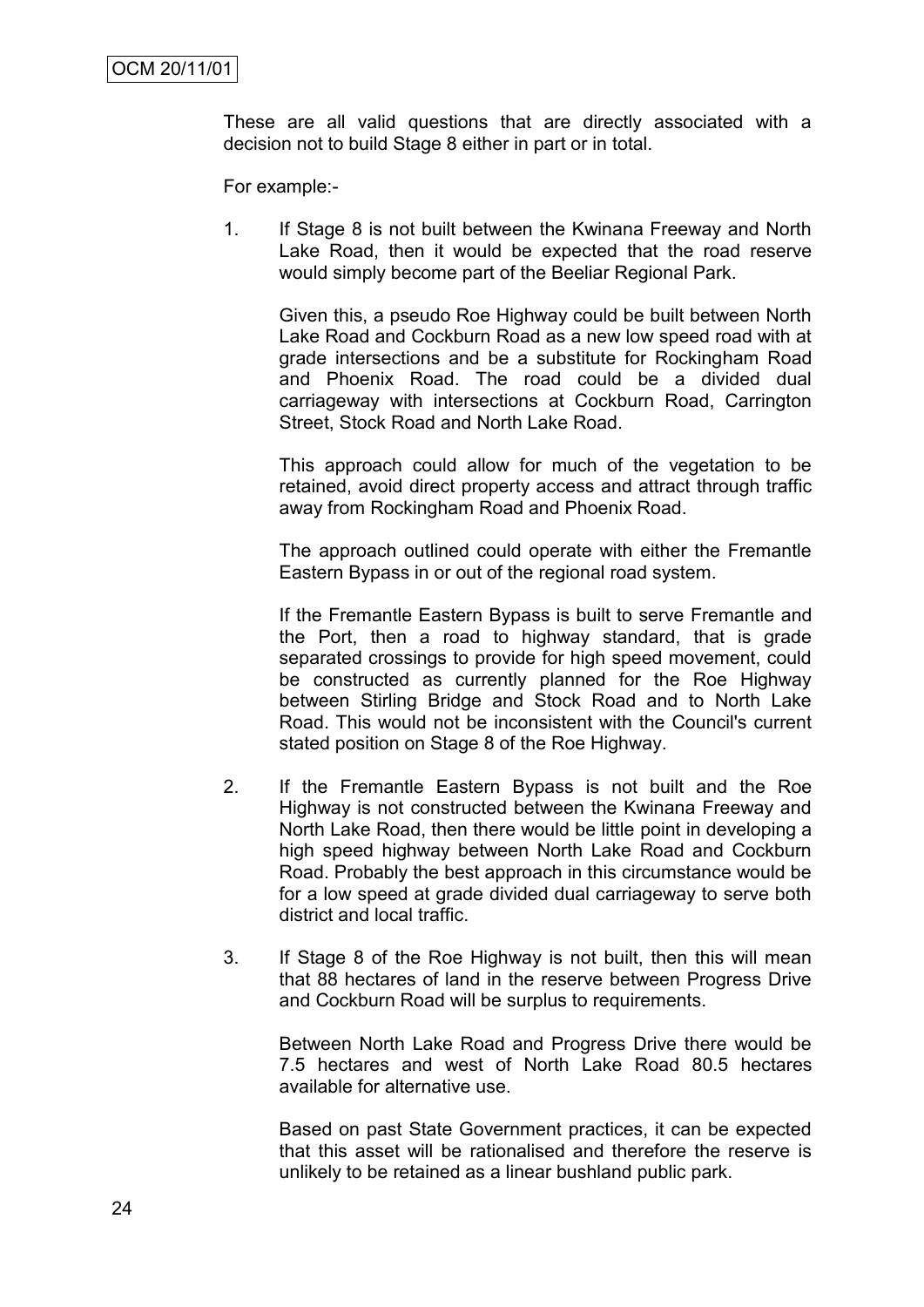These are all valid questions that are directly associated with a decision not to build Stage 8 either in part or in total.

For example:-

1. If Stage 8 is not built between the Kwinana Freeway and North Lake Road, then it would be expected that the road reserve would simply become part of the Beeliar Regional Park.

   Given this, a pseudo Roe Highway could be built between North Lake Road and Cockburn Road as a new low speed road with at grade intersections and be a substitute for Rockingham Road and Phoenix Road. The road could be a divided dual carriageway with intersections at Cockburn Road, Carrington Street, Stock Road and North Lake Road.

   This approach could allow for much of the vegetation to be retained, avoid direct property access and attract through traffic away from Rockingham Road and Phoenix Road.

   The approach outlined could operate with either the Fremantle Eastern Bypass in or out of the regional road system.

   If the Fremantle Eastern Bypass is built to serve Fremantle and the Port, then a road to highway standard, that is grade separated crossings to provide for high speed movement, could be constructed as currently planned for the Roe Highway between Stirling Bridge and Stock Road and to North Lake Road. This would not be inconsistent with the Council's current stated position on Stage 8 of the Roe Highway.

2. If the Fremantle Eastern Bypass is not built and the Roe Highway is not constructed between the Kwinana Freeway and North Lake Road, then there would be little point in developing a high speed highway between North Lake Road and Cockburn Road. Probably the best approach in this circumstance would be for a low speed at grade divided dual carriageway to serve both district and local traffic.

3. If Stage 8 of the Roe Highway is not built, then this will mean that 88 hectares of land in the reserve between Progress Drive and Cockburn Road will be surplus to requirements.

   Between North Lake Road and Progress Drive there would be 7.5 hectares and west of North Lake Road 80.5 hectares available for alternative use.

   Based on past State Government practices, it can be expected that this asset will be rationalised and therefore the reserve is unlikely to be retained as a linear bushland public park.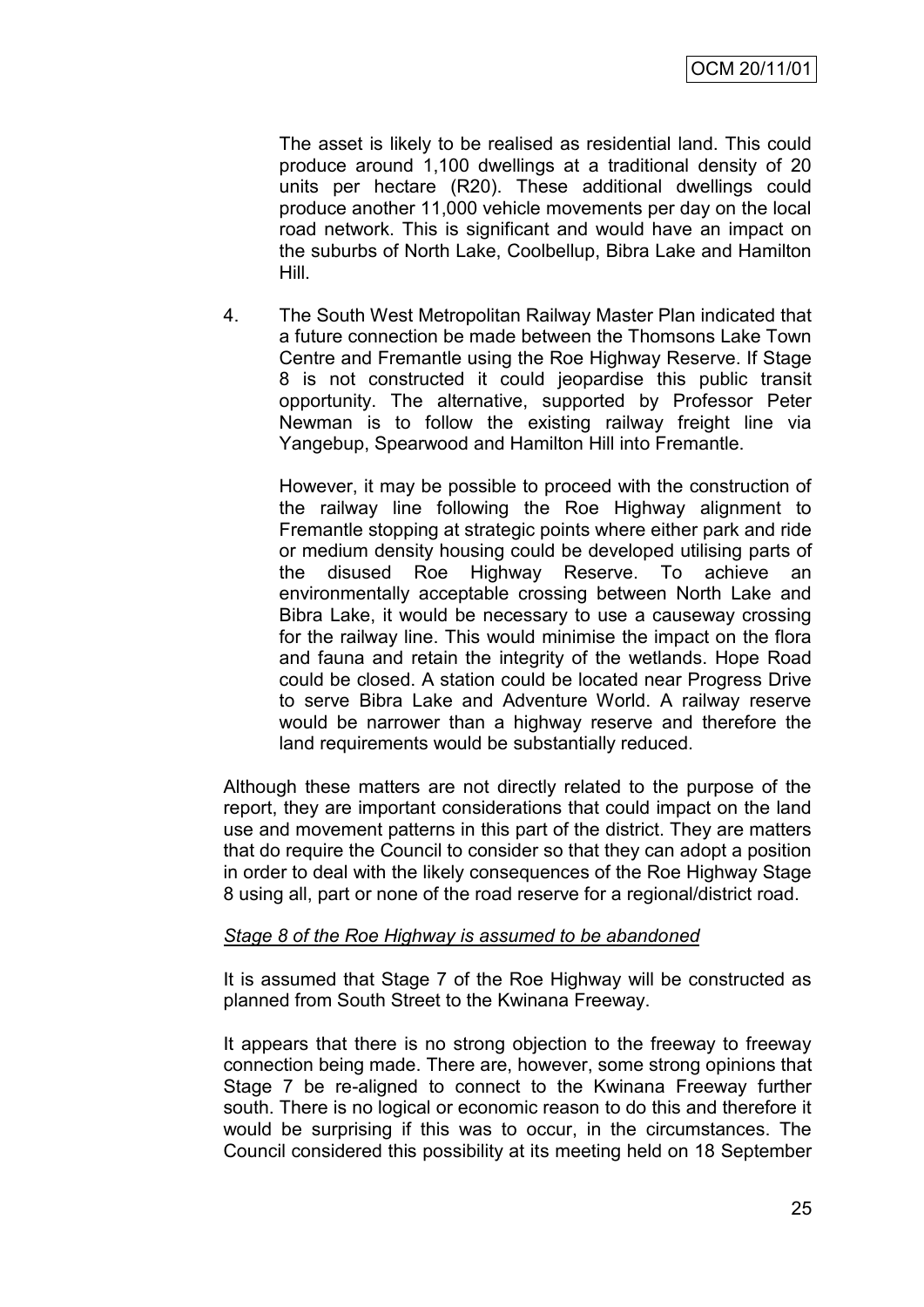The asset is likely to be realised as residential land. This could produce around 1,100 dwellings at a traditional density of 20 units per hectare (R20). These additional dwellings could produce another 11,000 vehicle movements per day on the local road network. This is significant and would have an impact on the suburbs of North Lake, Coolbellup, Bibra Lake and Hamilton Hill.

4. The South West Metropolitan Railway Master Plan indicated that a future connection be made between the Thomsons Lake Town Centre and Fremantle using the Roe Highway Reserve. If Stage 8 is not constructed it could jeopardise this public transit opportunity. The alternative, supported by Professor Peter Newman is to follow the existing railway freight line via Yangebup, Spearwood and Hamilton Hill into Fremantle.

   However, it may be possible to proceed with the construction of the railway line following the Roe Highway alignment to Fremantle stopping at strategic points where either park and ride or medium density housing could be developed utilising parts of the disused Roe Highway Reserve. To achieve an environmentally acceptable crossing between North Lake and Bibra Lake, it would be necessary to use a causeway crossing for the railway line. This would minimise the impact on the flora and fauna and retain the integrity of the wetlands. Hope Road could be closed. A station could be located near Progress Drive to serve Bibra Lake and Adventure World. A railway reserve would be narrower than a highway reserve and therefore the land requirements would be substantially reduced.

Although these matters are not directly related to the purpose of the report, they are important considerations that could impact on the land use and movement patterns in this part of the district. They are matters that do require the Council to consider so that they can adopt a position in order to deal with the likely consequences of the Roe Highway Stage 8 using all, part or none of the road reserve for a regional/district road.

<u>*Stage 8 of the Roe Highway is assumed to be abandoned*</u>

It is assumed that Stage 7 of the Roe Highway will be constructed as planned from South Street to the Kwinana Freeway.

It appears that there is no strong objection to the freeway to freeway connection being made. There are, however, some strong opinions that Stage 7 be re-aligned to connect to the Kwinana Freeway further south. There is no logical or economic reason to do this and therefore it would be surprising if this was to occur, in the circumstances. The Council considered this possibility at its meeting held on 18 September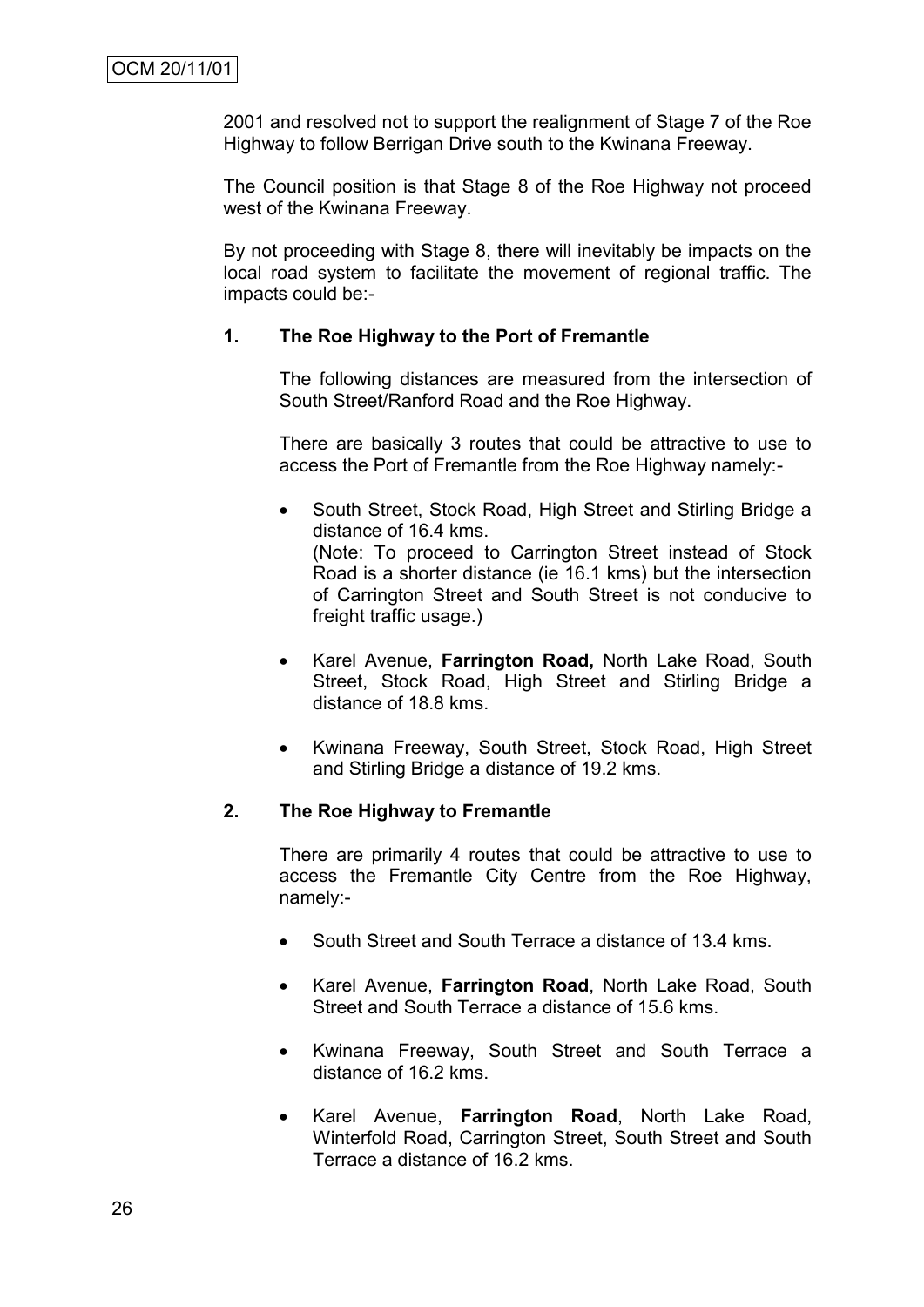2001 and resolved not to support the realignment of Stage 7 of the Roe Highway to follow Berrigan Drive south to the Kwinana Freeway.

The Council position is that Stage 8 of the Roe Highway not proceed west of the Kwinana Freeway.

By not proceeding with Stage 8, there will inevitably be impacts on the local road system to facilitate the movement of regional traffic. The impacts could be:-

**1. The Roe Highway to the Port of Fremantle**

The following distances are measured from the intersection of South Street/Ranford Road and the Roe Highway.

There are basically 3 routes that could be attractive to use to access the Port of Fremantle from the Roe Highway namely:-

- South Street, Stock Road, High Street and Stirling Bridge a distance of 16.4 kms.
  (Note: To proceed to Carrington Street instead of Stock Road is a shorter distance (ie 16.1 kms) but the intersection of Carrington Street and South Street is not conducive to freight traffic usage.)

- Karel Avenue, **Farrington Road,** North Lake Road, South Street, Stock Road, High Street and Stirling Bridge a distance of 18.8 kms.

- Kwinana Freeway, South Street, Stock Road, High Street and Stirling Bridge a distance of 19.2 kms.

**2. The Roe Highway to Fremantle**

There are primarily 4 routes that could be attractive to use to access the Fremantle City Centre from the Roe Highway, namely:-

- South Street and South Terrace a distance of 13.4 kms.

- Karel Avenue, **Farrington Road**, North Lake Road, South Street and South Terrace a distance of 15.6 kms.

- Kwinana Freeway, South Street and South Terrace a distance of 16.2 kms.

- Karel Avenue, **Farrington Road**, North Lake Road, Winterfold Road, Carrington Street, South Street and South Terrace a distance of 16.2 kms.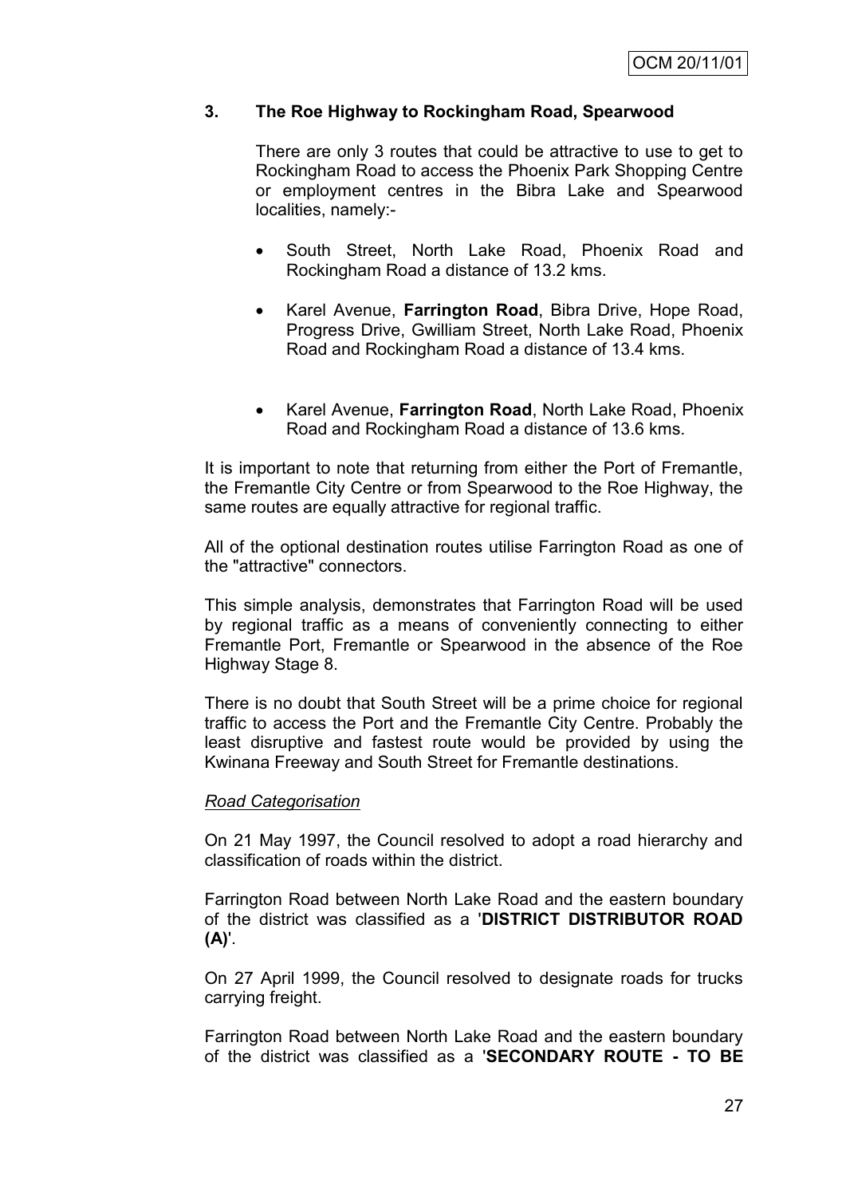**3. The Roe Highway to Rockingham Road, Spearwood**

There are only 3 routes that could be attractive to use to get to Rockingham Road to access the Phoenix Park Shopping Centre or employment centres in the Bibra Lake and Spearwood localities, namely:-

- South Street, North Lake Road, Phoenix Road and Rockingham Road a distance of 13.2 kms.
- Karel Avenue, **Farrington Road**, Bibra Drive, Hope Road, Progress Drive, Gwilliam Street, North Lake Road, Phoenix Road and Rockingham Road a distance of 13.4 kms.
- Karel Avenue, **Farrington Road**, North Lake Road, Phoenix Road and Rockingham Road a distance of 13.6 kms.

It is important to note that returning from either the Port of Fremantle, the Fremantle City Centre or from Spearwood to the Roe Highway, the same routes are equally attractive for regional traffic.

All of the optional destination routes utilise Farrington Road as one of the "attractive" connectors.

This simple analysis, demonstrates that Farrington Road will be used by regional traffic as a means of conveniently connecting to either Fremantle Port, Fremantle or Spearwood in the absence of the Roe Highway Stage 8.

There is no doubt that South Street will be a prime choice for regional traffic to access the Port and the Fremantle City Centre. Probably the least disruptive and fastest route would be provided by using the Kwinana Freeway and South Street for Fremantle destinations.

*Road Categorisation*

On 21 May 1997, the Council resolved to adopt a road hierarchy and classification of roads within the district.

Farrington Road between North Lake Road and the eastern boundary of the district was classified as a '**DISTRICT DISTRIBUTOR ROAD (A)**'.

On 27 April 1999, the Council resolved to designate roads for trucks carrying freight.

Farrington Road between North Lake Road and the eastern boundary of the district was classified as a '**SECONDARY ROUTE - TO BE**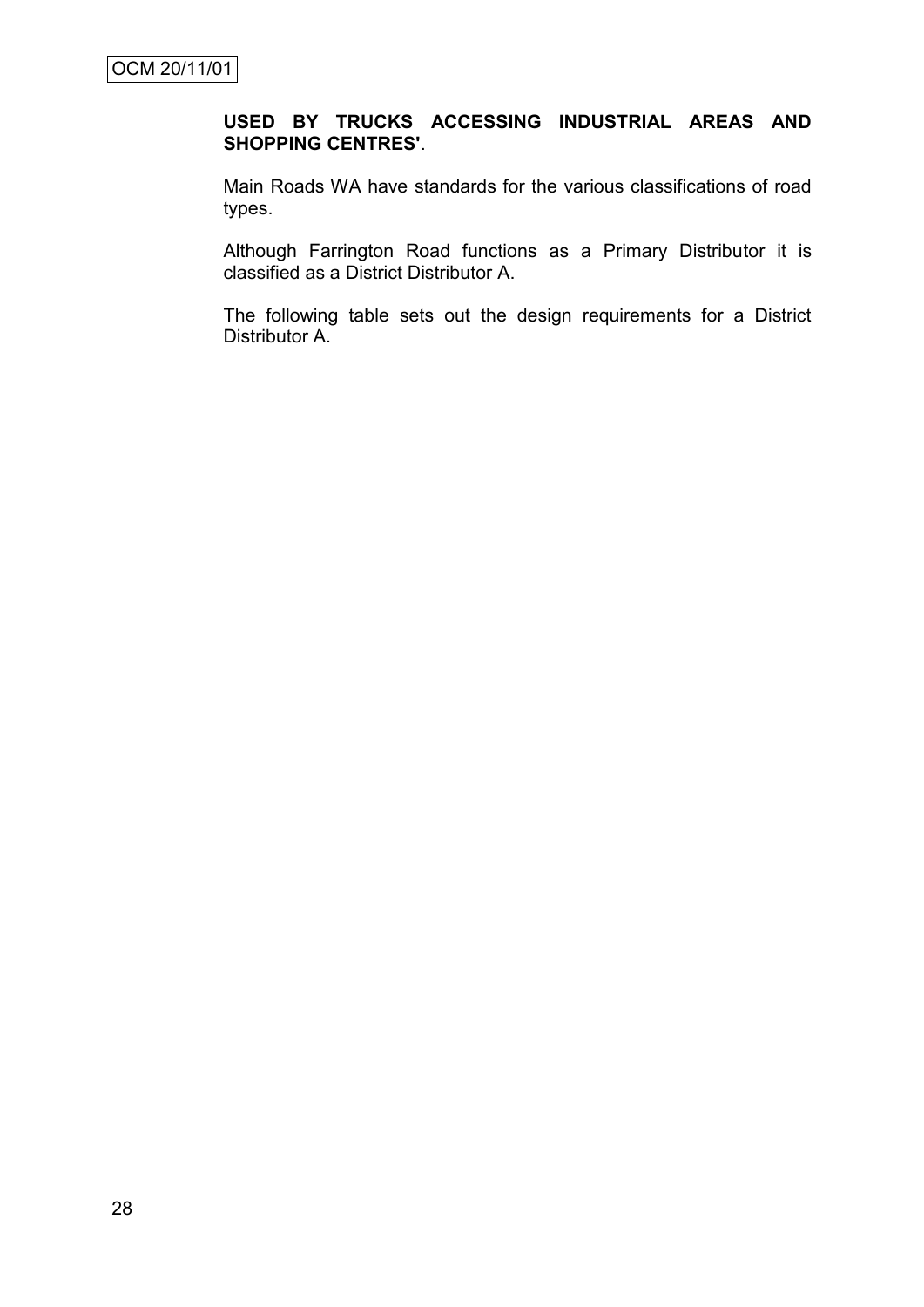**USED BY TRUCKS ACCESSING INDUSTRIAL AREAS AND SHOPPING CENTRES'**.

Main Roads WA have standards for the various classifications of road types.

Although Farrington Road functions as a Primary Distributor it is classified as a District Distributor A.

The following table sets out the design requirements for a District Distributor A.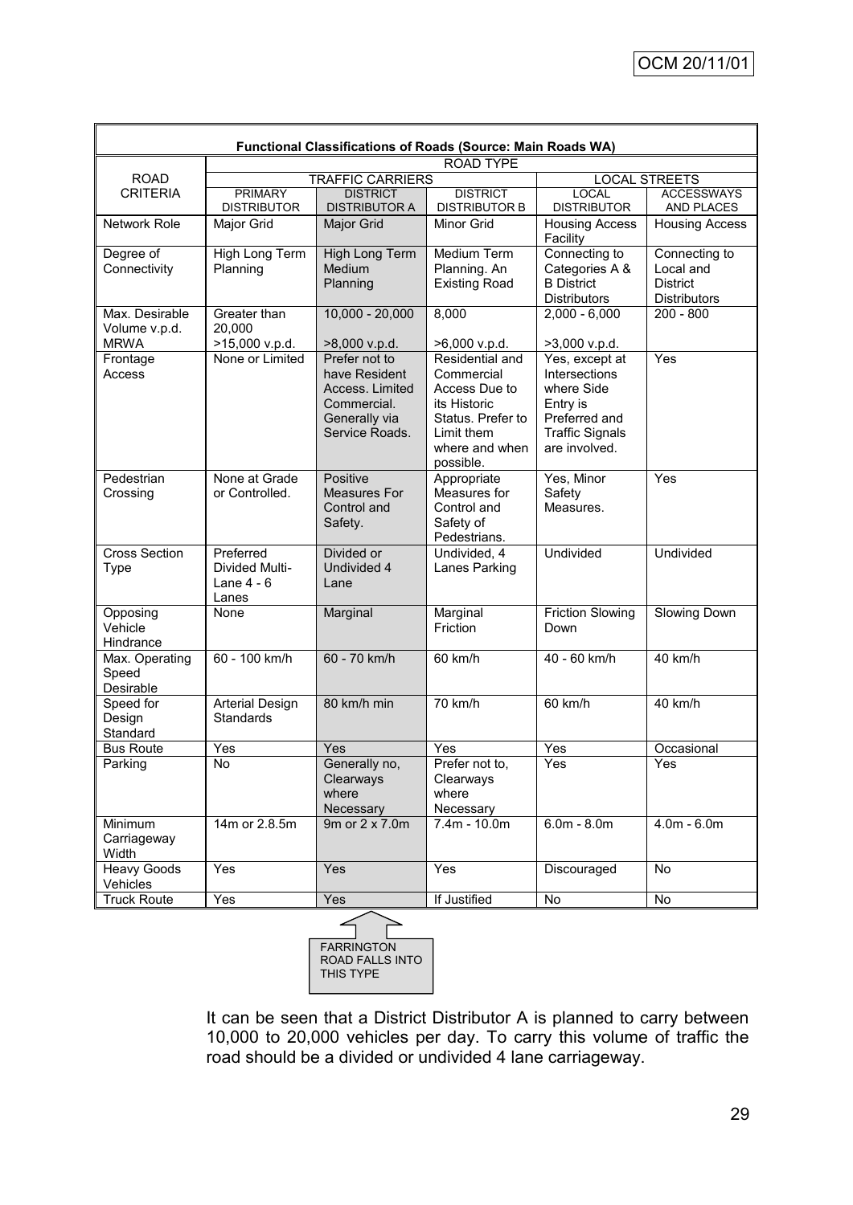| Functional Classifications of Roads (Source: Main Roads WA) | | | | | |
|---|---|---|---|---|---|
| ROAD CRITERIA | ROAD TYPE | | | | |
| | TRAFFIC CARRIERS | | | LOCAL STREETS | |
| | PRIMARY DISTRIBUTOR | DISTRICT DISTRIBUTOR A | DISTRICT DISTRIBUTOR B | LOCAL DISTRIBUTOR | ACCESSWAYS AND PLACES |
| Network Role | Major Grid | Major Grid | Minor Grid | Housing Access Facility | Housing Access |
| Degree of Connectivity | High Long Term Planning | High Long Term Medium Planning | Medium Term Planning. An Existing Road | Connecting to Categories A & B District Distributors | Connecting to Local and District Distributors |
| Max. Desirable Volume v.p.d. MRWA | Greater than 20,000 >15,000 v.p.d. | 10,000 - 20,000 >8,000 v.p.d. | 8,000 >6,000 v.p.d. | 2,000 - 6,000 >3,000 v.p.d. | 200 - 800 |
| Frontage Access | None or Limited | Prefer not to have Resident Access. Limited Commercial. Generally via Service Roads. | Residential and Commercial Access Due to its Historic Status. Prefer to Limit them where and when possible. | Yes, except at Intersections where Side Entry is Preferred and Traffic Signals are involved. | Yes |
| Pedestrian Crossing | None at Grade or Controlled. | Positive Measures For Control and Safety. | Appropriate Measures for Control and Safety of Pedestrians. | Yes, Minor Safety Measures. | Yes |
| Cross Section Type | Preferred Divided Multi-Lane 4 - 6 Lanes | Divided or Undivided 4 Lane | Undivided, 4 Lanes Parking | Undivided | Undivided |
| Opposing Vehicle Hindrance | None | Marginal | Marginal Friction | Friction Slowing Down | Slowing Down |
| Max. Operating Speed Desirable | 60 - 100 km/h | 60 - 70 km/h | 60 km/h | 40 - 60 km/h | 40 km/h |
| Speed for Design Standard | Arterial Design Standards | 80 km/h min | 70 km/h | 60 km/h | 40 km/h |
| Bus Route | Yes | Yes | Yes | Yes | Occasional |
| Parking | No | Generally no, Clearways where Necessary | Prefer not to, Clearways where Necessary | Yes | Yes |
| Minimum Carriageway Width | 14m or 2.8.5m | 9m or 2 x 7.0m | 7.4m - 10.0m | 6.0m - 8.0m | 4.0m - 6.0m |
| Heavy Goods Vehicles | Yes | Yes | Yes | Discouraged | No |
| Truck Route | Yes | Yes | If Justified | No | No |

FARRINGTON ROAD FALLS INTO THIS TYPE

It can be seen that a District Distributor A is planned to carry between 10,000 to 20,000 vehicles per day. To carry this volume of traffic the road should be a divided or undivided 4 lane carriageway.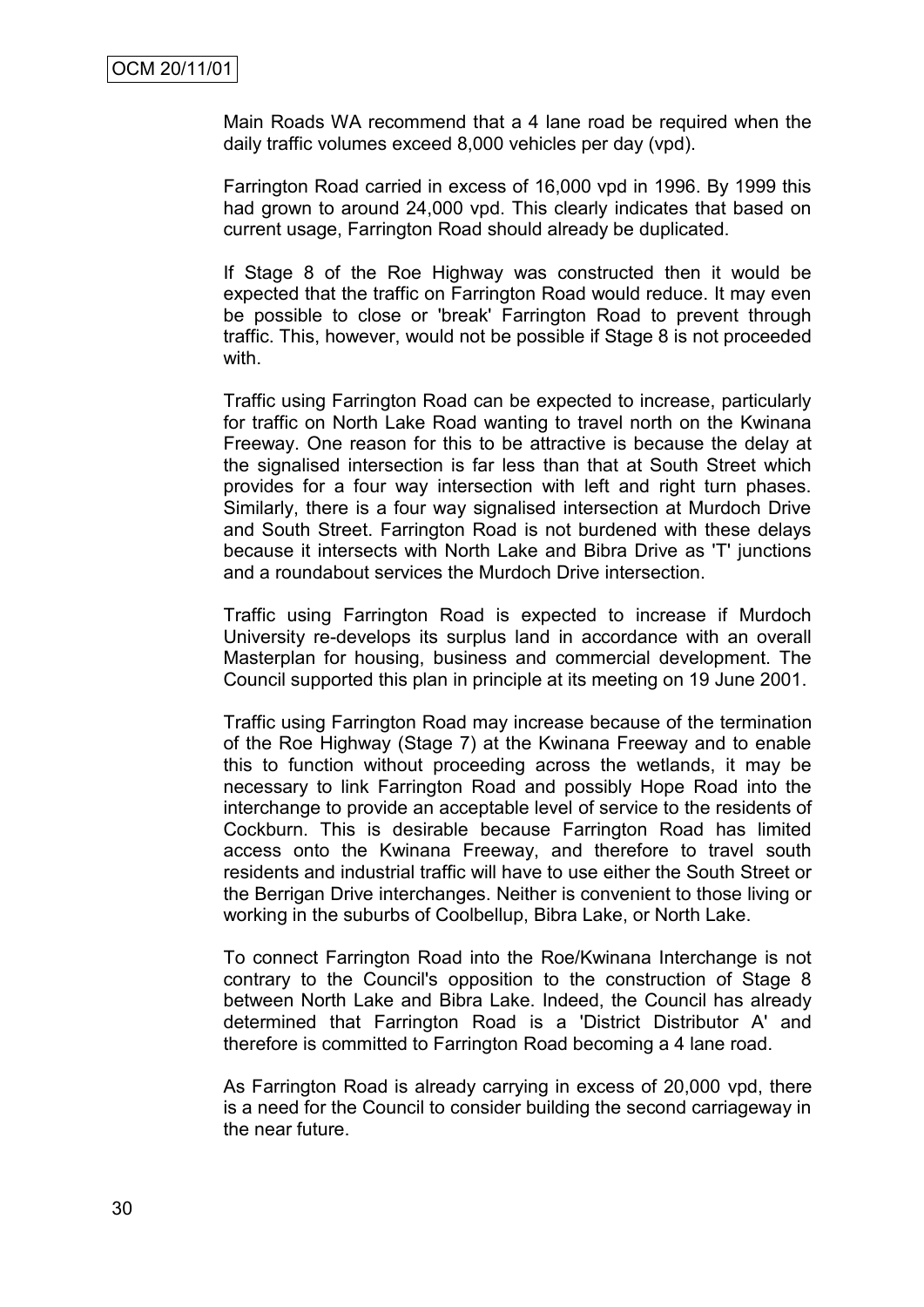Main Roads WA recommend that a 4 lane road be required when the daily traffic volumes exceed 8,000 vehicles per day (vpd).

Farrington Road carried in excess of 16,000 vpd in 1996. By 1999 this had grown to around 24,000 vpd. This clearly indicates that based on current usage, Farrington Road should already be duplicated.

If Stage 8 of the Roe Highway was constructed then it would be expected that the traffic on Farrington Road would reduce. It may even be possible to close or 'break' Farrington Road to prevent through traffic. This, however, would not be possible if Stage 8 is not proceeded with.

Traffic using Farrington Road can be expected to increase, particularly for traffic on North Lake Road wanting to travel north on the Kwinana Freeway. One reason for this to be attractive is because the delay at the signalised intersection is far less than that at South Street which provides for a four way intersection with left and right turn phases. Similarly, there is a four way signalised intersection at Murdoch Drive and South Street. Farrington Road is not burdened with these delays because it intersects with North Lake and Bibra Drive as 'T' junctions and a roundabout services the Murdoch Drive intersection.

Traffic using Farrington Road is expected to increase if Murdoch University re-develops its surplus land in accordance with an overall Masterplan for housing, business and commercial development. The Council supported this plan in principle at its meeting on 19 June 2001.

Traffic using Farrington Road may increase because of the termination of the Roe Highway (Stage 7) at the Kwinana Freeway and to enable this to function without proceeding across the wetlands, it may be necessary to link Farrington Road and possibly Hope Road into the interchange to provide an acceptable level of service to the residents of Cockburn. This is desirable because Farrington Road has limited access onto the Kwinana Freeway, and therefore to travel south residents and industrial traffic will have to use either the South Street or the Berrigan Drive interchanges. Neither is convenient to those living or working in the suburbs of Coolbellup, Bibra Lake, or North Lake.

To connect Farrington Road into the Roe/Kwinana Interchange is not contrary to the Council's opposition to the construction of Stage 8 between North Lake and Bibra Lake. Indeed, the Council has already determined that Farrington Road is a 'District Distributor A' and therefore is committed to Farrington Road becoming a 4 lane road.

As Farrington Road is already carrying in excess of 20,000 vpd, there is a need for the Council to consider building the second carriageway in the near future.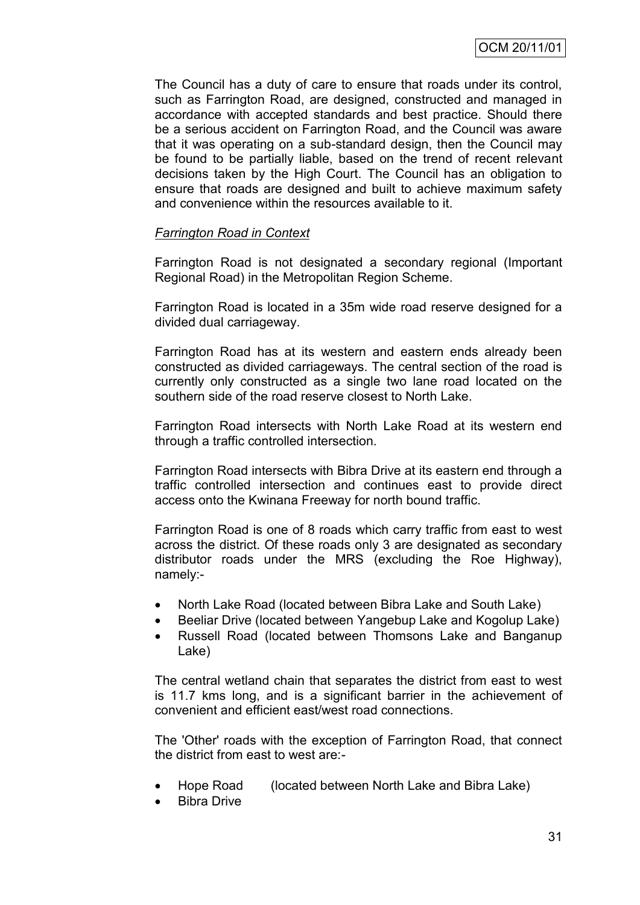The Council has a duty of care to ensure that roads under its control, such as Farrington Road, are designed, constructed and managed in accordance with accepted standards and best practice. Should there be a serious accident on Farrington Road, and the Council was aware that it was operating on a sub-standard design, then the Council may be found to be partially liable, based on the trend of recent relevant decisions taken by the High Court. The Council has an obligation to ensure that roads are designed and built to achieve maximum safety and convenience within the resources available to it.

*Farrington Road in Context*

Farrington Road is not designated a secondary regional (Important Regional Road) in the Metropolitan Region Scheme.

Farrington Road is located in a 35m wide road reserve designed for a divided dual carriageway.

Farrington Road has at its western and eastern ends already been constructed as divided carriageways. The central section of the road is currently only constructed as a single two lane road located on the southern side of the road reserve closest to North Lake.

Farrington Road intersects with North Lake Road at its western end through a traffic controlled intersection.

Farrington Road intersects with Bibra Drive at its eastern end through a traffic controlled intersection and continues east to provide direct access onto the Kwinana Freeway for north bound traffic.

Farrington Road is one of 8 roads which carry traffic from east to west across the district. Of these roads only 3 are designated as secondary distributor roads under the MRS (excluding the Roe Highway), namely:-

- North Lake Road (located between Bibra Lake and South Lake)
- Beeliar Drive (located between Yangebup Lake and Kogolup Lake)
- Russell Road (located between Thomsons Lake and Banganup Lake)

The central wetland chain that separates the district from east to west is 11.7 kms long, and is a significant barrier in the achievement of convenient and efficient east/west road connections.

The 'Other' roads with the exception of Farrington Road, that connect the district from east to west are:-

- Hope Road (located between North Lake and Bibra Lake)
- Bibra Drive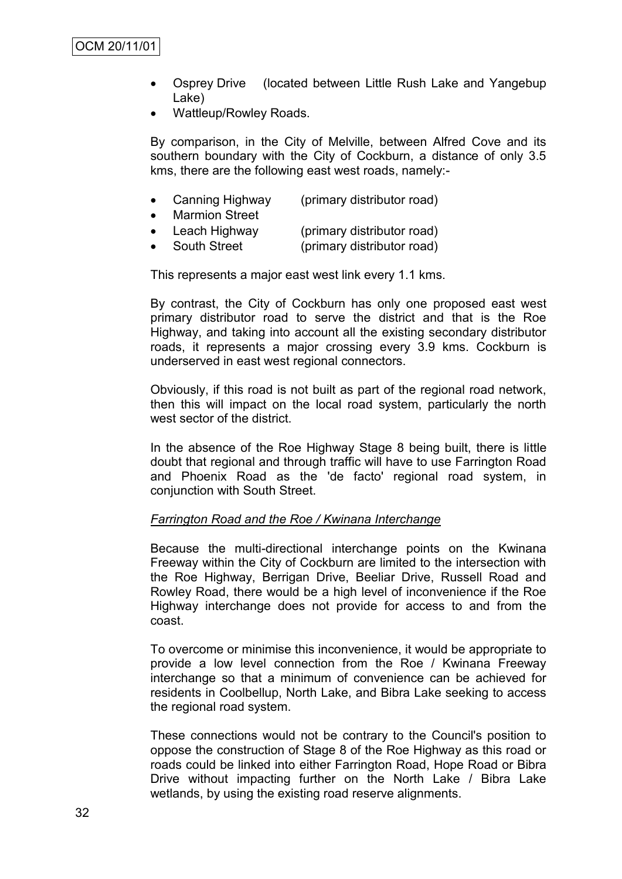- Osprey Drive (located between Little Rush Lake and Yangebup Lake)
- Wattleup/Rowley Roads.

By comparison, in the City of Melville, between Alfred Cove and its southern boundary with the City of Cockburn, a distance of only 3.5 kms, there are the following east west roads, namely:-

- Canning Highway (primary distributor road)
- Marmion Street
- Leach Highway (primary distributor road)
- South Street (primary distributor road)

This represents a major east west link every 1.1 kms.

By contrast, the City of Cockburn has only one proposed east west primary distributor road to serve the district and that is the Roe Highway, and taking into account all the existing secondary distributor roads, it represents a major crossing every 3.9 kms. Cockburn is underserved in east west regional connectors.

Obviously, if this road is not built as part of the regional road network, then this will impact on the local road system, particularly the north west sector of the district.

In the absence of the Roe Highway Stage 8 being built, there is little doubt that regional and through traffic will have to use Farrington Road and Phoenix Road as the 'de facto' regional road system, in conjunction with South Street.

*Farrington Road and the Roe / Kwinana Interchange*

Because the multi-directional interchange points on the Kwinana Freeway within the City of Cockburn are limited to the intersection with the Roe Highway, Berrigan Drive, Beeliar Drive, Russell Road and Rowley Road, there would be a high level of inconvenience if the Roe Highway interchange does not provide for access to and from the coast.

To overcome or minimise this inconvenience, it would be appropriate to provide a low level connection from the Roe / Kwinana Freeway interchange so that a minimum of convenience can be achieved for residents in Coolbellup, North Lake, and Bibra Lake seeking to access the regional road system.

These connections would not be contrary to the Council's position to oppose the construction of Stage 8 of the Roe Highway as this road or roads could be linked into either Farrington Road, Hope Road or Bibra Drive without impacting further on the North Lake / Bibra Lake wetlands, by using the existing road reserve alignments.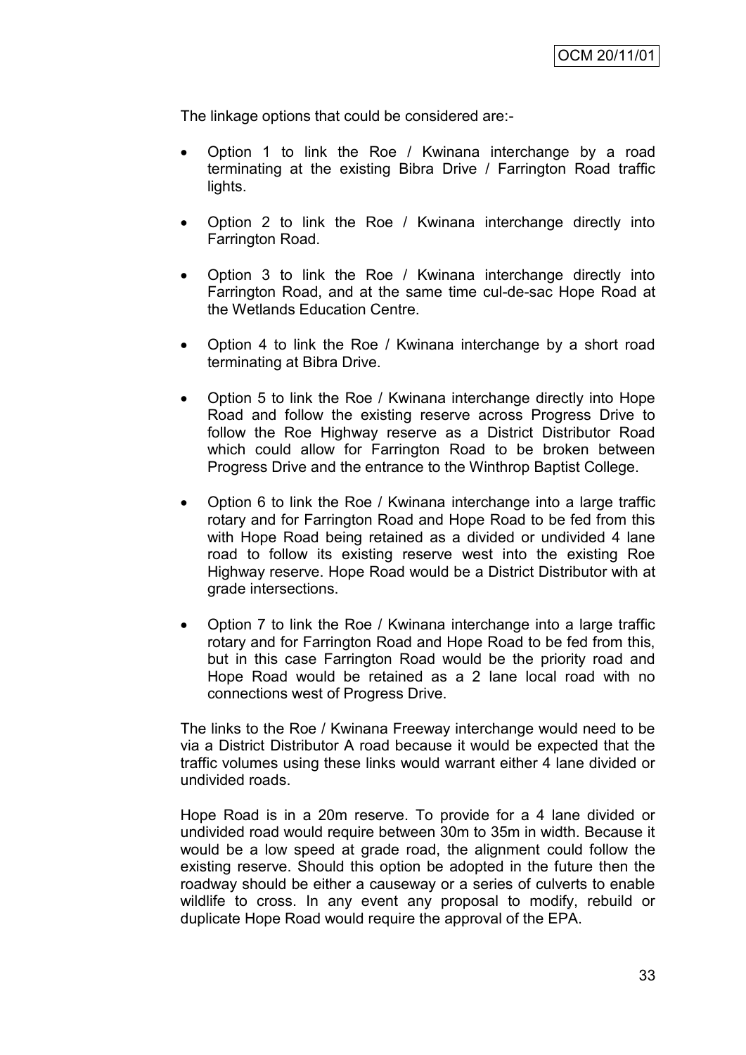The linkage options that could be considered are:-

- Option 1 to link the Roe / Kwinana interchange by a road terminating at the existing Bibra Drive / Farrington Road traffic lights.

- Option 2 to link the Roe / Kwinana interchange directly into Farrington Road.

- Option 3 to link the Roe / Kwinana interchange directly into Farrington Road, and at the same time cul-de-sac Hope Road at the Wetlands Education Centre.

- Option 4 to link the Roe / Kwinana interchange by a short road terminating at Bibra Drive.

- Option 5 to link the Roe / Kwinana interchange directly into Hope Road and follow the existing reserve across Progress Drive to follow the Roe Highway reserve as a District Distributor Road which could allow for Farrington Road to be broken between Progress Drive and the entrance to the Winthrop Baptist College.

- Option 6 to link the Roe / Kwinana interchange into a large traffic rotary and for Farrington Road and Hope Road to be fed from this with Hope Road being retained as a divided or undivided 4 lane road to follow its existing reserve west into the existing Roe Highway reserve. Hope Road would be a District Distributor with at grade intersections.

- Option 7 to link the Roe / Kwinana interchange into a large traffic rotary and for Farrington Road and Hope Road to be fed from this, but in this case Farrington Road would be the priority road and Hope Road would be retained as a 2 lane local road with no connections west of Progress Drive.

The links to the Roe / Kwinana Freeway interchange would need to be via a District Distributor A road because it would be expected that the traffic volumes using these links would warrant either 4 lane divided or undivided roads.

Hope Road is in a 20m reserve. To provide for a 4 lane divided or undivided road would require between 30m to 35m in width. Because it would be a low speed at grade road, the alignment could follow the existing reserve. Should this option be adopted in the future then the roadway should be either a causeway or a series of culverts to enable wildlife to cross. In any event any proposal to modify, rebuild or duplicate Hope Road would require the approval of the EPA.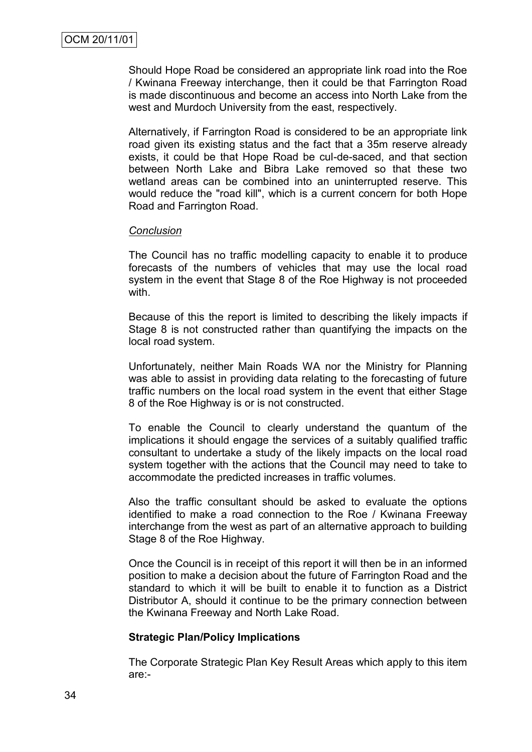Should Hope Road be considered an appropriate link road into the Roe / Kwinana Freeway interchange, then it could be that Farrington Road is made discontinuous and become an access into North Lake from the west and Murdoch University from the east, respectively.

Alternatively, if Farrington Road is considered to be an appropriate link road given its existing status and the fact that a 35m reserve already exists, it could be that Hope Road be cul-de-saced, and that section between North Lake and Bibra Lake removed so that these two wetland areas can be combined into an uninterrupted reserve. This would reduce the "road kill", which is a current concern for both Hope Road and Farrington Road.

*Conclusion*

The Council has no traffic modelling capacity to enable it to produce forecasts of the numbers of vehicles that may use the local road system in the event that Stage 8 of the Roe Highway is not proceeded with.

Because of this the report is limited to describing the likely impacts if Stage 8 is not constructed rather than quantifying the impacts on the local road system.

Unfortunately, neither Main Roads WA nor the Ministry for Planning was able to assist in providing data relating to the forecasting of future traffic numbers on the local road system in the event that either Stage 8 of the Roe Highway is or is not constructed.

To enable the Council to clearly understand the quantum of the implications it should engage the services of a suitably qualified traffic consultant to undertake a study of the likely impacts on the local road system together with the actions that the Council may need to take to accommodate the predicted increases in traffic volumes.

Also the traffic consultant should be asked to evaluate the options identified to make a road connection to the Roe / Kwinana Freeway interchange from the west as part of an alternative approach to building Stage 8 of the Roe Highway.

Once the Council is in receipt of this report it will then be in an informed position to make a decision about the future of Farrington Road and the standard to which it will be built to enable it to function as a District Distributor A, should it continue to be the primary connection between the Kwinana Freeway and North Lake Road.

**Strategic Plan/Policy Implications**

The Corporate Strategic Plan Key Result Areas which apply to this item are:-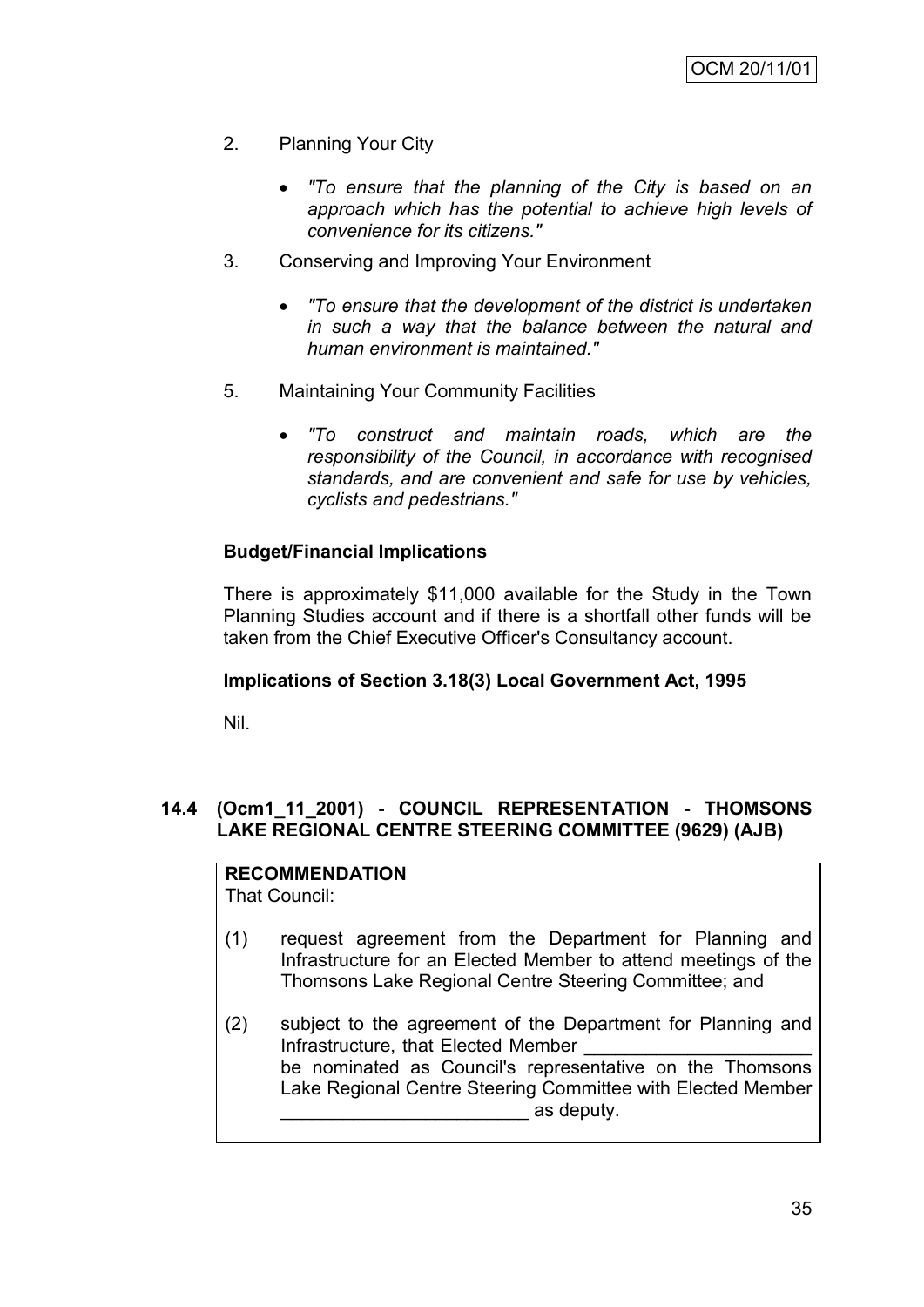2. Planning Your City

   - *"To ensure that the planning of the City is based on an approach which has the potential to achieve high levels of convenience for its citizens."*

3. Conserving and Improving Your Environment

   - *"To ensure that the development of the district is undertaken in such a way that the balance between the natural and human environment is maintained."*

5. Maintaining Your Community Facilities

   - *"To construct and maintain roads, which are the responsibility of the Council, in accordance with recognised standards, and are convenient and safe for use by vehicles, cyclists and pedestrians."*

**Budget/Financial Implications**

There is approximately $11,000 available for the Study in the Town Planning Studies account and if there is a shortfall other funds will be taken from the Chief Executive Officer's Consultancy account.

**Implications of Section 3.18(3) Local Government Act, 1995**

Nil.

### 14.4 (Ocm1_11_2001) - COUNCIL REPRESENTATION - THOMSONS LAKE REGIONAL CENTRE STEERING COMMITTEE (9629) (AJB)

**RECOMMENDATION**
That Council:

(1) request agreement from the Department for Planning and Infrastructure for an Elected Member to attend meetings of the Thomsons Lake Regional Centre Steering Committee; and

(2) subject to the agreement of the Department for Planning and Infrastructure, that Elected Member ______________________ be nominated as Council's representative on the Thomsons Lake Regional Centre Steering Committee with Elected Member ________________________ as deputy.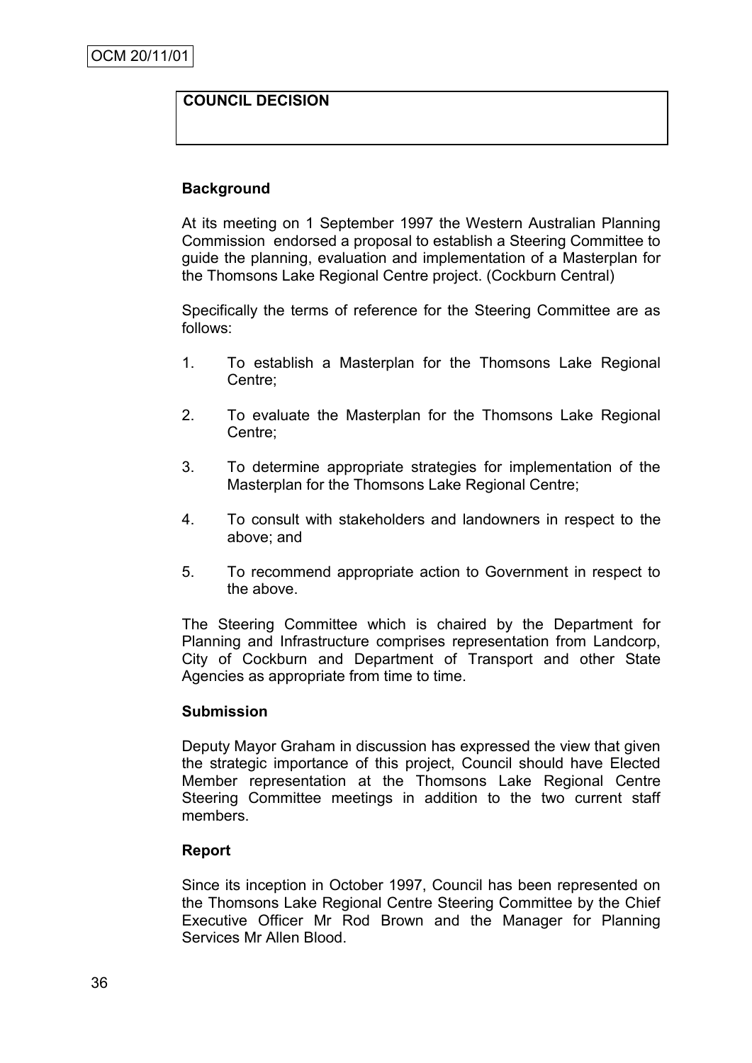OCM 20/11/01

**COUNCIL DECISION**

**Background**

At its meeting on 1 September 1997 the Western Australian Planning Commission endorsed a proposal to establish a Steering Committee to guide the planning, evaluation and implementation of a Masterplan for the Thomsons Lake Regional Centre project. (Cockburn Central)

Specifically the terms of reference for the Steering Committee are as follows:

1. To establish a Masterplan for the Thomsons Lake Regional Centre;
2. To evaluate the Masterplan for the Thomsons Lake Regional Centre;
3. To determine appropriate strategies for implementation of the Masterplan for the Thomsons Lake Regional Centre;
4. To consult with stakeholders and landowners in respect to the above; and
5. To recommend appropriate action to Government in respect to the above.

The Steering Committee which is chaired by the Department for Planning and Infrastructure comprises representation from Landcorp, City of Cockburn and Department of Transport and other State Agencies as appropriate from time to time.

**Submission**

Deputy Mayor Graham in discussion has expressed the view that given the strategic importance of this project, Council should have Elected Member representation at the Thomsons Lake Regional Centre Steering Committee meetings in addition to the two current staff members.

**Report**

Since its inception in October 1997, Council has been represented on the Thomsons Lake Regional Centre Steering Committee by the Chief Executive Officer Mr Rod Brown and the Manager for Planning Services Mr Allen Blood.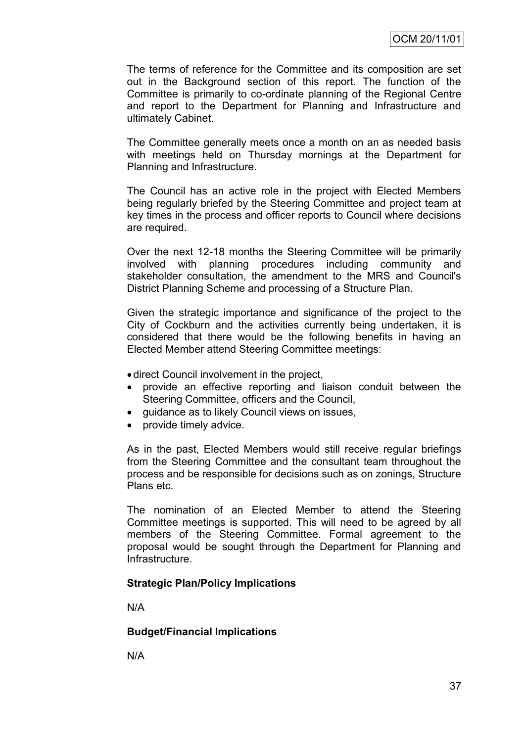The terms of reference for the Committee and its composition are set out in the Background section of this report. The function of the Committee is primarily to co-ordinate planning of the Regional Centre and report to the Department for Planning and Infrastructure and ultimately Cabinet.

The Committee generally meets once a month on an as needed basis with meetings held on Thursday mornings at the Department for Planning and Infrastructure.

The Council has an active role in the project with Elected Members being regularly briefed by the Steering Committee and project team at key times in the process and officer reports to Council where decisions are required.

Over the next 12-18 months the Steering Committee will be primarily involved with planning procedures including community and stakeholder consultation, the amendment to the MRS and Council's District Planning Scheme and processing of a Structure Plan.

Given the strategic importance and significance of the project to the City of Cockburn and the activities currently being undertaken, it is considered that there would be the following benefits in having an Elected Member attend Steering Committee meetings:

- direct Council involvement in the project,
- provide an effective reporting and liaison conduit between the Steering Committee, officers and the Council,
- guidance as to likely Council views on issues,
- provide timely advice.

As in the past, Elected Members would still receive regular briefings from the Steering Committee and the consultant team throughout the process and be responsible for decisions such as on zonings, Structure Plans etc.

The nomination of an Elected Member to attend the Steering Committee meetings is supported. This will need to be agreed by all members of the Steering Committee. Formal agreement to the proposal would be sought through the Department for Planning and Infrastructure.

**Strategic Plan/Policy Implications**

N/A

**Budget/Financial Implications**

N/A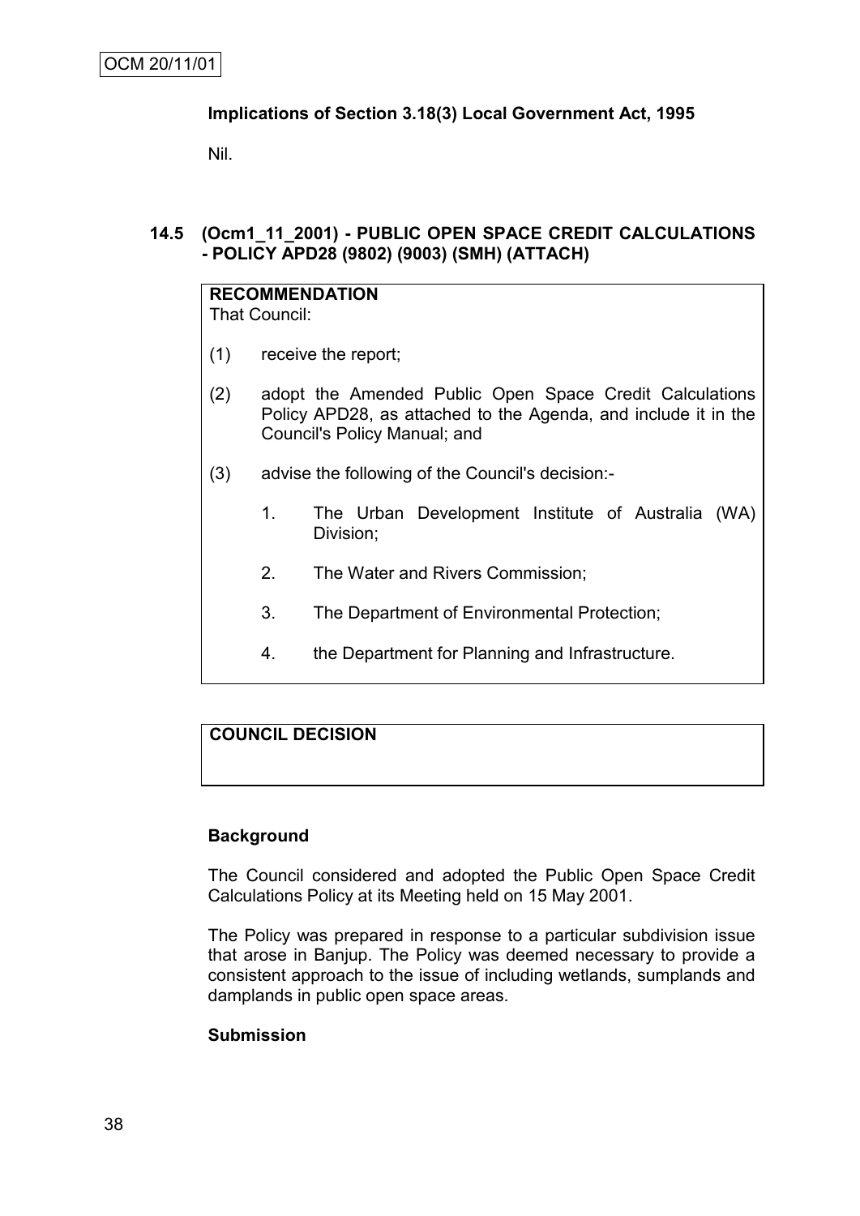OCM 20/11/01

**Implications of Section 3.18(3) Local Government Act, 1995**

Nil.

### 14.5 (Ocm1_11_2001) - PUBLIC OPEN SPACE CREDIT CALCULATIONS - POLICY APD28 (9802) (9003) (SMH) (ATTACH)

**RECOMMENDATION**

That Council:

(1) receive the report;

(2) adopt the Amended Public Open Space Credit Calculations Policy APD28, as attached to the Agenda, and include it in the Council's Policy Manual; and

(3) advise the following of the Council's decision:-

1. The Urban Development Institute of Australia (WA) Division;
2. The Water and Rivers Commission;
3. The Department of Environmental Protection;
4. the Department for Planning and Infrastructure.

**COUNCIL DECISION**

**Background**

The Council considered and adopted the Public Open Space Credit Calculations Policy at its Meeting held on 15 May 2001.

The Policy was prepared in response to a particular subdivision issue that arose in Banjup. The Policy was deemed necessary to provide a consistent approach to the issue of including wetlands, sumplands and damplands in public open space areas.

**Submission**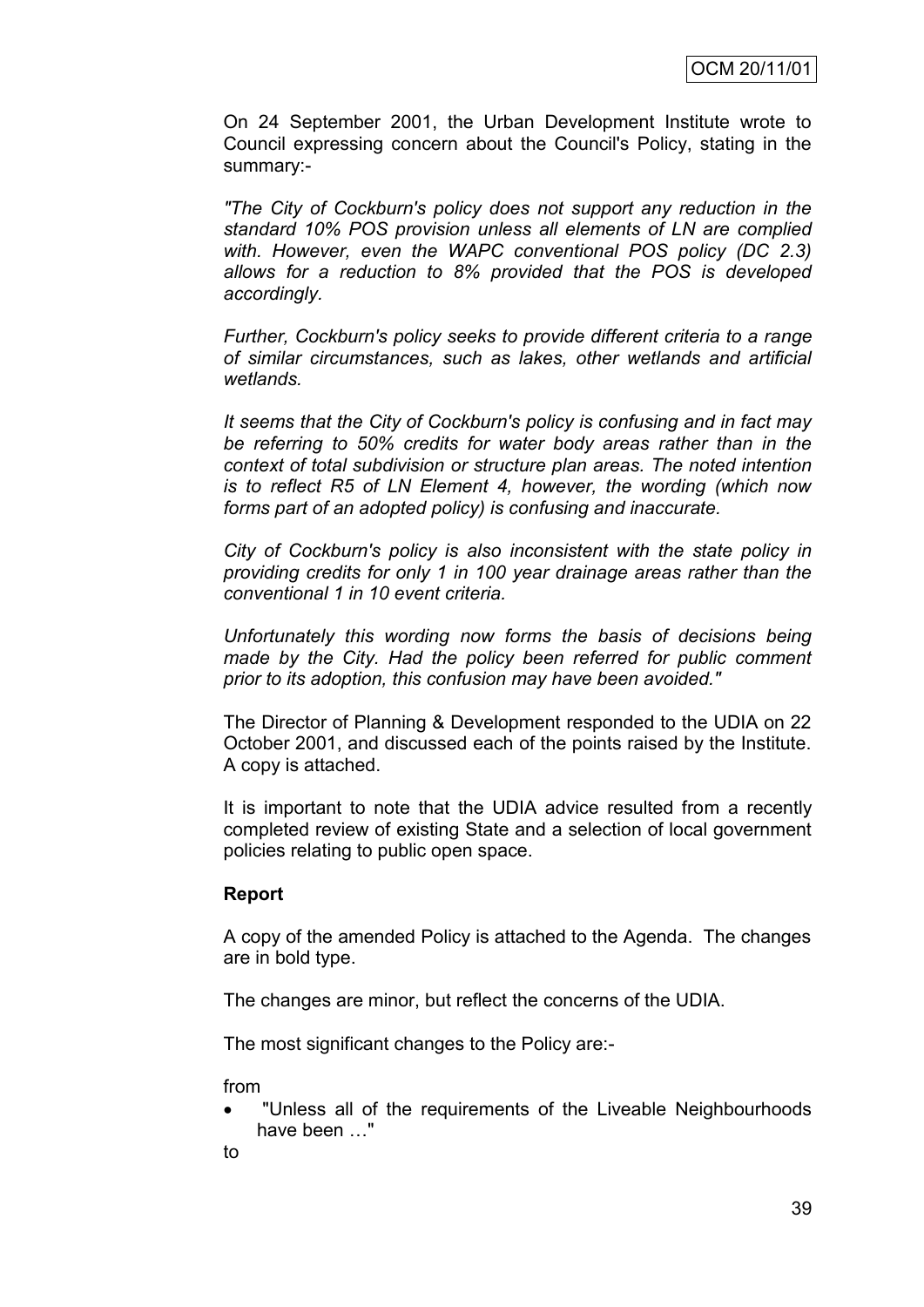On 24 September 2001, the Urban Development Institute wrote to Council expressing concern about the Council's Policy, stating in the summary:-

*"The City of Cockburn's policy does not support any reduction in the standard 10% POS provision unless all elements of LN are complied with. However, even the WAPC conventional POS policy (DC 2.3) allows for a reduction to 8% provided that the POS is developed accordingly.*

*Further, Cockburn's policy seeks to provide different criteria to a range of similar circumstances, such as lakes, other wetlands and artificial wetlands.*

*It seems that the City of Cockburn's policy is confusing and in fact may be referring to 50% credits for water body areas rather than in the context of total subdivision or structure plan areas. The noted intention is to reflect R5 of LN Element 4, however, the wording (which now forms part of an adopted policy) is confusing and inaccurate.*

*City of Cockburn's policy is also inconsistent with the state policy in providing credits for only 1 in 100 year drainage areas rather than the conventional 1 in 10 event criteria.*

*Unfortunately this wording now forms the basis of decisions being made by the City. Had the policy been referred for public comment prior to its adoption, this confusion may have been avoided."*

The Director of Planning & Development responded to the UDIA on 22 October 2001, and discussed each of the points raised by the Institute. A copy is attached.

It is important to note that the UDIA advice resulted from a recently completed review of existing State and a selection of local government policies relating to public open space.

**Report**

A copy of the amended Policy is attached to the Agenda. The changes are in bold type.

The changes are minor, but reflect the concerns of the UDIA.

The most significant changes to the Policy are:-

from

- "Unless all of the requirements of the Liveable Neighbourhoods have been …"

to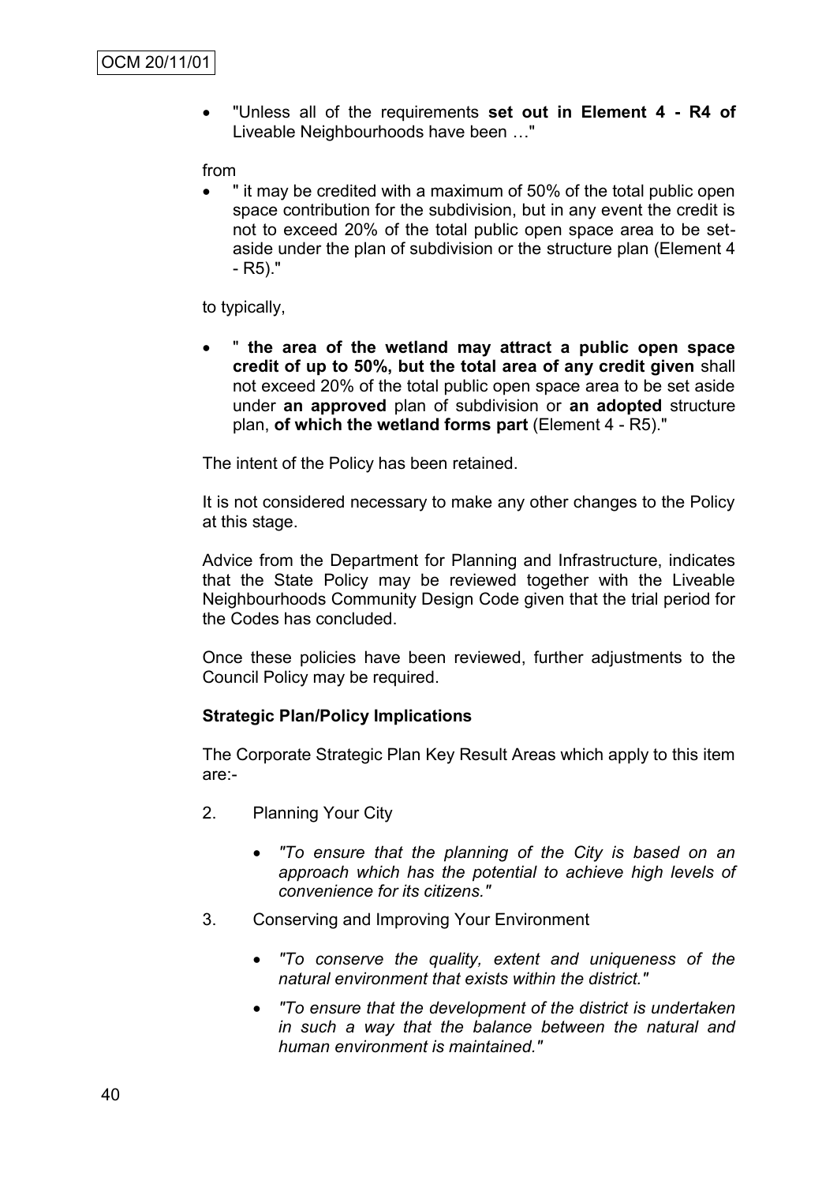- "Unless all of the requirements **set out in Element 4 - R4 of** Liveable Neighbourhoods have been …"

from

- " it may be credited with a maximum of 50% of the total public open space contribution for the subdivision, but in any event the credit is not to exceed 20% of the total public open space area to be set-aside under the plan of subdivision or the structure plan (Element 4 - R5)."

to typically,

- " **the area of the wetland may attract a public open space credit of up to 50%, but the total area of any credit given** shall not exceed 20% of the total public open space area to be set aside under **an approved** plan of subdivision or **an adopted** structure plan, **of which the wetland forms part** (Element 4 - R5)."

The intent of the Policy has been retained.

It is not considered necessary to make any other changes to the Policy at this stage.

Advice from the Department for Planning and Infrastructure, indicates that the State Policy may be reviewed together with the Liveable Neighbourhoods Community Design Code given that the trial period for the Codes has concluded.

Once these policies have been reviewed, further adjustments to the Council Policy may be required.

**Strategic Plan/Policy Implications**

The Corporate Strategic Plan Key Result Areas which apply to this item are:-

2. Planning Your City

   - *"To ensure that the planning of the City is based on an approach which has the potential to achieve high levels of convenience for its citizens."*

3. Conserving and Improving Your Environment

   - *"To conserve the quality, extent and uniqueness of the natural environment that exists within the district."*
   - *"To ensure that the development of the district is undertaken in such a way that the balance between the natural and human environment is maintained."*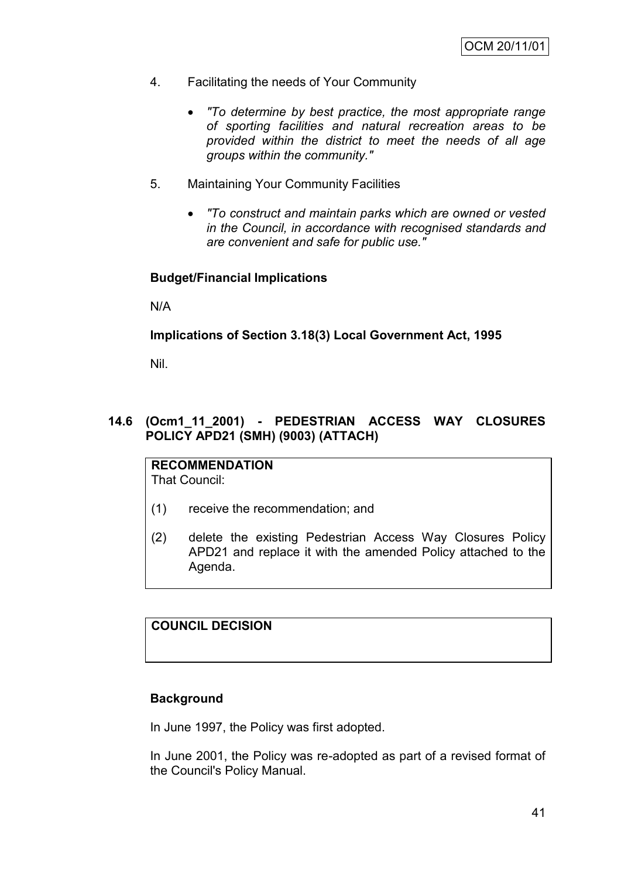4. Facilitating the needs of Your Community

   - *"To determine by best practice, the most appropriate range of sporting facilities and natural recreation areas to be provided within the district to meet the needs of all age groups within the community."*

5. Maintaining Your Community Facilities

   - *"To construct and maintain parks which are owned or vested in the Council, in accordance with recognised standards and are convenient and safe for public use."*

**Budget/Financial Implications**

N/A

**Implications of Section 3.18(3) Local Government Act, 1995**

Nil.

## 14.6 (Ocm1_11_2001) - PEDESTRIAN ACCESS WAY CLOSURES POLICY APD21 (SMH) (9003) (ATTACH)

**RECOMMENDATION**
That Council:

(1) receive the recommendation; and

(2) delete the existing Pedestrian Access Way Closures Policy APD21 and replace it with the amended Policy attached to the Agenda.

**COUNCIL DECISION**

**Background**

In June 1997, the Policy was first adopted.

In June 2001, the Policy was re-adopted as part of a revised format of the Council's Policy Manual.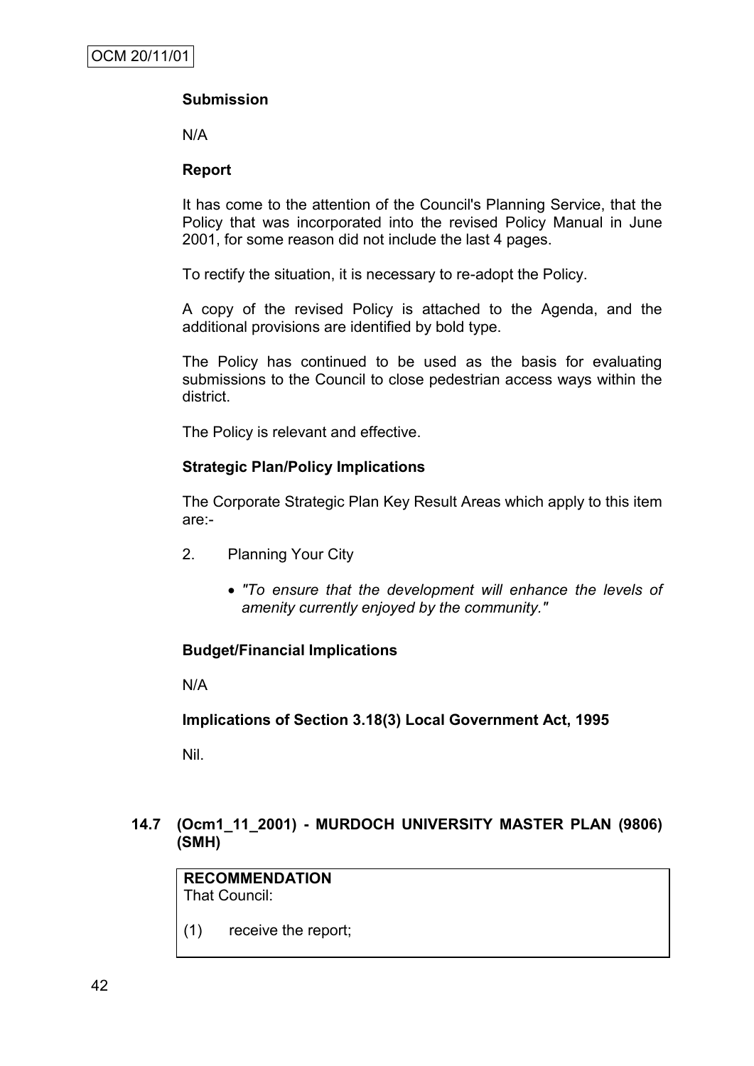**Submission**

N/A

**Report**

It has come to the attention of the Council's Planning Service, that the Policy that was incorporated into the revised Policy Manual in June 2001, for some reason did not include the last 4 pages.

To rectify the situation, it is necessary to re-adopt the Policy.

A copy of the revised Policy is attached to the Agenda, and the additional provisions are identified by bold type.

The Policy has continued to be used as the basis for evaluating submissions to the Council to close pedestrian access ways within the district.

The Policy is relevant and effective.

**Strategic Plan/Policy Implications**

The Corporate Strategic Plan Key Result Areas which apply to this item are:-

2. Planning Your City

   - *"To ensure that the development will enhance the levels of amenity currently enjoyed by the community."*

**Budget/Financial Implications**

N/A

**Implications of Section 3.18(3) Local Government Act, 1995**

Nil.

## 14.7 (Ocm1_11_2001) - MURDOCH UNIVERSITY MASTER PLAN (9806) (SMH)

**RECOMMENDATION**
That Council:

(1) receive the report;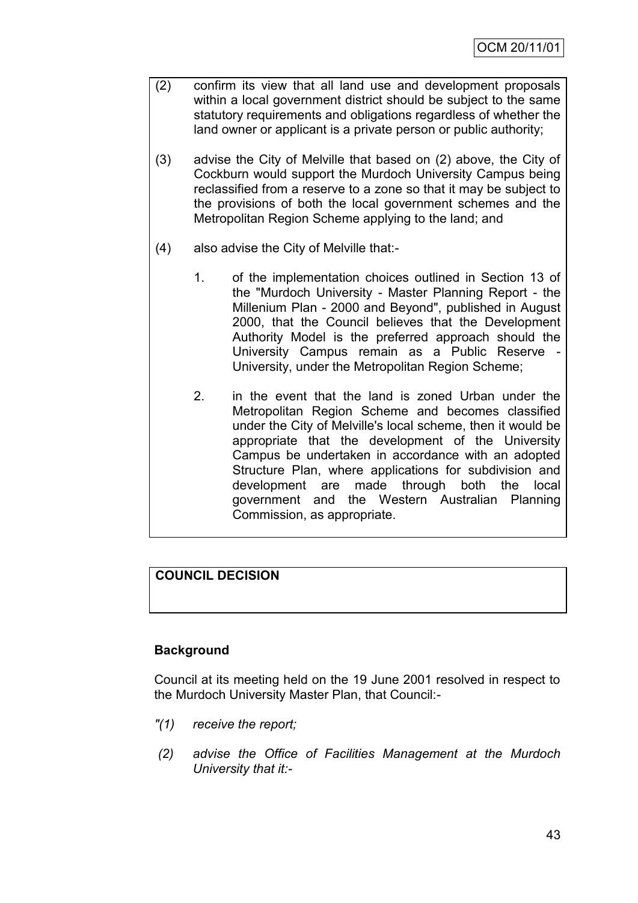(2) confirm its view that all land use and development proposals within a local government district should be subject to the same statutory requirements and obligations regardless of whether the land owner or applicant is a private person or public authority;

(3) advise the City of Melville that based on (2) above, the City of Cockburn would support the Murdoch University Campus being reclassified from a reserve to a zone so that it may be subject to the provisions of both the local government schemes and the Metropolitan Region Scheme applying to the land; and

(4) also advise the City of Melville that:-

   1. of the implementation choices outlined in Section 13 of the "Murdoch University - Master Planning Report - the Millenium Plan - 2000 and Beyond", published in August 2000, that the Council believes that the Development Authority Model is the preferred approach should the University Campus remain as a Public Reserve - University, under the Metropolitan Region Scheme;

   2. in the event that the land is zoned Urban under the Metropolitan Region Scheme and becomes classified under the City of Melville's local scheme, then it would be appropriate that the development of the University Campus be undertaken in accordance with an adopted Structure Plan, where applications for subdivision and development are made through both the local government and the Western Australian Planning Commission, as appropriate.

**COUNCIL DECISION**

**Background**

Council at its meeting held on the 19 June 2001 resolved in respect to the Murdoch University Master Plan, that Council:-

*"(1) receive the report;*

*(2) advise the Office of Facilities Management at the Murdoch University that it:-*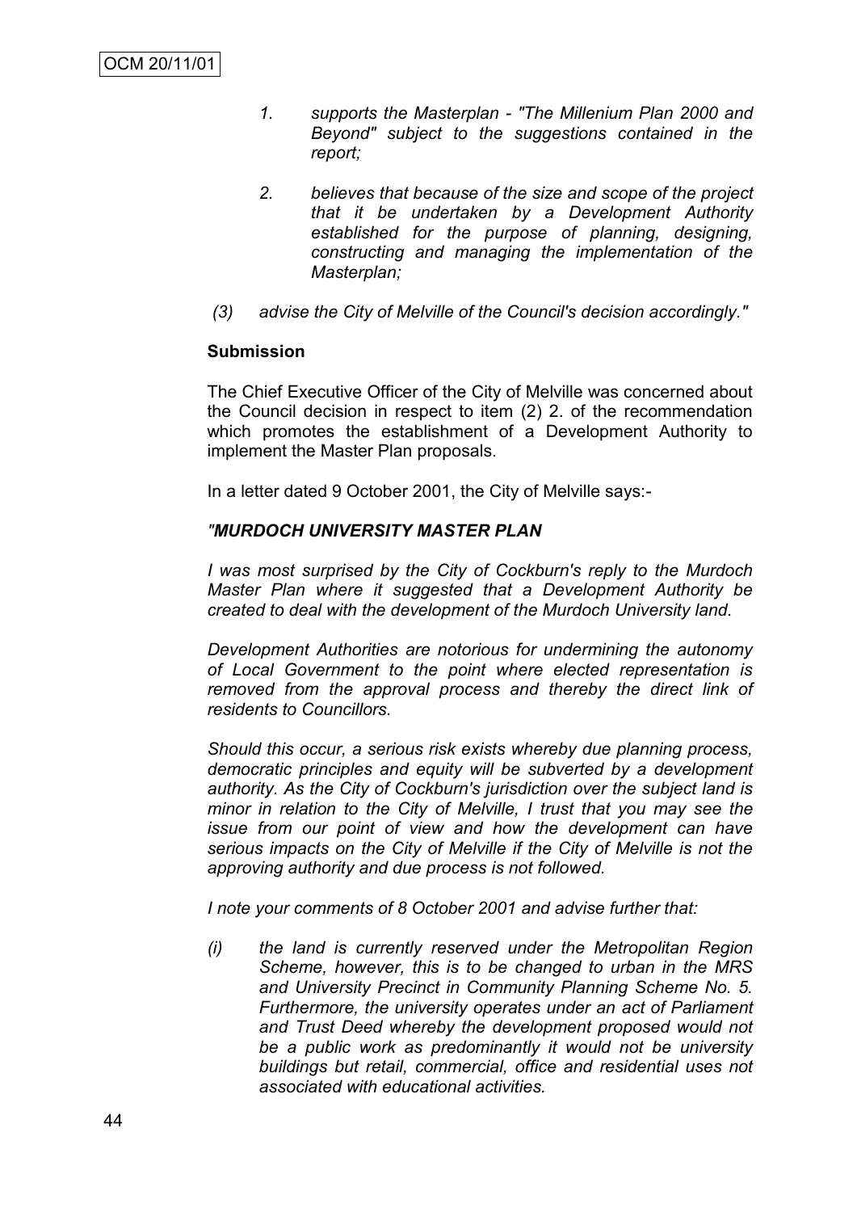*1. supports the Masterplan - "The Millenium Plan 2000 and Beyond" subject to the suggestions contained in the report;*

*2. believes that because of the size and scope of the project that it be undertaken by a Development Authority established for the purpose of planning, designing, constructing and managing the implementation of the Masterplan;*

*(3) advise the City of Melville of the Council's decision accordingly."*

**Submission**

The Chief Executive Officer of the City of Melville was concerned about the Council decision in respect to item (2) 2. of the recommendation which promotes the establishment of a Development Authority to implement the Master Plan proposals.

In a letter dated 9 October 2001, the City of Melville says:-

***"MURDOCH UNIVERSITY MASTER PLAN***

*I was most surprised by the City of Cockburn's reply to the Murdoch Master Plan where it suggested that a Development Authority be created to deal with the development of the Murdoch University land.*

*Development Authorities are notorious for undermining the autonomy of Local Government to the point where elected representation is removed from the approval process and thereby the direct link of residents to Councillors.*

*Should this occur, a serious risk exists whereby due planning process, democratic principles and equity will be subverted by a development authority. As the City of Cockburn's jurisdiction over the subject land is minor in relation to the City of Melville, I trust that you may see the issue from our point of view and how the development can have serious impacts on the City of Melville if the City of Melville is not the approving authority and due process is not followed.*

*I note your comments of 8 October 2001 and advise further that:*

*(i) the land is currently reserved under the Metropolitan Region Scheme, however, this is to be changed to urban in the MRS and University Precinct in Community Planning Scheme No. 5. Furthermore, the university operates under an act of Parliament and Trust Deed whereby the development proposed would not be a public work as predominantly it would not be university buildings but retail, commercial, office and residential uses not associated with educational activities.*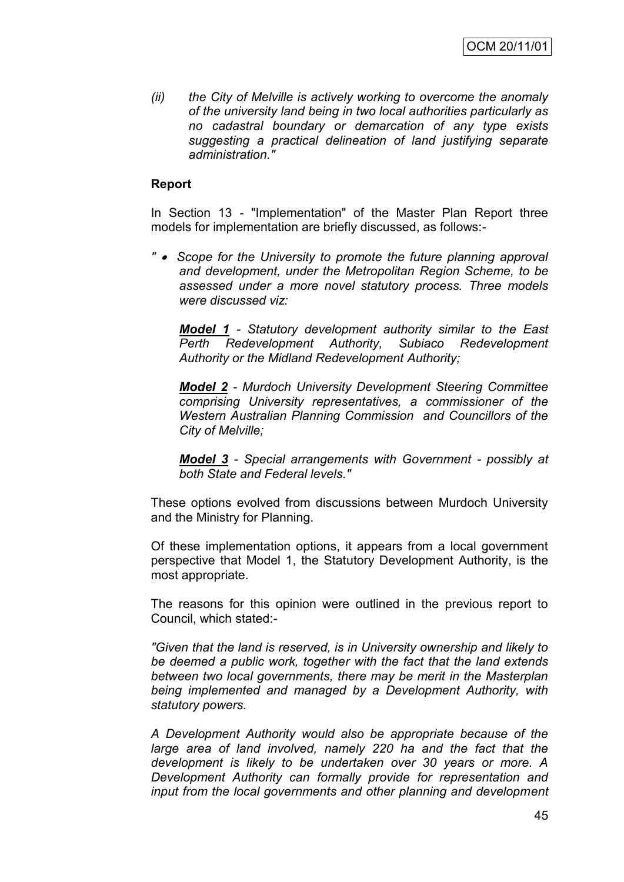*(ii) the City of Melville is actively working to overcome the anomaly of the university land being in two local authorities particularly as no cadastral boundary or demarcation of any type exists suggesting a practical delineation of land justifying separate administration."*

**Report**

In Section 13 - "Implementation" of the Master Plan Report three models for implementation are briefly discussed, as follows:-

*" • Scope for the University to promote the future planning approval and development, under the Metropolitan Region Scheme, to be assessed under a more novel statutory process. Three models were discussed viz:*

*__Model 1__ - Statutory development authority similar to the East Perth Redevelopment Authority, Subiaco Redevelopment Authority or the Midland Redevelopment Authority;*

*__Model 2__ - Murdoch University Development Steering Committee comprising University representatives, a commissioner of the Western Australian Planning Commission and Councillors of the City of Melville;*

*__Model 3__ - Special arrangements with Government - possibly at both State and Federal levels."*

These options evolved from discussions between Murdoch University and the Ministry for Planning.

Of these implementation options, it appears from a local government perspective that Model 1, the Statutory Development Authority, is the most appropriate.

The reasons for this opinion were outlined in the previous report to Council, which stated:-

*"Given that the land is reserved, is in University ownership and likely to be deemed a public work, together with the fact that the land extends between two local governments, there may be merit in the Masterplan being implemented and managed by a Development Authority, with statutory powers.*

*A Development Authority would also be appropriate because of the large area of land involved, namely 220 ha and the fact that the development is likely to be undertaken over 30 years or more. A Development Authority can formally provide for representation and input from the local governments and other planning and development*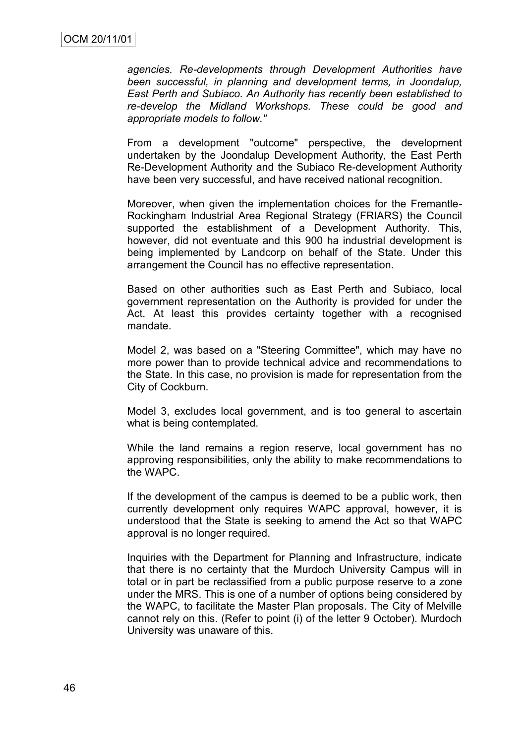*agencies. Re-developments through Development Authorities have been successful, in planning and development terms, in Joondalup, East Perth and Subiaco. An Authority has recently been established to re-develop the Midland Workshops. These could be good and appropriate models to follow."*

From a development "outcome" perspective, the development undertaken by the Joondalup Development Authority, the East Perth Re-Development Authority and the Subiaco Re-development Authority have been very successful, and have received national recognition.

Moreover, when given the implementation choices for the Fremantle-Rockingham Industrial Area Regional Strategy (FRIARS) the Council supported the establishment of a Development Authority. This, however, did not eventuate and this 900 ha industrial development is being implemented by Landcorp on behalf of the State. Under this arrangement the Council has no effective representation.

Based on other authorities such as East Perth and Subiaco, local government representation on the Authority is provided for under the Act. At least this provides certainty together with a recognised mandate.

Model 2, was based on a "Steering Committee", which may have no more power than to provide technical advice and recommendations to the State. In this case, no provision is made for representation from the City of Cockburn.

Model 3, excludes local government, and is too general to ascertain what is being contemplated.

While the land remains a region reserve, local government has no approving responsibilities, only the ability to make recommendations to the WAPC.

If the development of the campus is deemed to be a public work, then currently development only requires WAPC approval, however, it is understood that the State is seeking to amend the Act so that WAPC approval is no longer required.

Inquiries with the Department for Planning and Infrastructure, indicate that there is no certainty that the Murdoch University Campus will in total or in part be reclassified from a public purpose reserve to a zone under the MRS. This is one of a number of options being considered by the WAPC, to facilitate the Master Plan proposals. The City of Melville cannot rely on this. (Refer to point (i) of the letter 9 October). Murdoch University was unaware of this.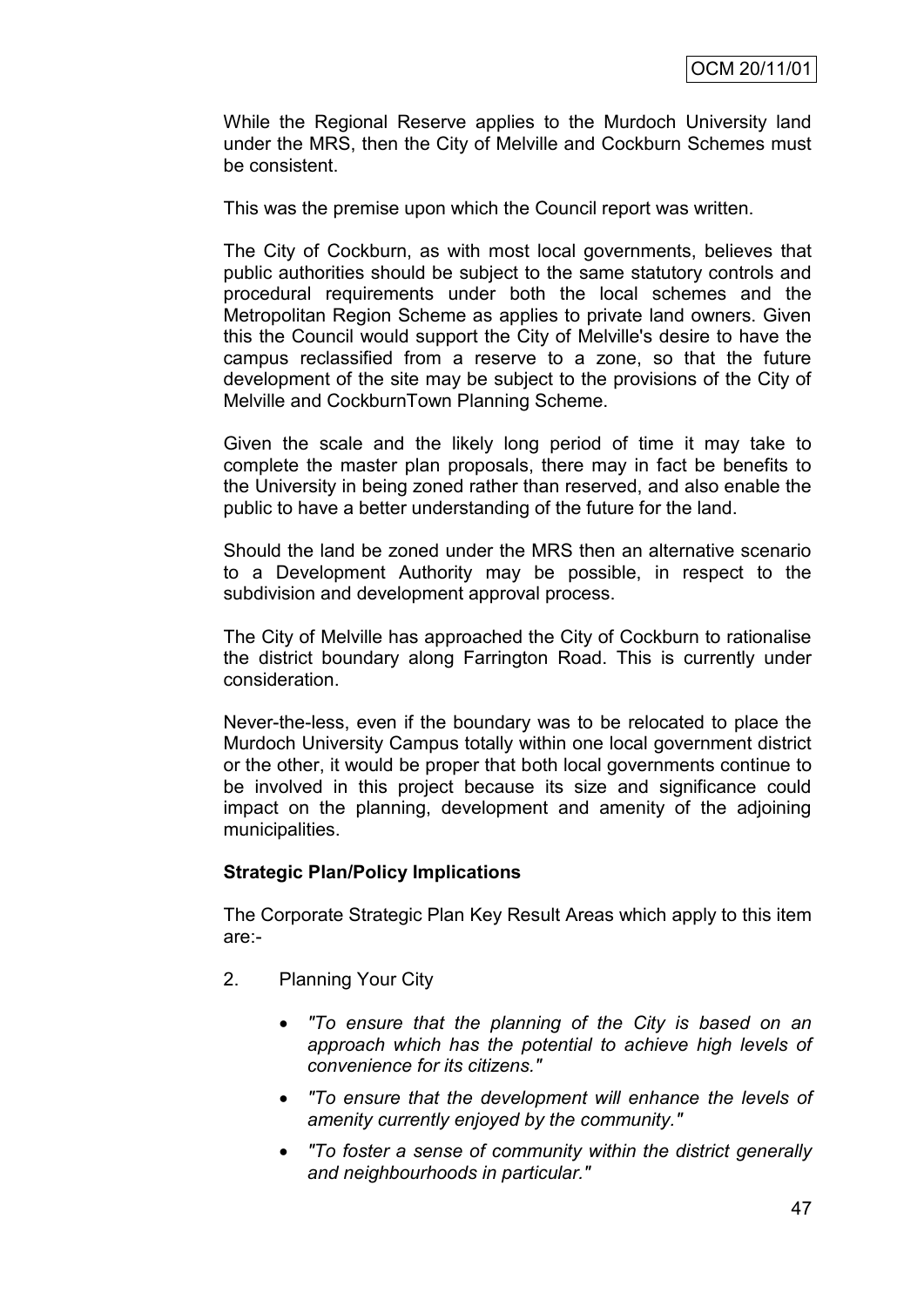While the Regional Reserve applies to the Murdoch University land under the MRS, then the City of Melville and Cockburn Schemes must be consistent.

This was the premise upon which the Council report was written.

The City of Cockburn, as with most local governments, believes that public authorities should be subject to the same statutory controls and procedural requirements under both the local schemes and the Metropolitan Region Scheme as applies to private land owners. Given this the Council would support the City of Melville's desire to have the campus reclassified from a reserve to a zone, so that the future development of the site may be subject to the provisions of the City of Melville and CockburnTown Planning Scheme.

Given the scale and the likely long period of time it may take to complete the master plan proposals, there may in fact be benefits to the University in being zoned rather than reserved, and also enable the public to have a better understanding of the future for the land.

Should the land be zoned under the MRS then an alternative scenario to a Development Authority may be possible, in respect to the subdivision and development approval process.

The City of Melville has approached the City of Cockburn to rationalise the district boundary along Farrington Road. This is currently under consideration.

Never-the-less, even if the boundary was to be relocated to place the Murdoch University Campus totally within one local government district or the other, it would be proper that both local governments continue to be involved in this project because its size and significance could impact on the planning, development and amenity of the adjoining municipalities.

**Strategic Plan/Policy Implications**

The Corporate Strategic Plan Key Result Areas which apply to this item are:-

2. Planning Your City

   - *"To ensure that the planning of the City is based on an approach which has the potential to achieve high levels of convenience for its citizens."*
   - *"To ensure that the development will enhance the levels of amenity currently enjoyed by the community."*
   - *"To foster a sense of community within the district generally and neighbourhoods in particular."*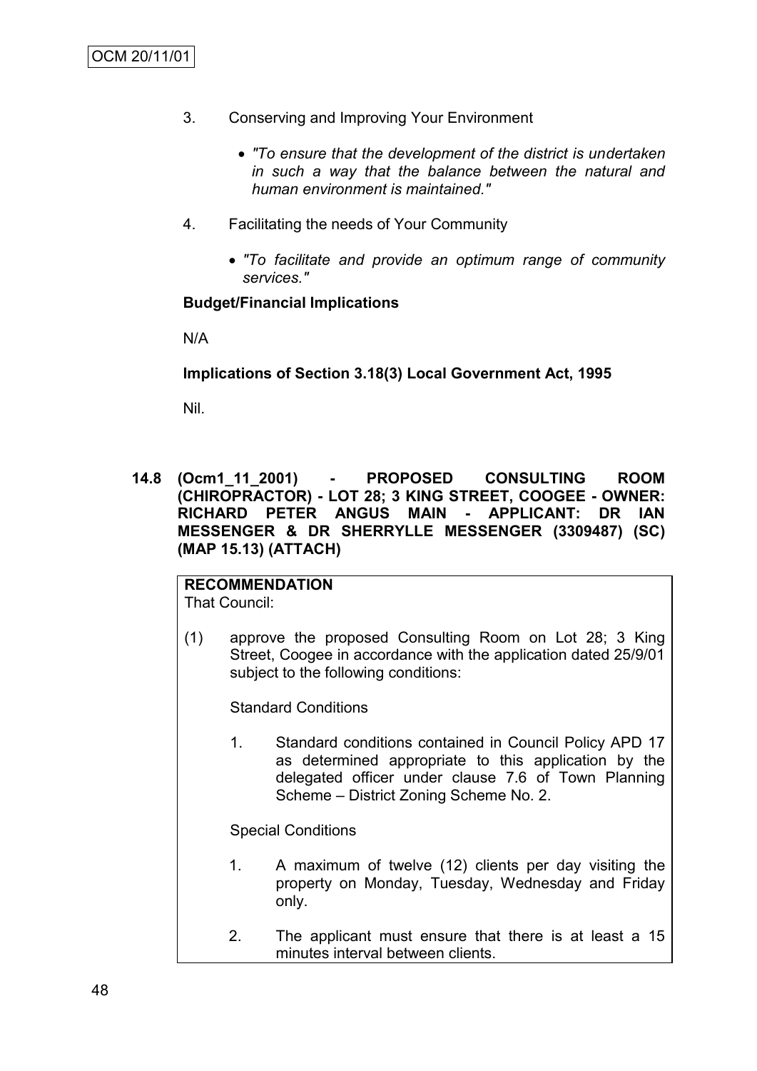3. Conserving and Improving Your Environment

   - *"To ensure that the development of the district is undertaken in such a way that the balance between the natural and human environment is maintained."*

4. Facilitating the needs of Your Community

   - *"To facilitate and provide an optimum range of community services."*

**Budget/Financial Implications**

N/A

**Implications of Section 3.18(3) Local Government Act, 1995**

Nil.

**14.8 (Ocm1_11_2001) - PROPOSED CONSULTING ROOM (CHIROPRACTOR) - LOT 28; 3 KING STREET, COOGEE - OWNER: RICHARD PETER ANGUS MAIN - APPLICANT: DR IAN MESSENGER & DR SHERRYLLE MESSENGER (3309487) (SC) (MAP 15.13) (ATTACH)**

**RECOMMENDATION**
That Council:

(1) approve the proposed Consulting Room on Lot 28; 3 King Street, Coogee in accordance with the application dated 25/9/01 subject to the following conditions:

Standard Conditions

1. Standard conditions contained in Council Policy APD 17 as determined appropriate to this application by the delegated officer under clause 7.6 of Town Planning Scheme – District Zoning Scheme No. 2.

Special Conditions

1. A maximum of twelve (12) clients per day visiting the property on Monday, Tuesday, Wednesday and Friday only.

2. The applicant must ensure that there is at least a 15 minutes interval between clients.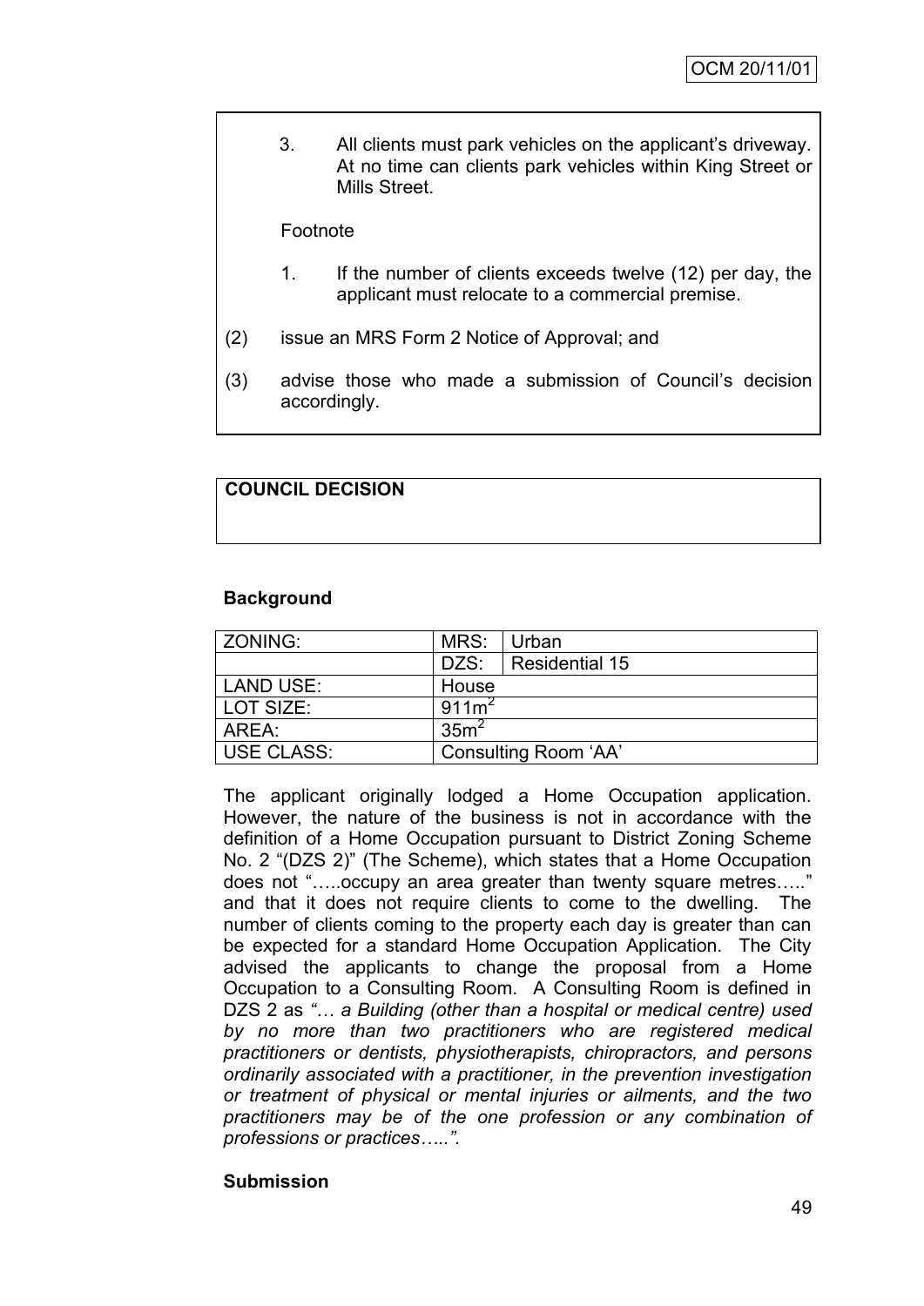3. All clients must park vehicles on the applicant's driveway. At no time can clients park vehicles within King Street or Mills Street.

Footnote

1. If the number of clients exceeds twelve (12) per day, the applicant must relocate to a commercial premise.

(2) issue an MRS Form 2 Notice of Approval; and

(3) advise those who made a submission of Council's decision accordingly.

**COUNCIL DECISION**

**Background**

| ZONING: | MRS: | Urban |
|---|---|---|
| | DZS: | Residential 15 |
| LAND USE: | House | |
| LOT SIZE: | $911m^2$ | |
| AREA: | $35m^2$ | |
| USE CLASS: | Consulting Room 'AA' | |

The applicant originally lodged a Home Occupation application. However, the nature of the business is not in accordance with the definition of a Home Occupation pursuant to District Zoning Scheme No. 2 "(DZS 2)" (The Scheme), which states that a Home Occupation does not "…..occupy an area greater than twenty square metres….." and that it does not require clients to come to the dwelling. The number of clients coming to the property each day is greater than can be expected for a standard Home Occupation Application. The City advised the applicants to change the proposal from a Home Occupation to a Consulting Room. A Consulting Room is defined in DZS 2 as *"… a Building (other than a hospital or medical centre) used by no more than two practitioners who are registered medical practitioners or dentists, physiotherapists, chiropractors, and persons ordinarily associated with a practitioner, in the prevention investigation or treatment of physical or mental injuries or ailments, and the two practitioners may be of the one profession or any combination of professions or practices…..".*

**Submission**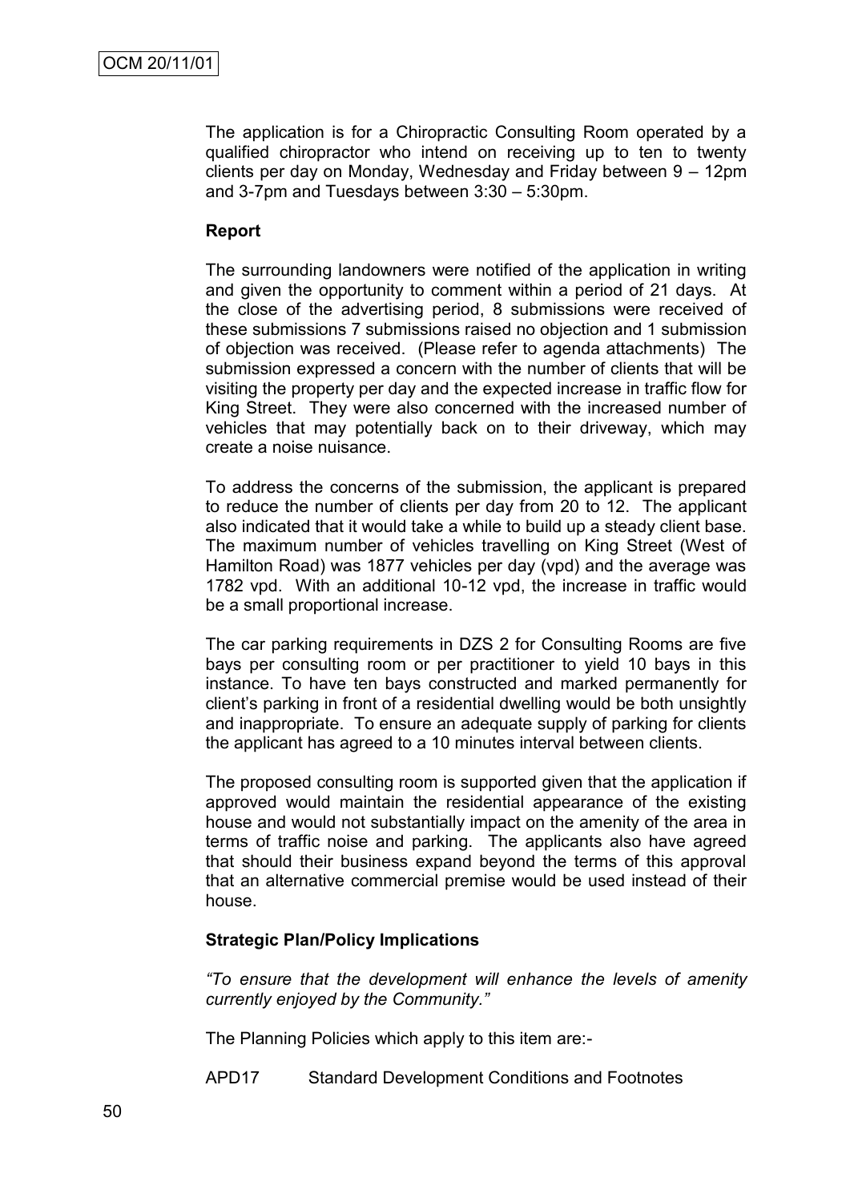The application is for a Chiropractic Consulting Room operated by a qualified chiropractor who intend on receiving up to ten to twenty clients per day on Monday, Wednesday and Friday between 9 – 12pm and 3-7pm and Tuesdays between 3:30 – 5:30pm.

**Report**

The surrounding landowners were notified of the application in writing and given the opportunity to comment within a period of 21 days. At the close of the advertising period, 8 submissions were received of these submissions 7 submissions raised no objection and 1 submission of objection was received. (Please refer to agenda attachments) The submission expressed a concern with the number of clients that will be visiting the property per day and the expected increase in traffic flow for King Street. They were also concerned with the increased number of vehicles that may potentially back on to their driveway, which may create a noise nuisance.

To address the concerns of the submission, the applicant is prepared to reduce the number of clients per day from 20 to 12. The applicant also indicated that it would take a while to build up a steady client base. The maximum number of vehicles travelling on King Street (West of Hamilton Road) was 1877 vehicles per day (vpd) and the average was 1782 vpd. With an additional 10-12 vpd, the increase in traffic would be a small proportional increase.

The car parking requirements in DZS 2 for Consulting Rooms are five bays per consulting room or per practitioner to yield 10 bays in this instance. To have ten bays constructed and marked permanently for client's parking in front of a residential dwelling would be both unsightly and inappropriate. To ensure an adequate supply of parking for clients the applicant has agreed to a 10 minutes interval between clients.

The proposed consulting room is supported given that the application if approved would maintain the residential appearance of the existing house and would not substantially impact on the amenity of the area in terms of traffic noise and parking. The applicants also have agreed that should their business expand beyond the terms of this approval that an alternative commercial premise would be used instead of their house.

**Strategic Plan/Policy Implications**

*"To ensure that the development will enhance the levels of amenity currently enjoyed by the Community."*

The Planning Policies which apply to this item are:-

APD17 Standard Development Conditions and Footnotes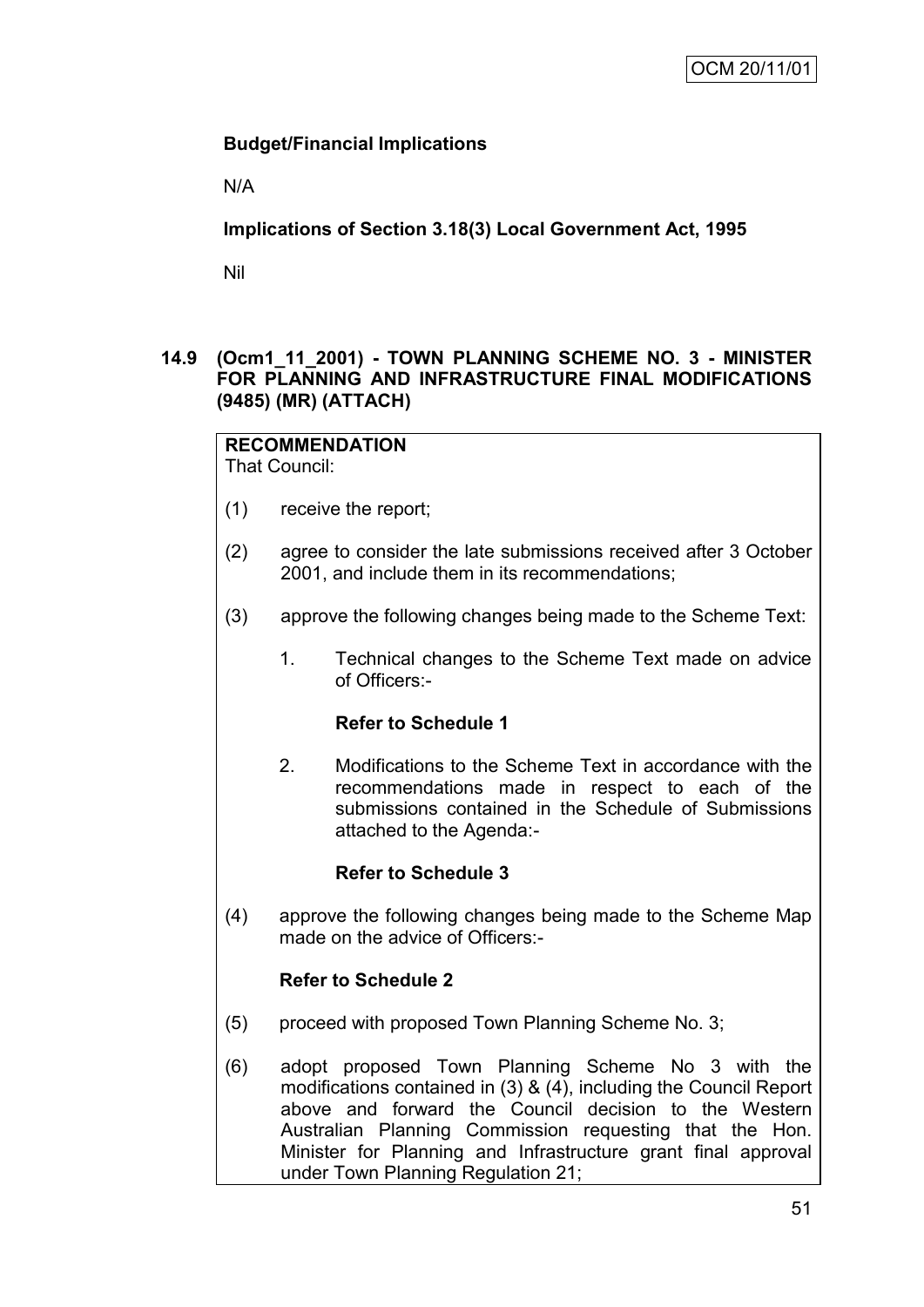**Budget/Financial Implications**

N/A

**Implications of Section 3.18(3) Local Government Act, 1995**

Nil

## 14.9 (Ocm1_11_2001) - TOWN PLANNING SCHEME NO. 3 - MINISTER FOR PLANNING AND INFRASTRUCTURE FINAL MODIFICATIONS (9485) (MR) (ATTACH)

**RECOMMENDATION**
That Council:

(1) receive the report;

(2) agree to consider the late submissions received after 3 October 2001, and include them in its recommendations;

(3) approve the following changes being made to the Scheme Text:

1. Technical changes to the Scheme Text made on advice of Officers:-

**Refer to Schedule 1**

2. Modifications to the Scheme Text in accordance with the recommendations made in respect to each of the submissions contained in the Schedule of Submissions attached to the Agenda:-

**Refer to Schedule 3**

(4) approve the following changes being made to the Scheme Map made on the advice of Officers:-

**Refer to Schedule 2**

(5) proceed with proposed Town Planning Scheme No. 3;

(6) adopt proposed Town Planning Scheme No 3 with the modifications contained in (3) & (4), including the Council Report above and forward the Council decision to the Western Australian Planning Commission requesting that the Hon. Minister for Planning and Infrastructure grant final approval under Town Planning Regulation 21;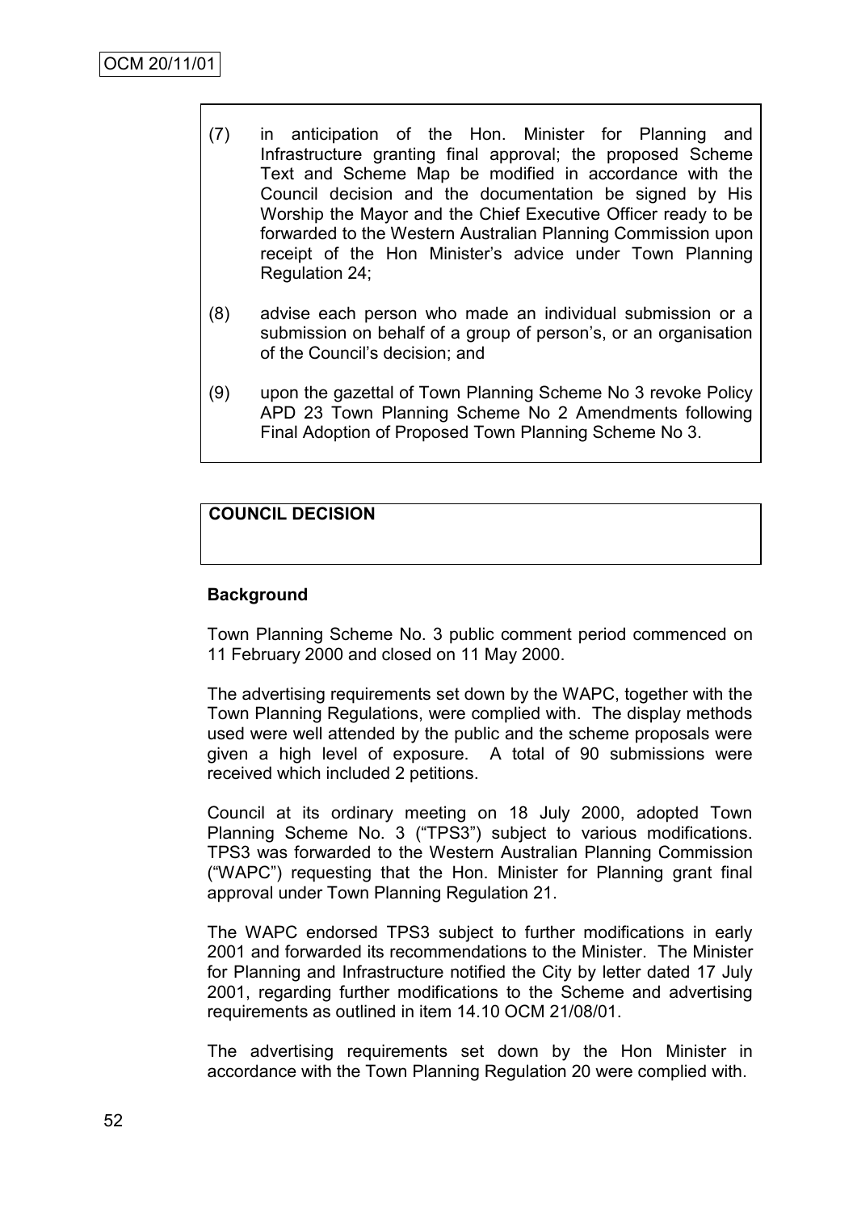OCM 20/11/01

(7) in anticipation of the Hon. Minister for Planning and Infrastructure granting final approval; the proposed Scheme Text and Scheme Map be modified in accordance with the Council decision and the documentation be signed by His Worship the Mayor and the Chief Executive Officer ready to be forwarded to the Western Australian Planning Commission upon receipt of the Hon Minister's advice under Town Planning Regulation 24;

(8) advise each person who made an individual submission or a submission on behalf of a group of person's, or an organisation of the Council's decision; and

(9) upon the gazettal of Town Planning Scheme No 3 revoke Policy APD 23 Town Planning Scheme No 2 Amendments following Final Adoption of Proposed Town Planning Scheme No 3.

**COUNCIL DECISION**

**Background**

Town Planning Scheme No. 3 public comment period commenced on 11 February 2000 and closed on 11 May 2000.

The advertising requirements set down by the WAPC, together with the Town Planning Regulations, were complied with. The display methods used were well attended by the public and the scheme proposals were given a high level of exposure. A total of 90 submissions were received which included 2 petitions.

Council at its ordinary meeting on 18 July 2000, adopted Town Planning Scheme No. 3 ("TPS3") subject to various modifications. TPS3 was forwarded to the Western Australian Planning Commission ("WAPC") requesting that the Hon. Minister for Planning grant final approval under Town Planning Regulation 21.

The WAPC endorsed TPS3 subject to further modifications in early 2001 and forwarded its recommendations to the Minister. The Minister for Planning and Infrastructure notified the City by letter dated 17 July 2001, regarding further modifications to the Scheme and advertising requirements as outlined in item 14.10 OCM 21/08/01.

The advertising requirements set down by the Hon Minister in accordance with the Town Planning Regulation 20 were complied with.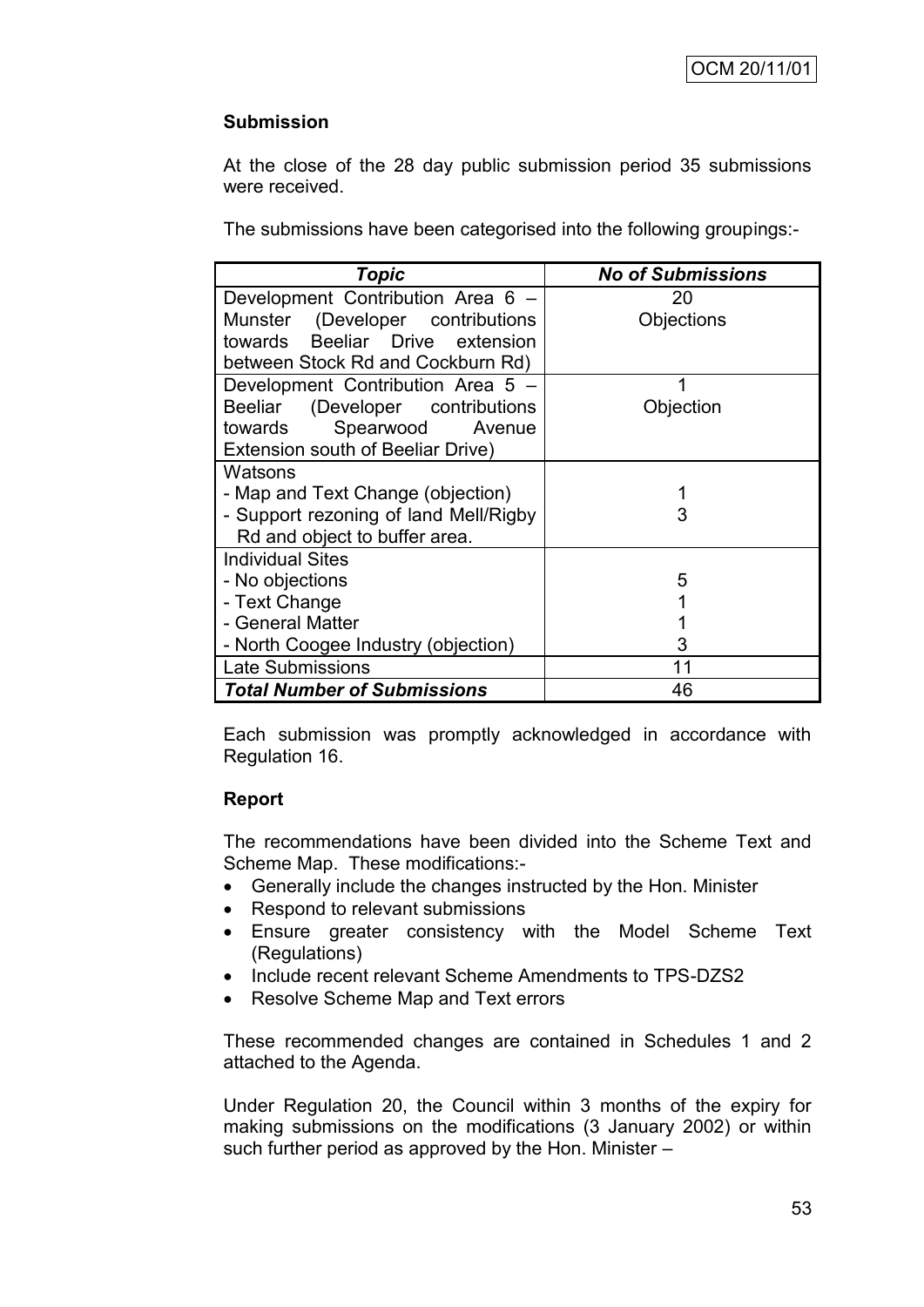**Submission**

At the close of the 28 day public submission period 35 submissions were received.

The submissions have been categorised into the following groupings:-

| *Topic* | *No of Submissions* |
|---|---|
| Development Contribution Area 6 – Munster (Developer contributions towards Beeliar Drive extension between Stock Rd and Cockburn Rd) | 20<br>Objections |
| Development Contribution Area 5 – Beeliar (Developer contributions towards Spearwood Avenue Extension south of Beeliar Drive) | 1<br>Objection |
| Watsons<br>- Map and Text Change (objection)<br>- Support rezoning of land Mell/Rigby Rd and object to buffer area. | <br>1<br>3 |
| Individual Sites<br>- No objections<br>- Text Change<br>- General Matter<br>- North Coogee Industry (objection) | <br>5<br>1<br>1<br>3 |
| Late Submissions | 11 |
| ***Total Number of Submissions*** | 46 |

Each submission was promptly acknowledged in accordance with Regulation 16.

**Report**

The recommendations have been divided into the Scheme Text and Scheme Map. These modifications:-

- Generally include the changes instructed by the Hon. Minister
- Respond to relevant submissions
- Ensure greater consistency with the Model Scheme Text (Regulations)
- Include recent relevant Scheme Amendments to TPS-DZS2
- Resolve Scheme Map and Text errors

These recommended changes are contained in Schedules 1 and 2 attached to the Agenda.

Under Regulation 20, the Council within 3 months of the expiry for making submissions on the modifications (3 January 2002) or within such further period as approved by the Hon. Minister –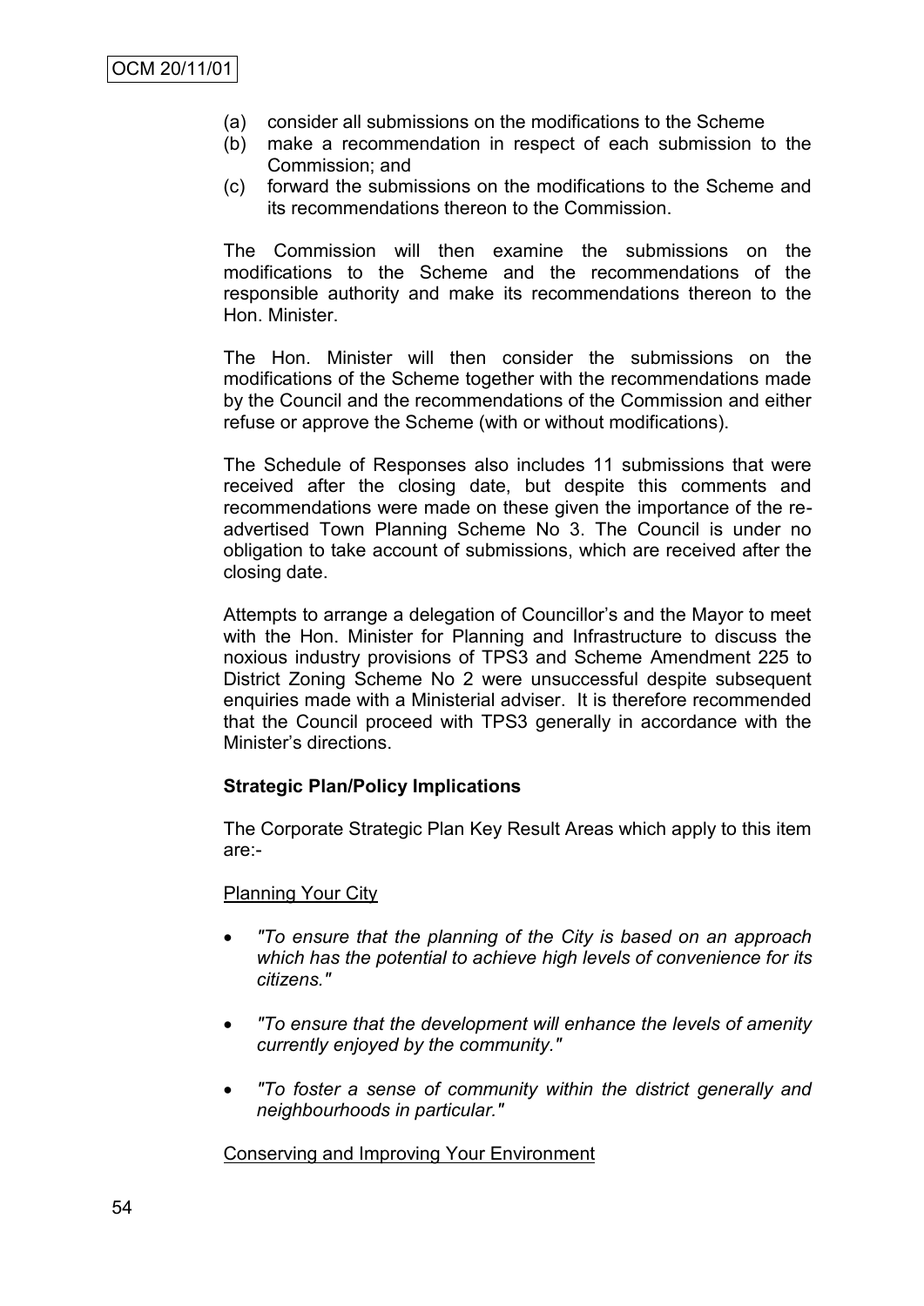(a) consider all submissions on the modifications to the Scheme
(b) make a recommendation in respect of each submission to the Commission; and
(c) forward the submissions on the modifications to the Scheme and its recommendations thereon to the Commission.

The Commission will then examine the submissions on the modifications to the Scheme and the recommendations of the responsible authority and make its recommendations thereon to the Hon. Minister.

The Hon. Minister will then consider the submissions on the modifications of the Scheme together with the recommendations made by the Council and the recommendations of the Commission and either refuse or approve the Scheme (with or without modifications).

The Schedule of Responses also includes 11 submissions that were received after the closing date, but despite this comments and recommendations were made on these given the importance of the re-advertised Town Planning Scheme No 3. The Council is under no obligation to take account of submissions, which are received after the closing date.

Attempts to arrange a delegation of Councillor's and the Mayor to meet with the Hon. Minister for Planning and Infrastructure to discuss the noxious industry provisions of TPS3 and Scheme Amendment 225 to District Zoning Scheme No 2 were unsuccessful despite subsequent enquiries made with a Ministerial adviser. It is therefore recommended that the Council proceed with TPS3 generally in accordance with the Minister's directions.

**Strategic Plan/Policy Implications**

The Corporate Strategic Plan Key Result Areas which apply to this item are:-

Planning Your City

- *"To ensure that the planning of the City is based on an approach which has the potential to achieve high levels of convenience for its citizens."*
- *"To ensure that the development will enhance the levels of amenity currently enjoyed by the community."*
- *"To foster a sense of community within the district generally and neighbourhoods in particular."*

Conserving and Improving Your Environment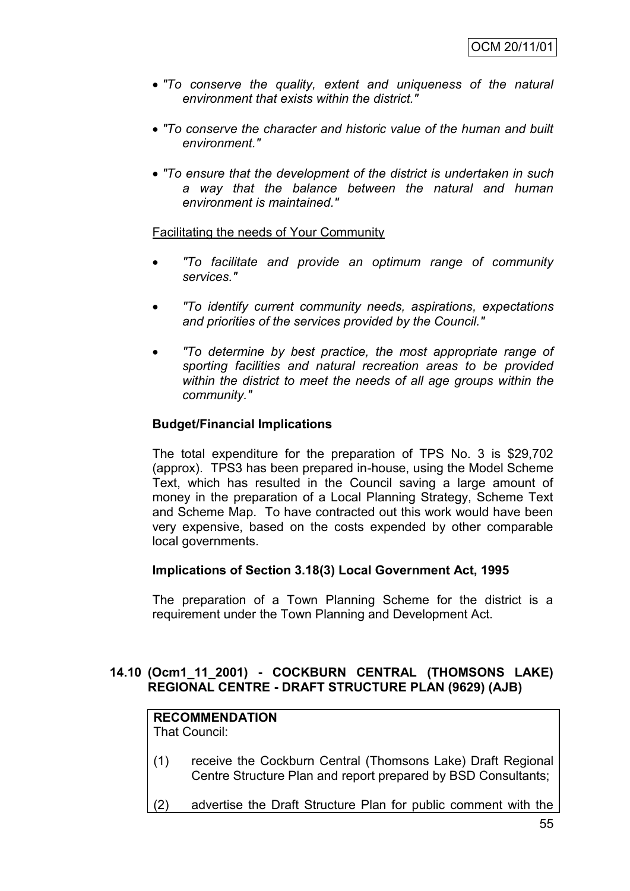- *"To conserve the quality, extent and uniqueness of the natural environment that exists within the district."*

- *"To conserve the character and historic value of the human and built environment."*

- *"To ensure that the development of the district is undertaken in such a way that the balance between the natural and human environment is maintained."*

Facilitating the needs of Your Community

- *"To facilitate and provide an optimum range of community services."*

- *"To identify current community needs, aspirations, expectations and priorities of the services provided by the Council."*

- *"To determine by best practice, the most appropriate range of sporting facilities and natural recreation areas to be provided within the district to meet the needs of all age groups within the community."*

**Budget/Financial Implications**

The total expenditure for the preparation of TPS No. 3 is $29,702 (approx). TPS3 has been prepared in-house, using the Model Scheme Text, which has resulted in the Council saving a large amount of money in the preparation of a Local Planning Strategy, Scheme Text and Scheme Map. To have contracted out this work would have been very expensive, based on the costs expended by other comparable local governments.

**Implications of Section 3.18(3) Local Government Act, 1995**

The preparation of a Town Planning Scheme for the district is a requirement under the Town Planning and Development Act.

## 14.10 (Ocm1_11_2001) - COCKBURN CENTRAL (THOMSONS LAKE) REGIONAL CENTRE - DRAFT STRUCTURE PLAN (9629) (AJB)

**RECOMMENDATION**
That Council:

(1) receive the Cockburn Central (Thomsons Lake) Draft Regional Centre Structure Plan and report prepared by BSD Consultants;

(2) advertise the Draft Structure Plan for public comment with the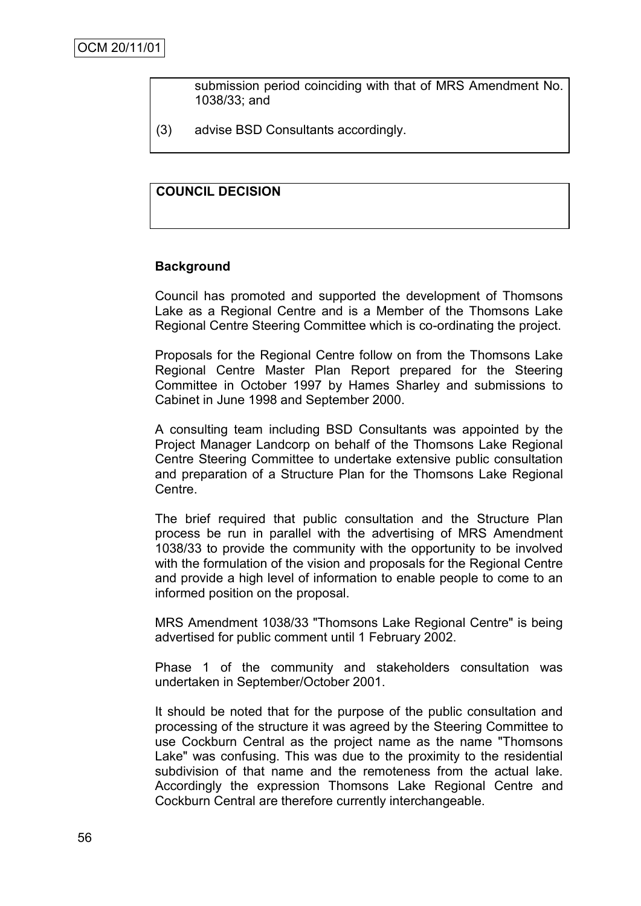submission period coinciding with that of MRS Amendment No. 1038/33; and

(3) advise BSD Consultants accordingly.

**COUNCIL DECISION**

**Background**

Council has promoted and supported the development of Thomsons Lake as a Regional Centre and is a Member of the Thomsons Lake Regional Centre Steering Committee which is co-ordinating the project.

Proposals for the Regional Centre follow on from the Thomsons Lake Regional Centre Master Plan Report prepared for the Steering Committee in October 1997 by Hames Sharley and submissions to Cabinet in June 1998 and September 2000.

A consulting team including BSD Consultants was appointed by the Project Manager Landcorp on behalf of the Thomsons Lake Regional Centre Steering Committee to undertake extensive public consultation and preparation of a Structure Plan for the Thomsons Lake Regional Centre.

The brief required that public consultation and the Structure Plan process be run in parallel with the advertising of MRS Amendment 1038/33 to provide the community with the opportunity to be involved with the formulation of the vision and proposals for the Regional Centre and provide a high level of information to enable people to come to an informed position on the proposal.

MRS Amendment 1038/33 "Thomsons Lake Regional Centre" is being advertised for public comment until 1 February 2002.

Phase 1 of the community and stakeholders consultation was undertaken in September/October 2001.

It should be noted that for the purpose of the public consultation and processing of the structure it was agreed by the Steering Committee to use Cockburn Central as the project name as the name "Thomsons Lake" was confusing. This was due to the proximity to the residential subdivision of that name and the remoteness from the actual lake. Accordingly the expression Thomsons Lake Regional Centre and Cockburn Central are therefore currently interchangeable.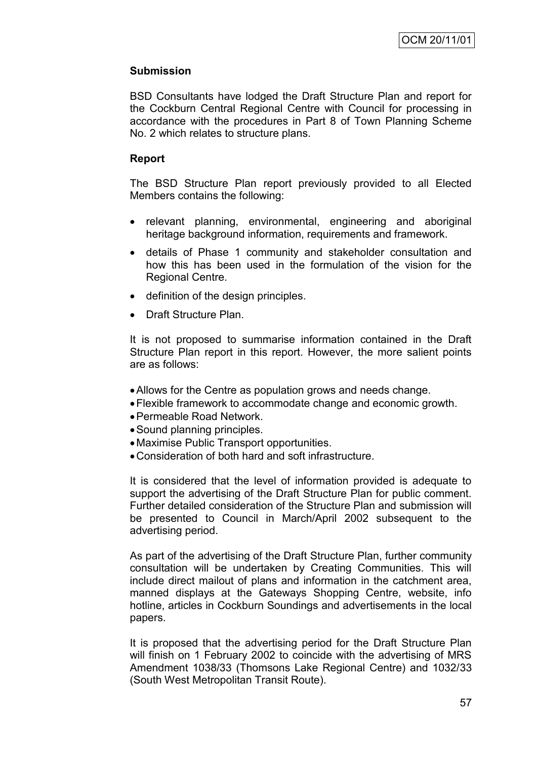**Submission**

BSD Consultants have lodged the Draft Structure Plan and report for the Cockburn Central Regional Centre with Council for processing in accordance with the procedures in Part 8 of Town Planning Scheme No. 2 which relates to structure plans.

**Report**

The BSD Structure Plan report previously provided to all Elected Members contains the following:

- relevant planning, environmental, engineering and aboriginal heritage background information, requirements and framework.
- details of Phase 1 community and stakeholder consultation and how this has been used in the formulation of the vision for the Regional Centre.
- definition of the design principles.
- Draft Structure Plan.

It is not proposed to summarise information contained in the Draft Structure Plan report in this report. However, the more salient points are as follows:

- Allows for the Centre as population grows and needs change.
- Flexible framework to accommodate change and economic growth.
- Permeable Road Network.
- Sound planning principles.
- Maximise Public Transport opportunities.
- Consideration of both hard and soft infrastructure.

It is considered that the level of information provided is adequate to support the advertising of the Draft Structure Plan for public comment. Further detailed consideration of the Structure Plan and submission will be presented to Council in March/April 2002 subsequent to the advertising period.

As part of the advertising of the Draft Structure Plan, further community consultation will be undertaken by Creating Communities. This will include direct mailout of plans and information in the catchment area, manned displays at the Gateways Shopping Centre, website, info hotline, articles in Cockburn Soundings and advertisements in the local papers.

It is proposed that the advertising period for the Draft Structure Plan will finish on 1 February 2002 to coincide with the advertising of MRS Amendment 1038/33 (Thomsons Lake Regional Centre) and 1032/33 (South West Metropolitan Transit Route).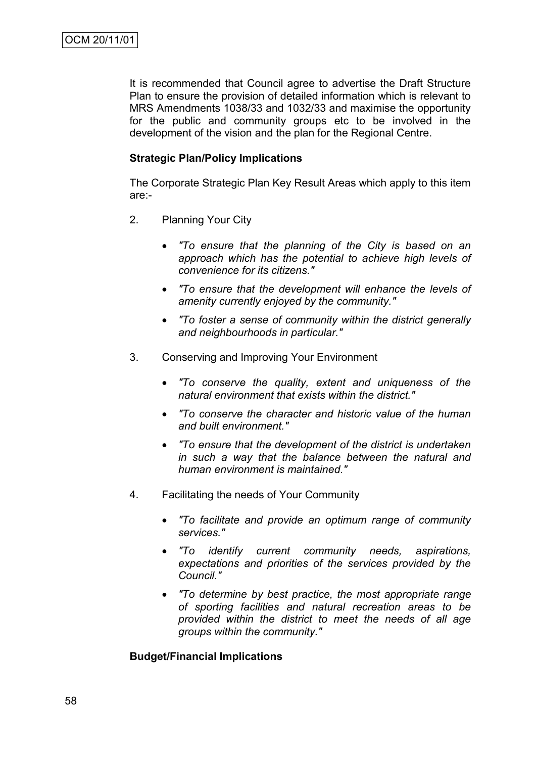It is recommended that Council agree to advertise the Draft Structure Plan to ensure the provision of detailed information which is relevant to MRS Amendments 1038/33 and 1032/33 and maximise the opportunity for the public and community groups etc to be involved in the development of the vision and the plan for the Regional Centre.

**Strategic Plan/Policy Implications**

The Corporate Strategic Plan Key Result Areas which apply to this item are:-

2. Planning Your City

   - *"To ensure that the planning of the City is based on an approach which has the potential to achieve high levels of convenience for its citizens."*
   - *"To ensure that the development will enhance the levels of amenity currently enjoyed by the community."*
   - *"To foster a sense of community within the district generally and neighbourhoods in particular."*

3. Conserving and Improving Your Environment

   - *"To conserve the quality, extent and uniqueness of the natural environment that exists within the district."*
   - *"To conserve the character and historic value of the human and built environment."*
   - *"To ensure that the development of the district is undertaken in such a way that the balance between the natural and human environment is maintained."*

4. Facilitating the needs of Your Community

   - *"To facilitate and provide an optimum range of community services."*
   - *"To identify current community needs, aspirations, expectations and priorities of the services provided by the Council."*
   - *"To determine by best practice, the most appropriate range of sporting facilities and natural recreation areas to be provided within the district to meet the needs of all age groups within the community."*

**Budget/Financial Implications**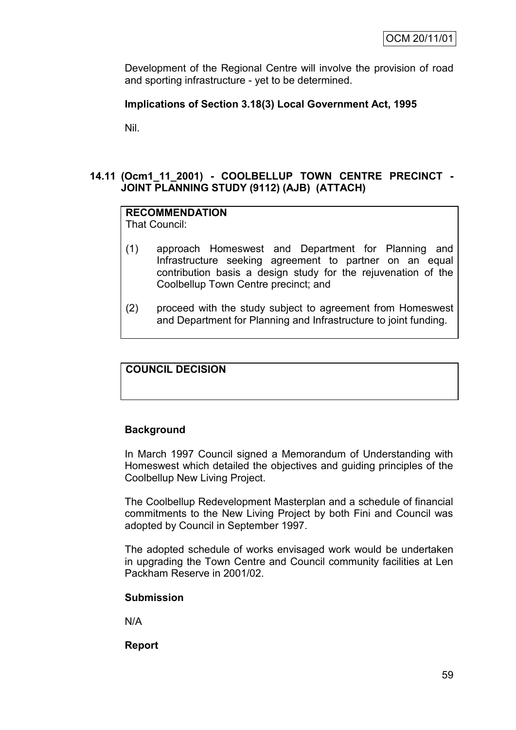Development of the Regional Centre will involve the provision of road and sporting infrastructure - yet to be determined.

**Implications of Section 3.18(3) Local Government Act, 1995**

Nil.

## 14.11 (Ocm1_11_2001) - COOLBELLUP TOWN CENTRE PRECINCT - JOINT PLANNING STUDY (9112) (AJB) (ATTACH)

**RECOMMENDATION**
That Council:

(1) approach Homeswest and Department for Planning and Infrastructure seeking agreement to partner on an equal contribution basis a design study for the rejuvenation of the Coolbellup Town Centre precinct; and

(2) proceed with the study subject to agreement from Homeswest and Department for Planning and Infrastructure to joint funding.

**COUNCIL DECISION**

**Background**

In March 1997 Council signed a Memorandum of Understanding with Homeswest which detailed the objectives and guiding principles of the Coolbellup New Living Project.

The Coolbellup Redevelopment Masterplan and a schedule of financial commitments to the New Living Project by both Fini and Council was adopted by Council in September 1997.

The adopted schedule of works envisaged work would be undertaken in upgrading the Town Centre and Council community facilities at Len Packham Reserve in 2001/02.

**Submission**

N/A

**Report**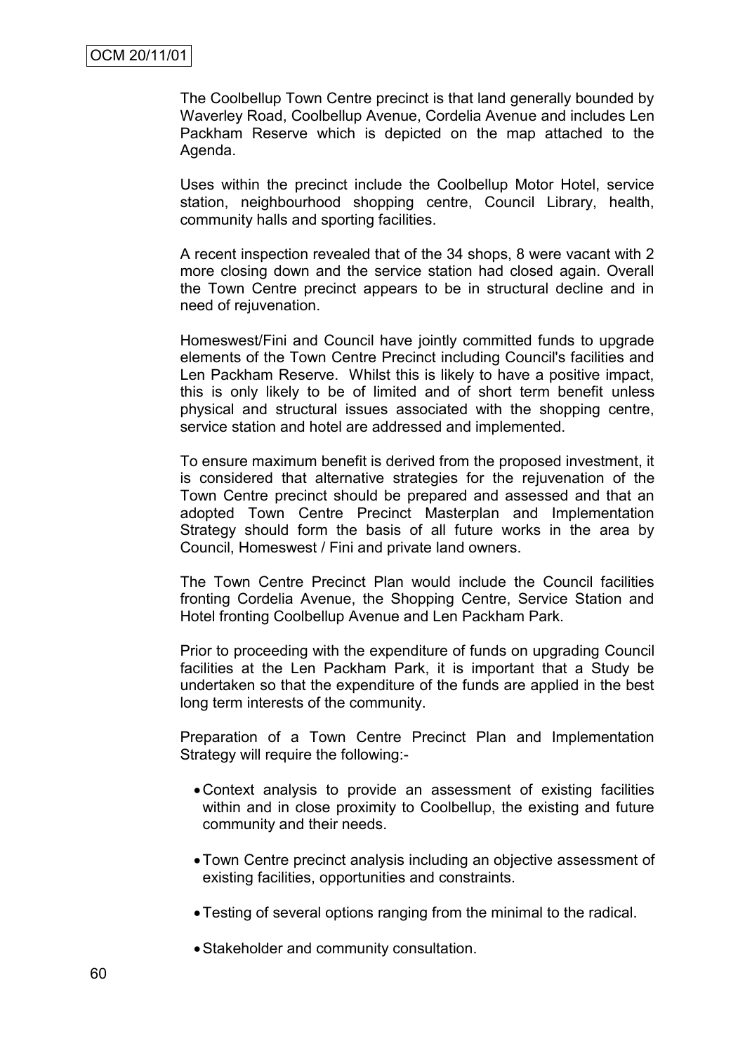The Coolbellup Town Centre precinct is that land generally bounded by Waverley Road, Coolbellup Avenue, Cordelia Avenue and includes Len Packham Reserve which is depicted on the map attached to the Agenda.

Uses within the precinct include the Coolbellup Motor Hotel, service station, neighbourhood shopping centre, Council Library, health, community halls and sporting facilities.

A recent inspection revealed that of the 34 shops, 8 were vacant with 2 more closing down and the service station had closed again. Overall the Town Centre precinct appears to be in structural decline and in need of rejuvenation.

Homeswest/Fini and Council have jointly committed funds to upgrade elements of the Town Centre Precinct including Council's facilities and Len Packham Reserve. Whilst this is likely to have a positive impact, this is only likely to be of limited and of short term benefit unless physical and structural issues associated with the shopping centre, service station and hotel are addressed and implemented.

To ensure maximum benefit is derived from the proposed investment, it is considered that alternative strategies for the rejuvenation of the Town Centre precinct should be prepared and assessed and that an adopted Town Centre Precinct Masterplan and Implementation Strategy should form the basis of all future works in the area by Council, Homeswest / Fini and private land owners.

The Town Centre Precinct Plan would include the Council facilities fronting Cordelia Avenue, the Shopping Centre, Service Station and Hotel fronting Coolbellup Avenue and Len Packham Park.

Prior to proceeding with the expenditure of funds on upgrading Council facilities at the Len Packham Park, it is important that a Study be undertaken so that the expenditure of the funds are applied in the best long term interests of the community.

Preparation of a Town Centre Precinct Plan and Implementation Strategy will require the following:-

- Context analysis to provide an assessment of existing facilities within and in close proximity to Coolbellup, the existing and future community and their needs.
- Town Centre precinct analysis including an objective assessment of existing facilities, opportunities and constraints.
- Testing of several options ranging from the minimal to the radical.
- Stakeholder and community consultation.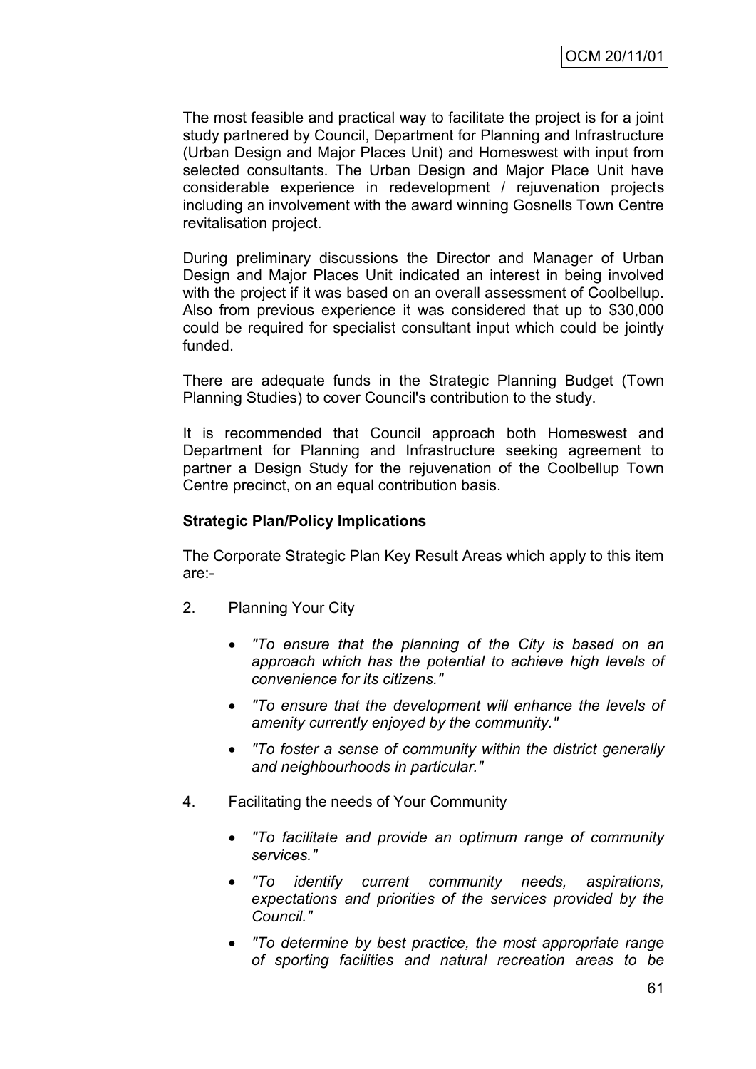The most feasible and practical way to facilitate the project is for a joint study partnered by Council, Department for Planning and Infrastructure (Urban Design and Major Places Unit) and Homeswest with input from selected consultants. The Urban Design and Major Place Unit have considerable experience in redevelopment / rejuvenation projects including an involvement with the award winning Gosnells Town Centre revitalisation project.

During preliminary discussions the Director and Manager of Urban Design and Major Places Unit indicated an interest in being involved with the project if it was based on an overall assessment of Coolbellup. Also from previous experience it was considered that up to $30,000 could be required for specialist consultant input which could be jointly funded.

There are adequate funds in the Strategic Planning Budget (Town Planning Studies) to cover Council's contribution to the study.

It is recommended that Council approach both Homeswest and Department for Planning and Infrastructure seeking agreement to partner a Design Study for the rejuvenation of the Coolbellup Town Centre precinct, on an equal contribution basis.

**Strategic Plan/Policy Implications**

The Corporate Strategic Plan Key Result Areas which apply to this item are:-

2. Planning Your City

   - *"To ensure that the planning of the City is based on an approach which has the potential to achieve high levels of convenience for its citizens."*
   - *"To ensure that the development will enhance the levels of amenity currently enjoyed by the community."*
   - *"To foster a sense of community within the district generally and neighbourhoods in particular."*

4. Facilitating the needs of Your Community

   - *"To facilitate and provide an optimum range of community services."*
   - *"To identify current community needs, aspirations, expectations and priorities of the services provided by the Council."*
   - *"To determine by best practice, the most appropriate range of sporting facilities and natural recreation areas to be*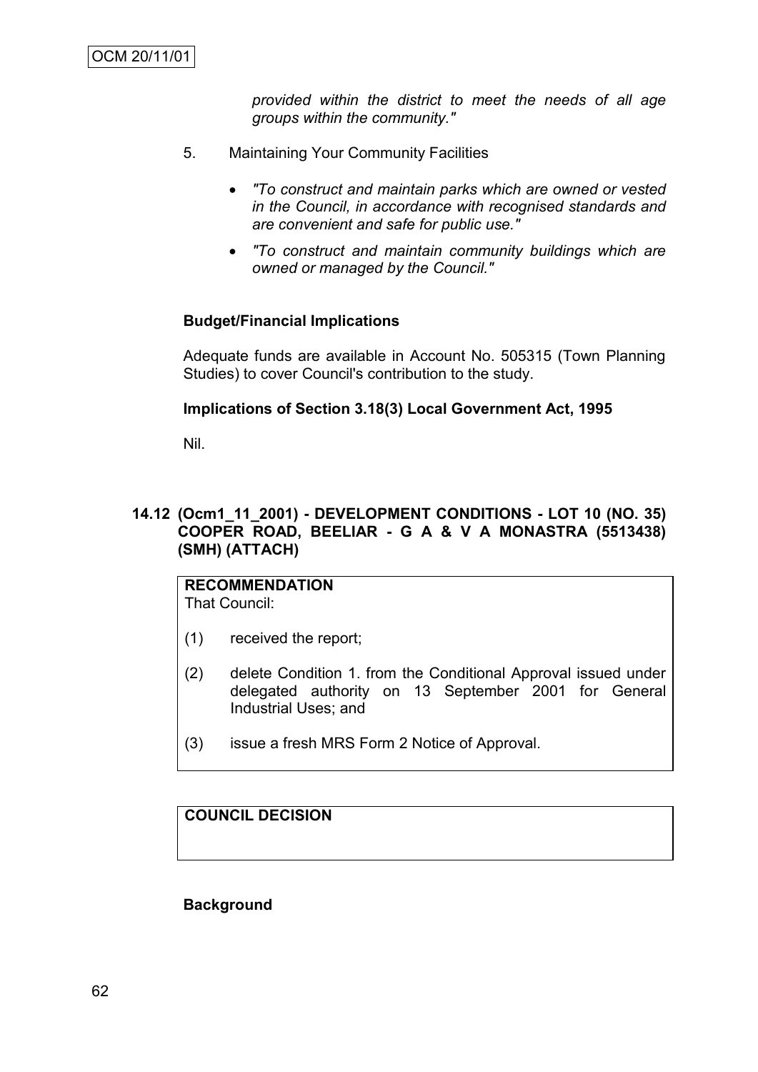*provided within the district to meet the needs of all age groups within the community."*

5. Maintaining Your Community Facilities

   - *"To construct and maintain parks which are owned or vested in the Council, in accordance with recognised standards and are convenient and safe for public use."*
   - *"To construct and maintain community buildings which are owned or managed by the Council."*

**Budget/Financial Implications**

Adequate funds are available in Account No. 505315 (Town Planning Studies) to cover Council's contribution to the study.

**Implications of Section 3.18(3) Local Government Act, 1995**

Nil.

### 14.12 (Ocm1_11_2001) - DEVELOPMENT CONDITIONS - LOT 10 (NO. 35) COOPER ROAD, BEELIAR - G A & V A MONASTRA (5513438) (SMH) (ATTACH)

**RECOMMENDATION**
That Council:

(1) received the report;

(2) delete Condition 1. from the Conditional Approval issued under delegated authority on 13 September 2001 for General Industrial Uses; and

(3) issue a fresh MRS Form 2 Notice of Approval.

**COUNCIL DECISION**

**Background**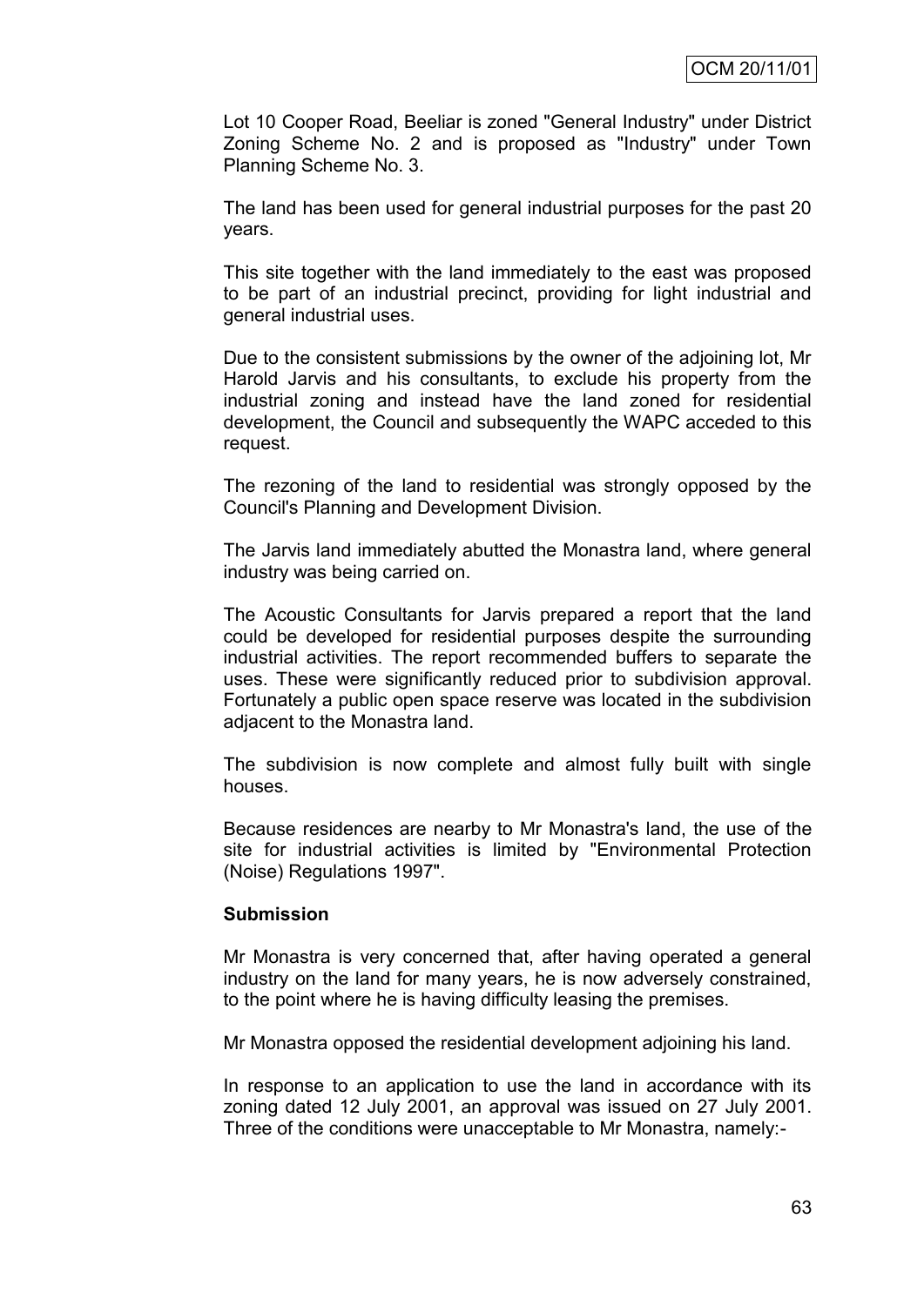Lot 10 Cooper Road, Beeliar is zoned "General Industry" under District Zoning Scheme No. 2 and is proposed as "Industry" under Town Planning Scheme No. 3.

The land has been used for general industrial purposes for the past 20 years.

This site together with the land immediately to the east was proposed to be part of an industrial precinct, providing for light industrial and general industrial uses.

Due to the consistent submissions by the owner of the adjoining lot, Mr Harold Jarvis and his consultants, to exclude his property from the industrial zoning and instead have the land zoned for residential development, the Council and subsequently the WAPC acceded to this request.

The rezoning of the land to residential was strongly opposed by the Council's Planning and Development Division.

The Jarvis land immediately abutted the Monastra land, where general industry was being carried on.

The Acoustic Consultants for Jarvis prepared a report that the land could be developed for residential purposes despite the surrounding industrial activities. The report recommended buffers to separate the uses. These were significantly reduced prior to subdivision approval. Fortunately a public open space reserve was located in the subdivision adjacent to the Monastra land.

The subdivision is now complete and almost fully built with single houses.

Because residences are nearby to Mr Monastra's land, the use of the site for industrial activities is limited by "Environmental Protection (Noise) Regulations 1997".

**Submission**

Mr Monastra is very concerned that, after having operated a general industry on the land for many years, he is now adversely constrained, to the point where he is having difficulty leasing the premises.

Mr Monastra opposed the residential development adjoining his land.

In response to an application to use the land in accordance with its zoning dated 12 July 2001, an approval was issued on 27 July 2001. Three of the conditions were unacceptable to Mr Monastra, namely:-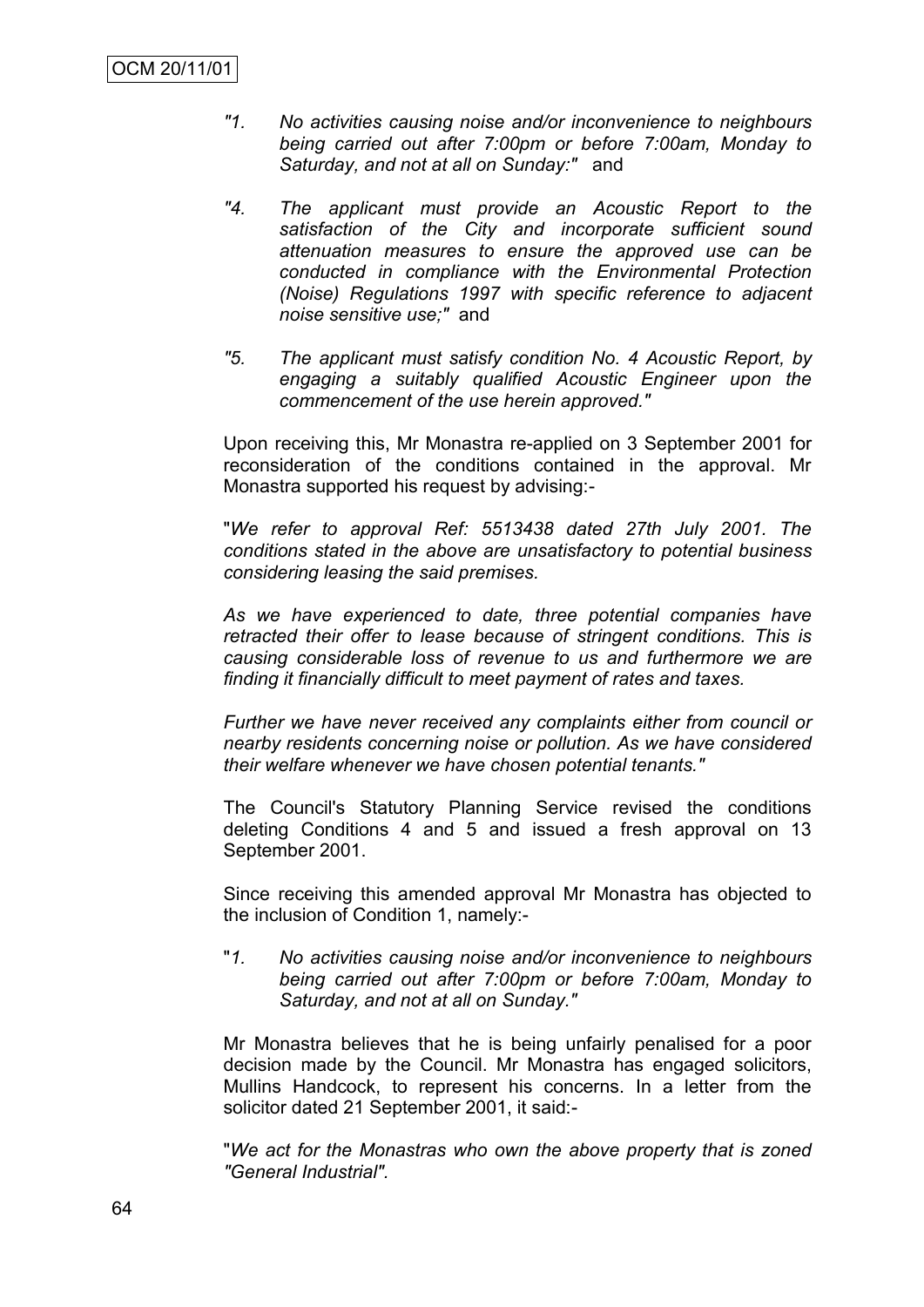*"1. No activities causing noise and/or inconvenience to neighbours being carried out after 7:00pm or before 7:00am, Monday to Saturday, and not at all on Sunday:"* and

*"4. The applicant must provide an Acoustic Report to the satisfaction of the City and incorporate sufficient sound attenuation measures to ensure the approved use can be conducted in compliance with the Environmental Protection (Noise) Regulations 1997 with specific reference to adjacent noise sensitive use;"* and

*"5. The applicant must satisfy condition No. 4 Acoustic Report, by engaging a suitably qualified Acoustic Engineer upon the commencement of the use herein approved."*

Upon receiving this, Mr Monastra re-applied on 3 September 2001 for reconsideration of the conditions contained in the approval. Mr Monastra supported his request by advising:-

"*We refer to approval Ref: 5513438 dated 27th July 2001. The conditions stated in the above are unsatisfactory to potential business considering leasing the said premises.*

*As we have experienced to date, three potential companies have retracted their offer to lease because of stringent conditions. This is causing considerable loss of revenue to us and furthermore we are finding it financially difficult to meet payment of rates and taxes.*

*Further we have never received any complaints either from council or nearby residents concerning noise or pollution. As we have considered their welfare whenever we have chosen potential tenants."*

The Council's Statutory Planning Service revised the conditions deleting Conditions 4 and 5 and issued a fresh approval on 13 September 2001.

Since receiving this amended approval Mr Monastra has objected to the inclusion of Condition 1, namely:-

"*1. No activities causing noise and/or inconvenience to neighbours being carried out after 7:00pm or before 7:00am, Monday to Saturday, and not at all on Sunday."*

Mr Monastra believes that he is being unfairly penalised for a poor decision made by the Council. Mr Monastra has engaged solicitors, Mullins Handcock, to represent his concerns. In a letter from the solicitor dated 21 September 2001, it said:-

"*We act for the Monastras who own the above property that is zoned "General Industrial".*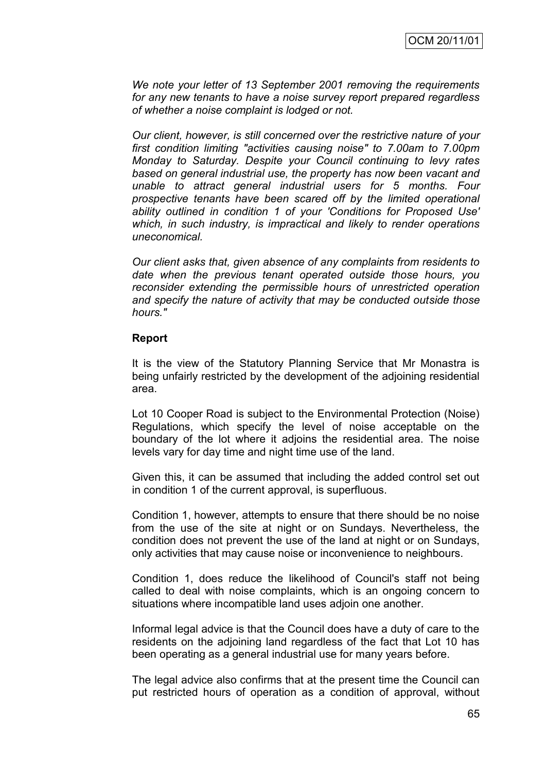*We note your letter of 13 September 2001 removing the requirements for any new tenants to have a noise survey report prepared regardless of whether a noise complaint is lodged or not.*

*Our client, however, is still concerned over the restrictive nature of your first condition limiting "activities causing noise" to 7.00am to 7.00pm Monday to Saturday. Despite your Council continuing to levy rates based on general industrial use, the property has now been vacant and unable to attract general industrial users for 5 months. Four prospective tenants have been scared off by the limited operational ability outlined in condition 1 of your 'Conditions for Proposed Use' which, in such industry, is impractical and likely to render operations uneconomical.*

*Our client asks that, given absence of any complaints from residents to date when the previous tenant operated outside those hours, you reconsider extending the permissible hours of unrestricted operation and specify the nature of activity that may be conducted outside those hours."*

**Report**

It is the view of the Statutory Planning Service that Mr Monastra is being unfairly restricted by the development of the adjoining residential area.

Lot 10 Cooper Road is subject to the Environmental Protection (Noise) Regulations, which specify the level of noise acceptable on the boundary of the lot where it adjoins the residential area. The noise levels vary for day time and night time use of the land.

Given this, it can be assumed that including the added control set out in condition 1 of the current approval, is superfluous.

Condition 1, however, attempts to ensure that there should be no noise from the use of the site at night or on Sundays. Nevertheless, the condition does not prevent the use of the land at night or on Sundays, only activities that may cause noise or inconvenience to neighbours.

Condition 1, does reduce the likelihood of Council's staff not being called to deal with noise complaints, which is an ongoing concern to situations where incompatible land uses adjoin one another.

Informal legal advice is that the Council does have a duty of care to the residents on the adjoining land regardless of the fact that Lot 10 has been operating as a general industrial use for many years before.

The legal advice also confirms that at the present time the Council can put restricted hours of operation as a condition of approval, without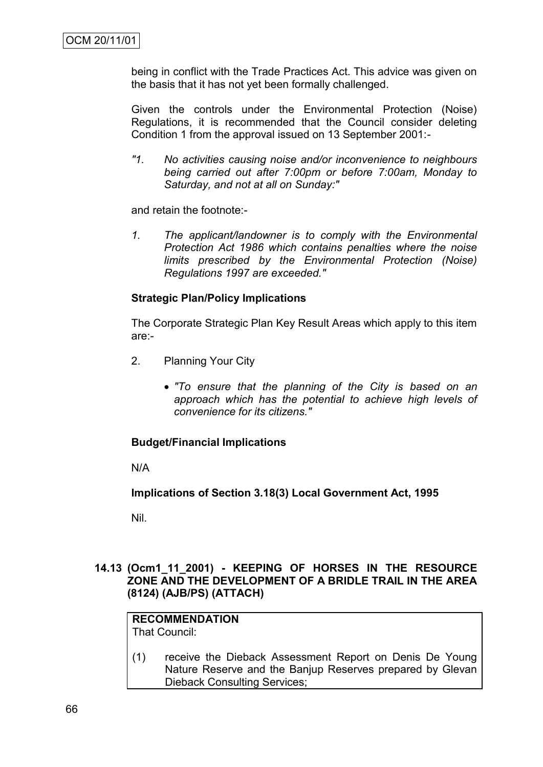being in conflict with the Trade Practices Act. This advice was given on the basis that it has not yet been formally challenged.

Given the controls under the Environmental Protection (Noise) Regulations, it is recommended that the Council consider deleting Condition 1 from the approval issued on 13 September 2001:-

*"1. No activities causing noise and/or inconvenience to neighbours being carried out after 7:00pm or before 7:00am, Monday to Saturday, and not at all on Sunday:"*

and retain the footnote:-

*1. The applicant/landowner is to comply with the Environmental Protection Act 1986 which contains penalties where the noise limits prescribed by the Environmental Protection (Noise) Regulations 1997 are exceeded."*

**Strategic Plan/Policy Implications**

The Corporate Strategic Plan Key Result Areas which apply to this item are:-

2. Planning Your City

   - *"To ensure that the planning of the City is based on an approach which has the potential to achieve high levels of convenience for its citizens."*

**Budget/Financial Implications**

N/A

**Implications of Section 3.18(3) Local Government Act, 1995**

Nil.

## 14.13 (Ocm1_11_2001) - KEEPING OF HORSES IN THE RESOURCE ZONE AND THE DEVELOPMENT OF A BRIDLE TRAIL IN THE AREA (8124) (AJB/PS) (ATTACH)

**RECOMMENDATION**
That Council:

(1) receive the Dieback Assessment Report on Denis De Young Nature Reserve and the Banjup Reserves prepared by Glevan Dieback Consulting Services;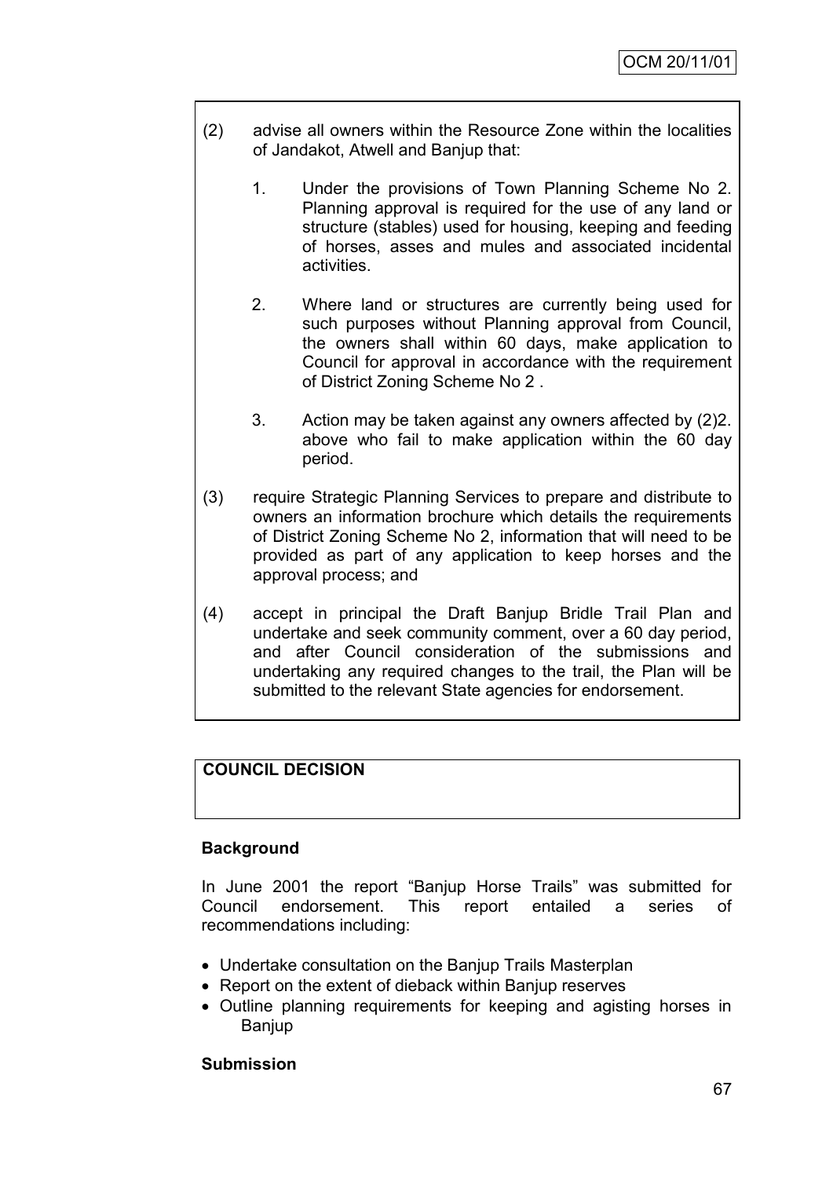(2) advise all owners within the Resource Zone within the localities of Jandakot, Atwell and Banjup that:

1. Under the provisions of Town Planning Scheme No 2. Planning approval is required for the use of any land or structure (stables) used for housing, keeping and feeding of horses, asses and mules and associated incidental activities.

2. Where land or structures are currently being used for such purposes without Planning approval from Council, the owners shall within 60 days, make application to Council for approval in accordance with the requirement of District Zoning Scheme No 2 .

3. Action may be taken against any owners affected by (2)2. above who fail to make application within the 60 day period.

(3) require Strategic Planning Services to prepare and distribute to owners an information brochure which details the requirements of District Zoning Scheme No 2, information that will need to be provided as part of any application to keep horses and the approval process; and

(4) accept in principal the Draft Banjup Bridle Trail Plan and undertake and seek community comment, over a 60 day period, and after Council consideration of the submissions and undertaking any required changes to the trail, the Plan will be submitted to the relevant State agencies for endorsement.

**COUNCIL DECISION**

**Background**

In June 2001 the report "Banjup Horse Trails" was submitted for Council endorsement. This report entailed a series of recommendations including:

- Undertake consultation on the Banjup Trails Masterplan
- Report on the extent of dieback within Banjup reserves
- Outline planning requirements for keeping and agisting horses in Banjup

**Submission**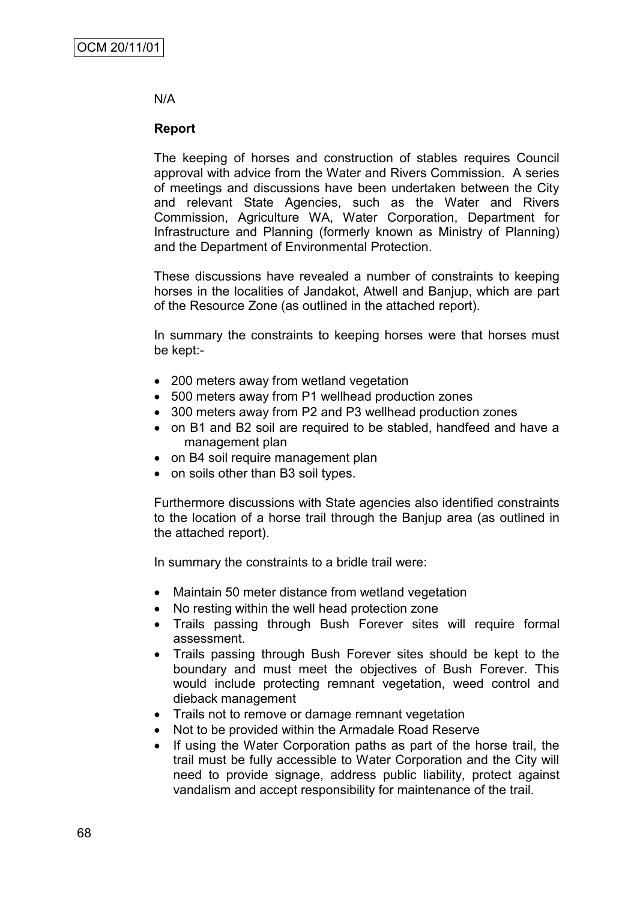N/A

**Report**

The keeping of horses and construction of stables requires Council approval with advice from the Water and Rivers Commission. A series of meetings and discussions have been undertaken between the City and relevant State Agencies, such as the Water and Rivers Commission, Agriculture WA, Water Corporation, Department for Infrastructure and Planning (formerly known as Ministry of Planning) and the Department of Environmental Protection.

These discussions have revealed a number of constraints to keeping horses in the localities of Jandakot, Atwell and Banjup, which are part of the Resource Zone (as outlined in the attached report).

In summary the constraints to keeping horses were that horses must be kept:-

- 200 meters away from wetland vegetation
- 500 meters away from P1 wellhead production zones
- 300 meters away from P2 and P3 wellhead production zones
- on B1 and B2 soil are required to be stabled, handfeed and have a management plan
- on B4 soil require management plan
- on soils other than B3 soil types.

Furthermore discussions with State agencies also identified constraints to the location of a horse trail through the Banjup area (as outlined in the attached report).

In summary the constraints to a bridle trail were:

- Maintain 50 meter distance from wetland vegetation
- No resting within the well head protection zone
- Trails passing through Bush Forever sites will require formal assessment.
- Trails passing through Bush Forever sites should be kept to the boundary and must meet the objectives of Bush Forever. This would include protecting remnant vegetation, weed control and dieback management
- Trails not to remove or damage remnant vegetation
- Not to be provided within the Armadale Road Reserve
- If using the Water Corporation paths as part of the horse trail, the trail must be fully accessible to Water Corporation and the City will need to provide signage, address public liability, protect against vandalism and accept responsibility for maintenance of the trail.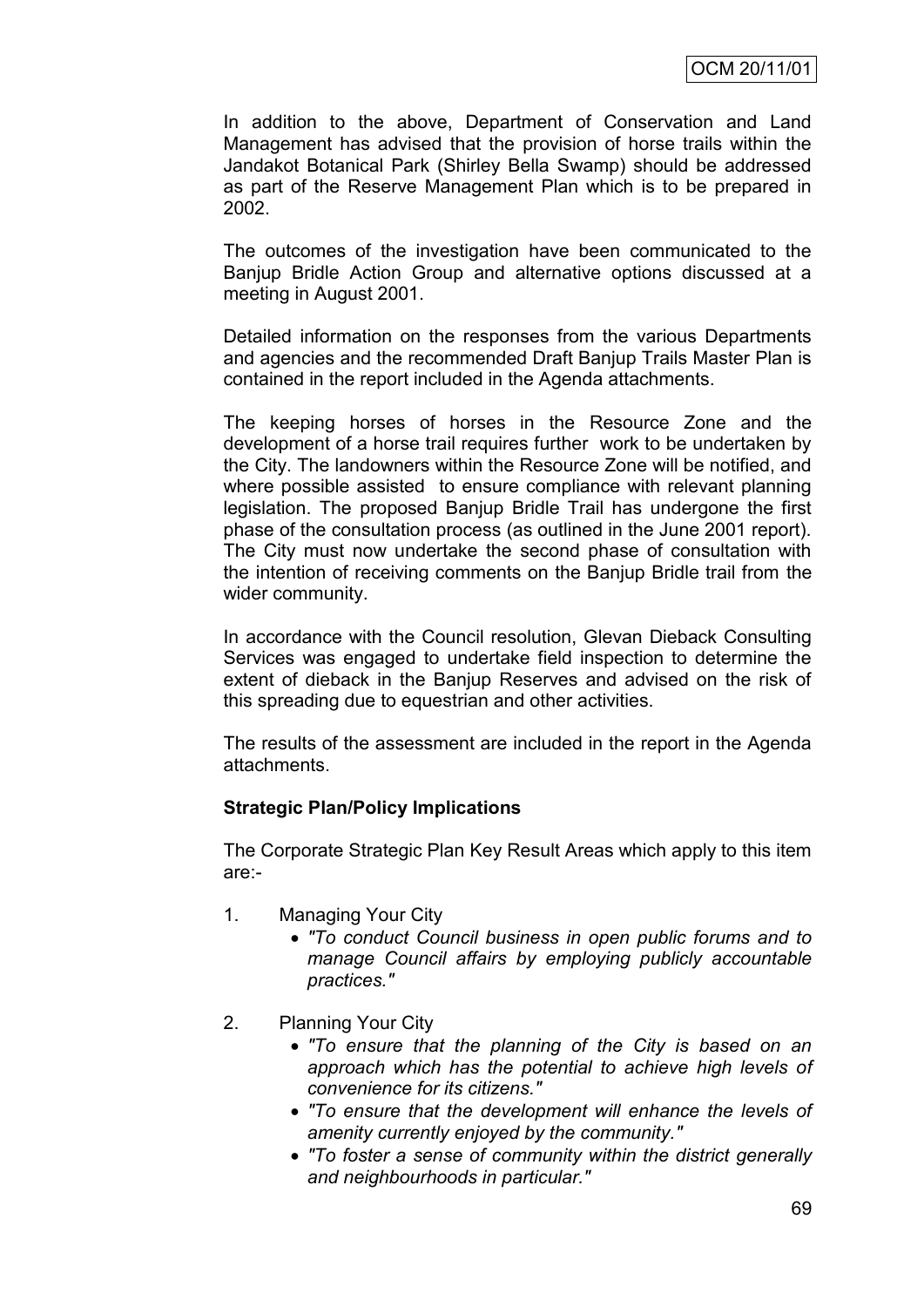In addition to the above, Department of Conservation and Land Management has advised that the provision of horse trails within the Jandakot Botanical Park (Shirley Bella Swamp) should be addressed as part of the Reserve Management Plan which is to be prepared in 2002.

The outcomes of the investigation have been communicated to the Banjup Bridle Action Group and alternative options discussed at a meeting in August 2001.

Detailed information on the responses from the various Departments and agencies and the recommended Draft Banjup Trails Master Plan is contained in the report included in the Agenda attachments.

The keeping horses of horses in the Resource Zone and the development of a horse trail requires further work to be undertaken by the City. The landowners within the Resource Zone will be notified, and where possible assisted to ensure compliance with relevant planning legislation. The proposed Banjup Bridle Trail has undergone the first phase of the consultation process (as outlined in the June 2001 report). The City must now undertake the second phase of consultation with the intention of receiving comments on the Banjup Bridle trail from the wider community.

In accordance with the Council resolution, Glevan Dieback Consulting Services was engaged to undertake field inspection to determine the extent of dieback in the Banjup Reserves and advised on the risk of this spreading due to equestrian and other activities.

The results of the assessment are included in the report in the Agenda attachments.

**Strategic Plan/Policy Implications**

The Corporate Strategic Plan Key Result Areas which apply to this item are:-

1. Managing Your City
   - *"To conduct Council business in open public forums and to manage Council affairs by employing publicly accountable practices."*

2. Planning Your City
   - *"To ensure that the planning of the City is based on an approach which has the potential to achieve high levels of convenience for its citizens."*
   - *"To ensure that the development will enhance the levels of amenity currently enjoyed by the community."*
   - *"To foster a sense of community within the district generally and neighbourhoods in particular."*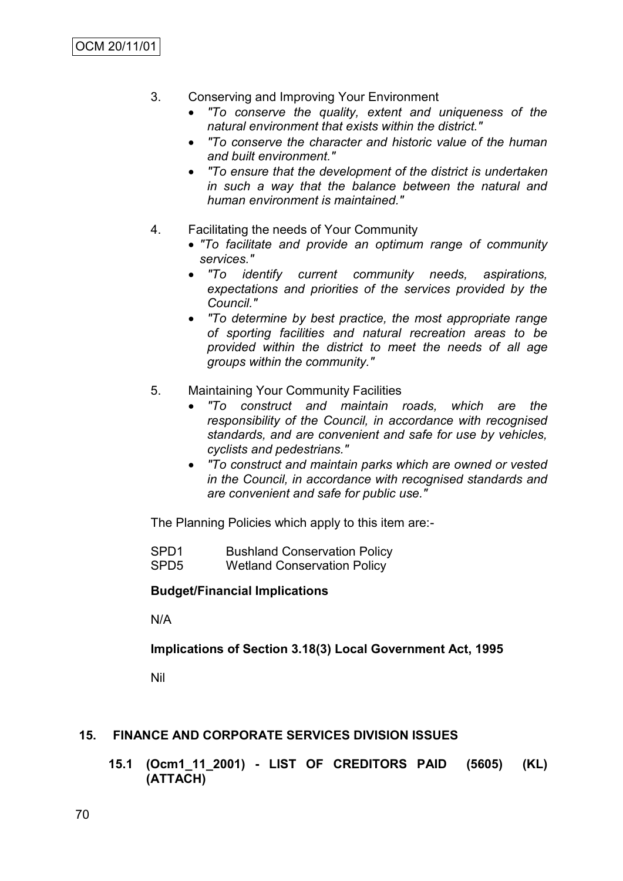3. Conserving and Improving Your Environment
   - *"To conserve the quality, extent and uniqueness of the natural environment that exists within the district."*
   - *"To conserve the character and historic value of the human and built environment."*
   - *"To ensure that the development of the district is undertaken in such a way that the balance between the natural and human environment is maintained."*

4. Facilitating the needs of Your Community
   - *"To facilitate and provide an optimum range of community services."*
   - *"To identify current community needs, aspirations, expectations and priorities of the services provided by the Council."*
   - *"To determine by best practice, the most appropriate range of sporting facilities and natural recreation areas to be provided within the district to meet the needs of all age groups within the community."*

5. Maintaining Your Community Facilities
   - *"To construct and maintain roads, which are the responsibility of the Council, in accordance with recognised standards, and are convenient and safe for use by vehicles, cyclists and pedestrians."*
   - *"To construct and maintain parks which are owned or vested in the Council, in accordance with recognised standards and are convenient and safe for public use."*

The Planning Policies which apply to this item are:-

SPD1 Bushland Conservation Policy
SPD5 Wetland Conservation Policy

**Budget/Financial Implications**

N/A

**Implications of Section 3.18(3) Local Government Act, 1995**

Nil

## 15. FINANCE AND CORPORATE SERVICES DIVISION ISSUES

### 15.1 (Ocm1_11_2001) - LIST OF CREDITORS PAID (5605) (KL) (ATTACH)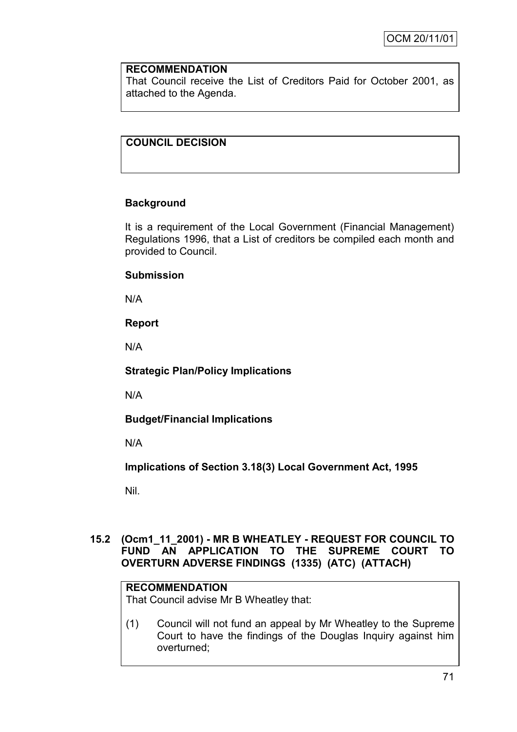**RECOMMENDATION**

That Council receive the List of Creditors Paid for October 2001, as attached to the Agenda.

**COUNCIL DECISION**

**Background**

It is a requirement of the Local Government (Financial Management) Regulations 1996, that a List of creditors be compiled each month and provided to Council.

**Submission**

N/A

**Report**

N/A

**Strategic Plan/Policy Implications**

N/A

**Budget/Financial Implications**

N/A

**Implications of Section 3.18(3) Local Government Act, 1995**

Nil.

### 15.2 (Ocm1_11_2001) - MR B WHEATLEY - REQUEST FOR COUNCIL TO FUND AN APPLICATION TO THE SUPREME COURT TO OVERTURN ADVERSE FINDINGS (1335) (ATC) (ATTACH)

**RECOMMENDATION**

That Council advise Mr B Wheatley that:

(1) Council will not fund an appeal by Mr Wheatley to the Supreme Court to have the findings of the Douglas Inquiry against him overturned;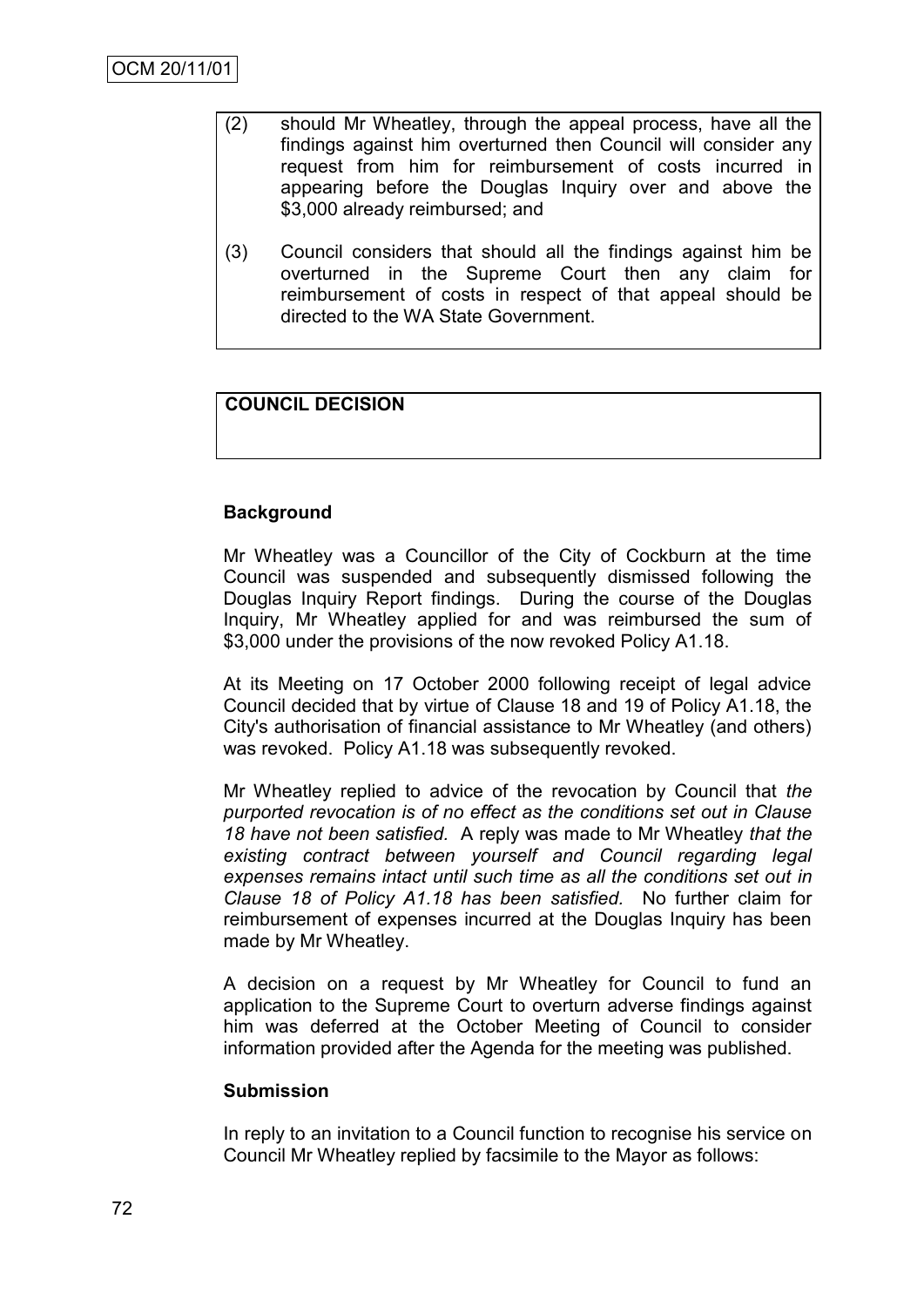(2) should Mr Wheatley, through the appeal process, have all the findings against him overturned then Council will consider any request from him for reimbursement of costs incurred in appearing before the Douglas Inquiry over and above the $3,000 already reimbursed; and

(3) Council considers that should all the findings against him be overturned in the Supreme Court then any claim for reimbursement of costs in respect of that appeal should be directed to the WA State Government.

**COUNCIL DECISION**

**Background**

Mr Wheatley was a Councillor of the City of Cockburn at the time Council was suspended and subsequently dismissed following the Douglas Inquiry Report findings. During the course of the Douglas Inquiry, Mr Wheatley applied for and was reimbursed the sum of $3,000 under the provisions of the now revoked Policy A1.18.

At its Meeting on 17 October 2000 following receipt of legal advice Council decided that by virtue of Clause 18 and 19 of Policy A1.18, the City's authorisation of financial assistance to Mr Wheatley (and others) was revoked. Policy A1.18 was subsequently revoked.

Mr Wheatley replied to advice of the revocation by Council that *the purported revocation is of no effect as the conditions set out in Clause 18 have not been satisfied.* A reply was made to Mr Wheatley *that the existing contract between yourself and Council regarding legal expenses remains intact until such time as all the conditions set out in Clause 18 of Policy A1.18 has been satisfied.* No further claim for reimbursement of expenses incurred at the Douglas Inquiry has been made by Mr Wheatley.

A decision on a request by Mr Wheatley for Council to fund an application to the Supreme Court to overturn adverse findings against him was deferred at the October Meeting of Council to consider information provided after the Agenda for the meeting was published.

**Submission**

In reply to an invitation to a Council function to recognise his service on Council Mr Wheatley replied by facsimile to the Mayor as follows: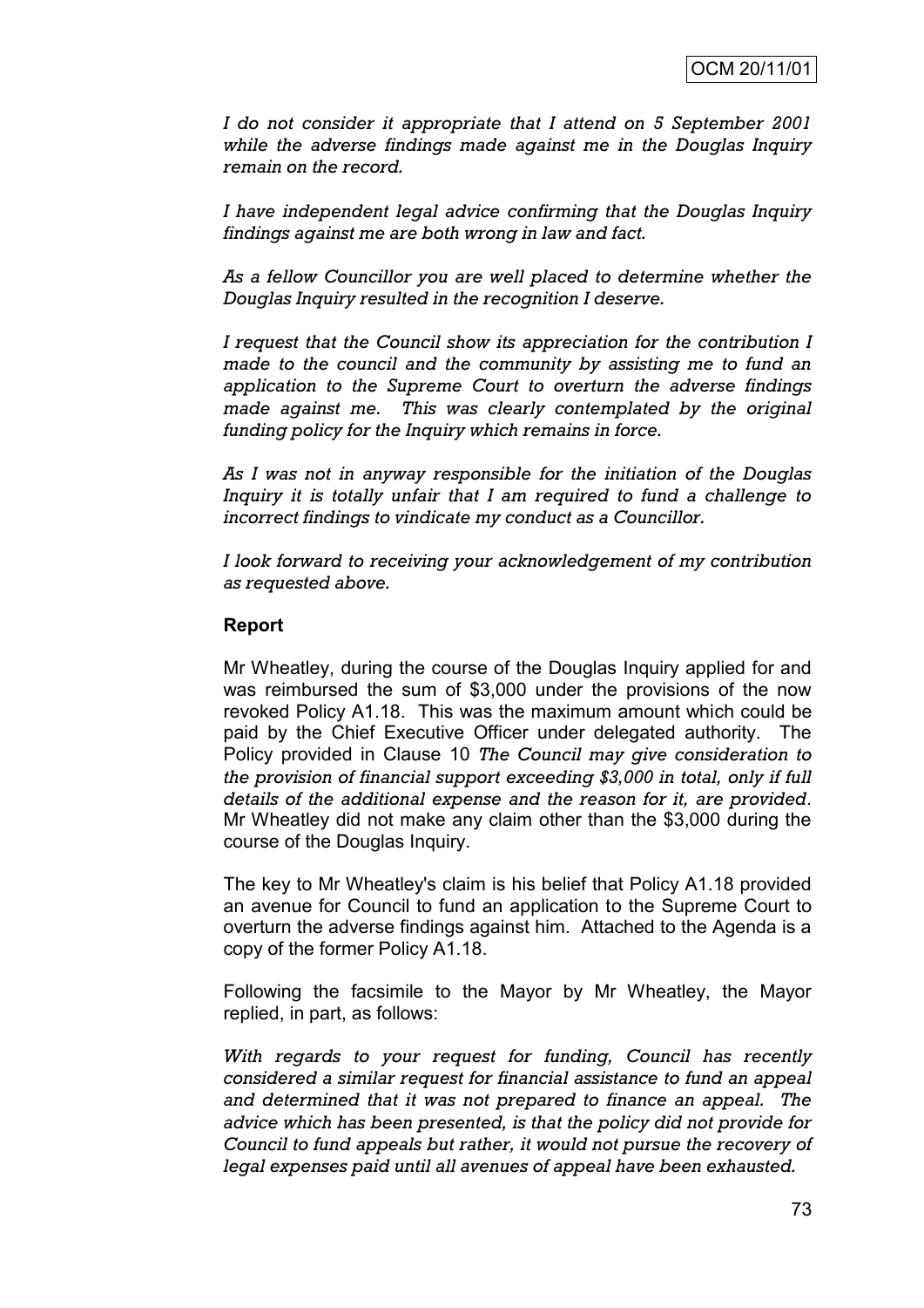*I do not consider it appropriate that I attend on 5 September 2001 while the adverse findings made against me in the Douglas Inquiry remain on the record.*

*I have independent legal advice confirming that the Douglas Inquiry findings against me are both wrong in law and fact.*

*As a fellow Councillor you are well placed to determine whether the Douglas Inquiry resulted in the recognition I deserve.*

*I request that the Council show its appreciation for the contribution I made to the council and the community by assisting me to fund an application to the Supreme Court to overturn the adverse findings made against me. This was clearly contemplated by the original funding policy for the Inquiry which remains in force.*

*As I was not in anyway responsible for the initiation of the Douglas Inquiry it is totally unfair that I am required to fund a challenge to incorrect findings to vindicate my conduct as a Councillor.*

*I look forward to receiving your acknowledgement of my contribution as requested above.*

**Report**

Mr Wheatley, during the course of the Douglas Inquiry applied for and was reimbursed the sum of $3,000 under the provisions of the now revoked Policy A1.18. This was the maximum amount which could be paid by the Chief Executive Officer under delegated authority. The Policy provided in Clause 10 *The Council may give consideration to the provision of financial support exceeding $3,000 in total, only if full details of the additional expense and the reason for it, are provided*. Mr Wheatley did not make any claim other than the $3,000 during the course of the Douglas Inquiry.

The key to Mr Wheatley's claim is his belief that Policy A1.18 provided an avenue for Council to fund an application to the Supreme Court to overturn the adverse findings against him. Attached to the Agenda is a copy of the former Policy A1.18.

Following the facsimile to the Mayor by Mr Wheatley, the Mayor replied, in part, as follows:

*With regards to your request for funding, Council has recently considered a similar request for financial assistance to fund an appeal and determined that it was not prepared to finance an appeal. The advice which has been presented, is that the policy did not provide for Council to fund appeals but rather, it would not pursue the recovery of legal expenses paid until all avenues of appeal have been exhausted.*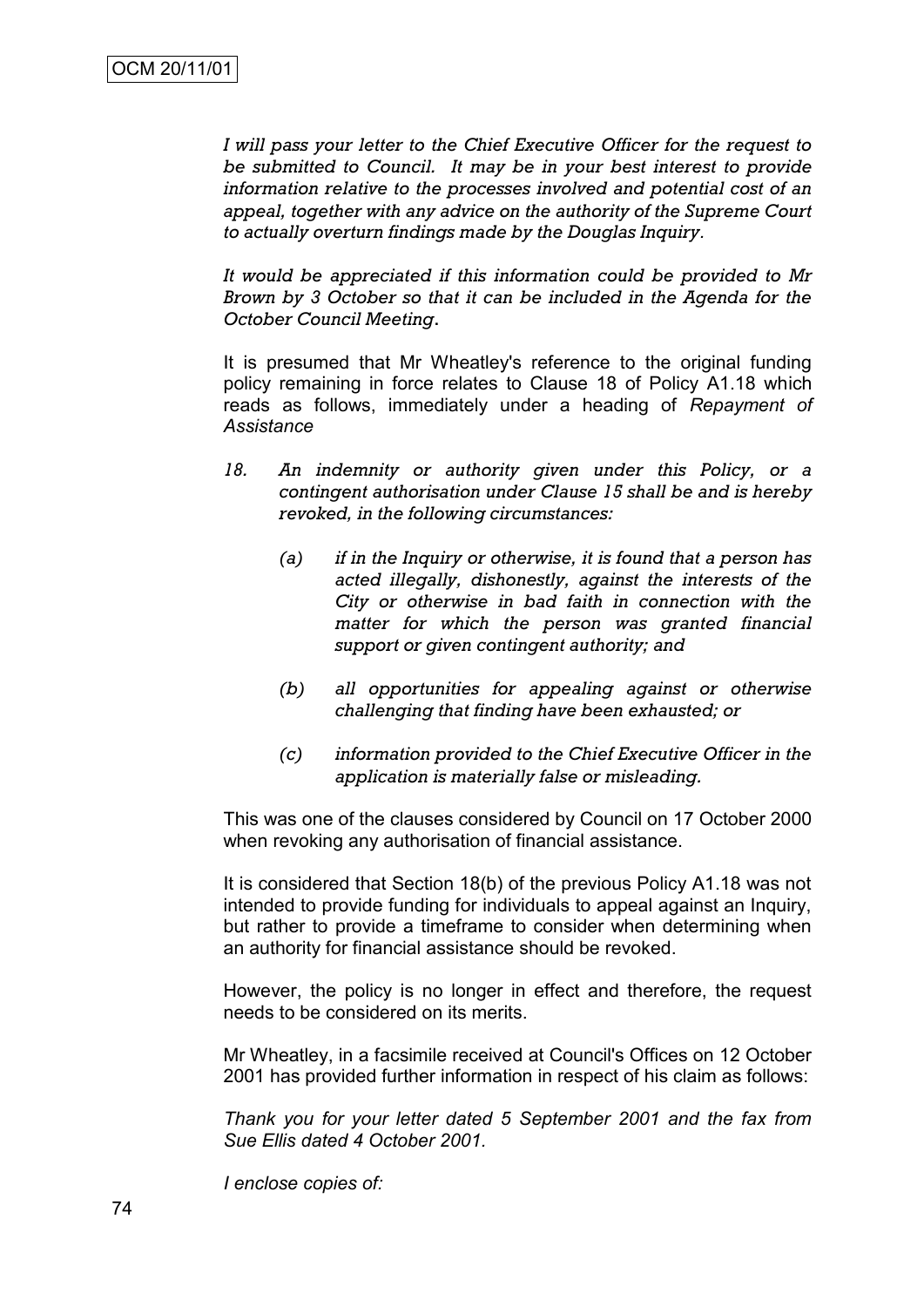*I will pass your letter to the Chief Executive Officer for the request to be submitted to Council. It may be in your best interest to provide information relative to the processes involved and potential cost of an appeal, together with any advice on the authority of the Supreme Court to actually overturn findings made by the Douglas Inquiry.*

*It would be appreciated if this information could be provided to Mr Brown by 3 October so that it can be included in the Agenda for the October Council Meeting.*

It is presumed that Mr Wheatley's reference to the original funding policy remaining in force relates to Clause 18 of Policy A1.18 which reads as follows, immediately under a heading of *Repayment of Assistance*

*18. An indemnity or authority given under this Policy, or a contingent authorisation under Clause 15 shall be and is hereby revoked, in the following circumstances:*

> *(a) if in the Inquiry or otherwise, it is found that a person has acted illegally, dishonestly, against the interests of the City or otherwise in bad faith in connection with the matter for which the person was granted financial support or given contingent authority; and*
>
> *(b) all opportunities for appealing against or otherwise challenging that finding have been exhausted; or*
>
> *(c) information provided to the Chief Executive Officer in the application is materially false or misleading.*

This was one of the clauses considered by Council on 17 October 2000 when revoking any authorisation of financial assistance.

It is considered that Section 18(b) of the previous Policy A1.18 was not intended to provide funding for individuals to appeal against an Inquiry, but rather to provide a timeframe to consider when determining when an authority for financial assistance should be revoked.

However, the policy is no longer in effect and therefore, the request needs to be considered on its merits.

Mr Wheatley, in a facsimile received at Council's Offices on 12 October 2001 has provided further information in respect of his claim as follows:

*Thank you for your letter dated 5 September 2001 and the fax from Sue Ellis dated 4 October 2001.*

*I enclose copies of:*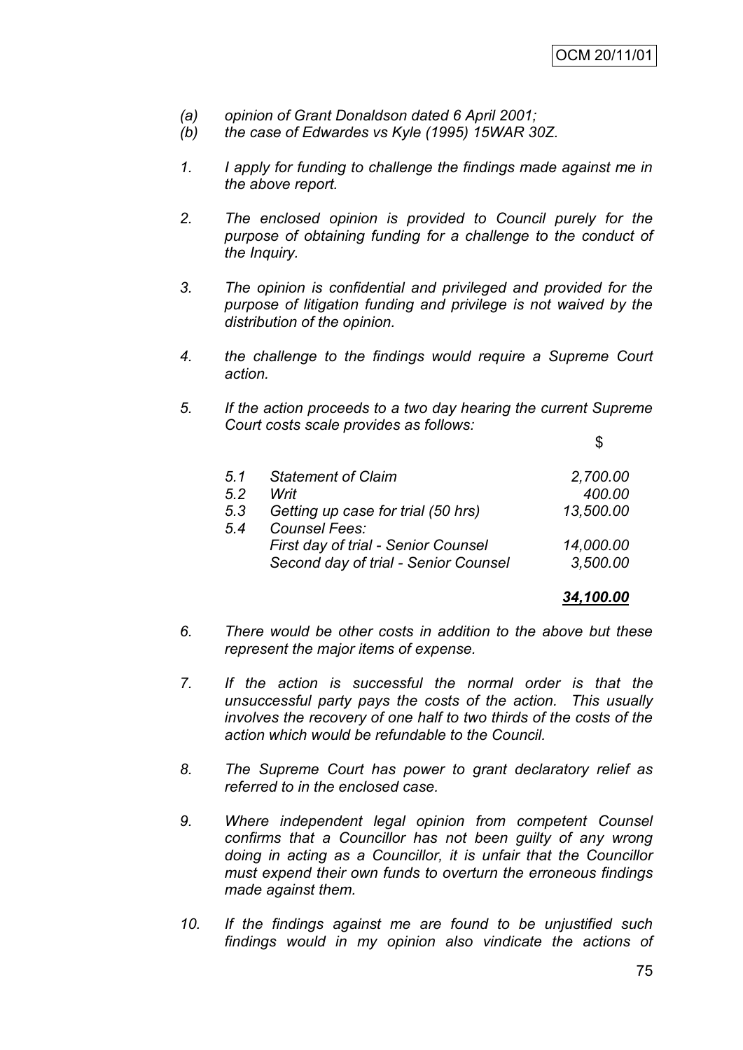*(a) opinion of Grant Donaldson dated 6 April 2001;*
*(b) the case of Edwardes vs Kyle (1995) 15WAR 30Z.*

1. *I apply for funding to challenge the findings made against me in the above report.*

2. *The enclosed opinion is provided to Council purely for the purpose of obtaining funding for a challenge to the conduct of the Inquiry.*

3. *The opinion is confidential and privileged and provided for the purpose of litigation funding and privilege is not waived by the distribution of the opinion.*

4. *the challenge to the findings would require a Supreme Court action.*

5. *If the action proceeds to a two day hearing the current Supreme Court costs scale provides as follows:*

| | | $ |
|---|---|---|
| *5.1* | *Statement of Claim* | *2,700.00* |
| *5.2* | *Writ* | *400.00* |
| *5.3* | *Getting up case for trial (50 hrs)* | *13,500.00* |
| *5.4* | *Counsel Fees:* | |
| | *First day of trial - Senior Counsel* | *14,000.00* |
| | *Second day of trial - Senior Counsel* | *3,500.00* |
| | | ***34,100.00*** |

6. *There would be other costs in addition to the above but these represent the major items of expense.*

7. *If the action is successful the normal order is that the unsuccessful party pays the costs of the action. This usually involves the recovery of one half to two thirds of the costs of the action which would be refundable to the Council.*

8. *The Supreme Court has power to grant declaratory relief as referred to in the enclosed case.*

9. *Where independent legal opinion from competent Counsel confirms that a Councillor has not been guilty of any wrong doing in acting as a Councillor, it is unfair that the Councillor must expend their own funds to overturn the erroneous findings made against them.*

10. *If the findings against me are found to be unjustified such findings would in my opinion also vindicate the actions of*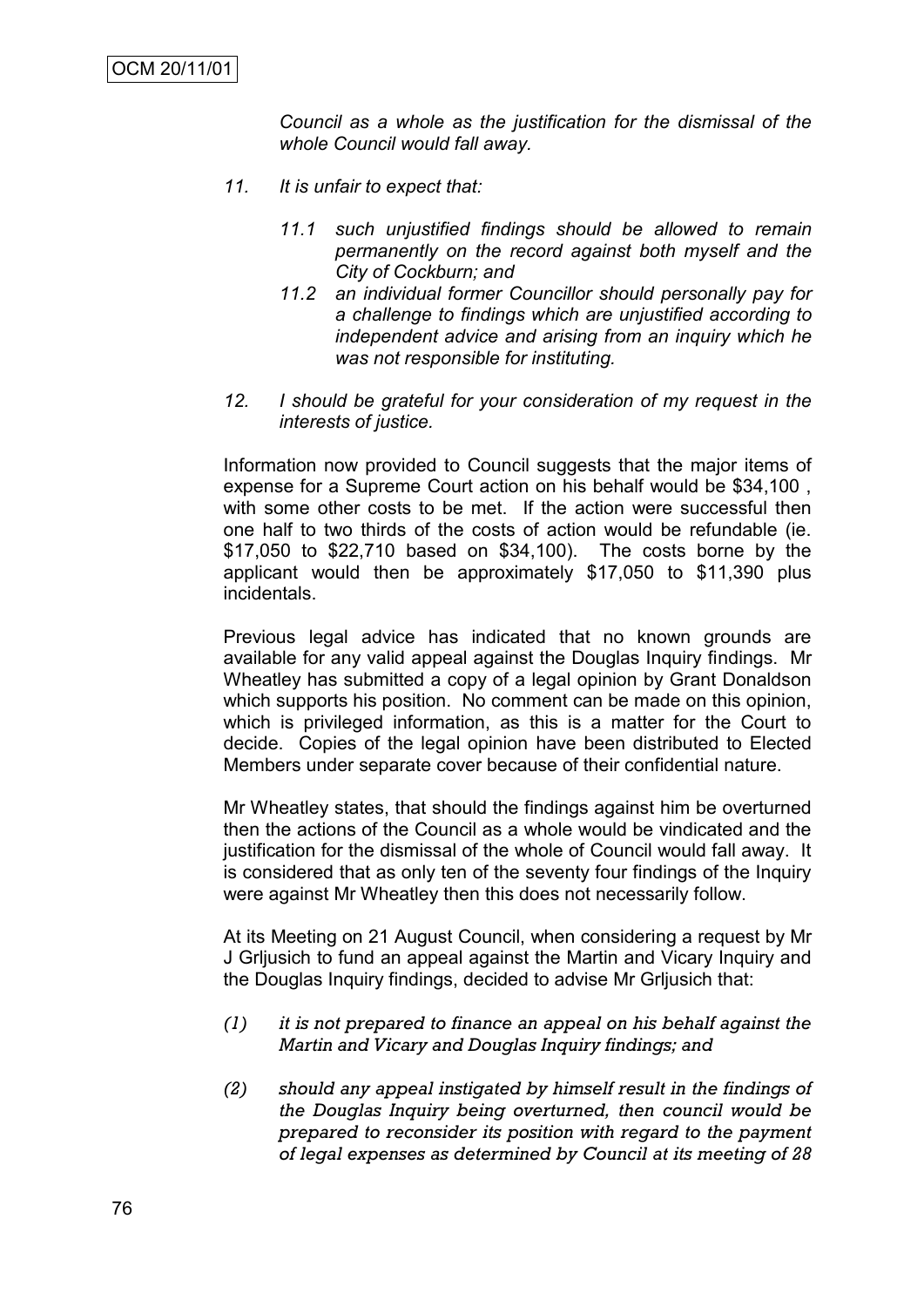*Council as a whole as the justification for the dismissal of the whole Council would fall away.*

*11. It is unfair to expect that:*

*11.1 such unjustified findings should be allowed to remain permanently on the record against both myself and the City of Cockburn; and*

*11.2 an individual former Councillor should personally pay for a challenge to findings which are unjustified according to independent advice and arising from an inquiry which he was not responsible for instituting.*

*12. I should be grateful for your consideration of my request in the interests of justice.*

Information now provided to Council suggests that the major items of expense for a Supreme Court action on his behalf would be $34,100 , with some other costs to be met. If the action were successful then one half to two thirds of the costs of action would be refundable (ie. $17,050 to $22,710 based on $34,100). The costs borne by the applicant would then be approximately $17,050 to $11,390 plus incidentals.

Previous legal advice has indicated that no known grounds are available for any valid appeal against the Douglas Inquiry findings. Mr Wheatley has submitted a copy of a legal opinion by Grant Donaldson which supports his position. No comment can be made on this opinion, which is privileged information, as this is a matter for the Court to decide. Copies of the legal opinion have been distributed to Elected Members under separate cover because of their confidential nature.

Mr Wheatley states, that should the findings against him be overturned then the actions of the Council as a whole would be vindicated and the justification for the dismissal of the whole of Council would fall away. It is considered that as only ten of the seventy four findings of the Inquiry were against Mr Wheatley then this does not necessarily follow.

At its Meeting on 21 August Council, when considering a request by Mr J Grljusich to fund an appeal against the Martin and Vicary Inquiry and the Douglas Inquiry findings, decided to advise Mr Grljusich that:

*(1) it is not prepared to finance an appeal on his behalf against the Martin and Vicary and Douglas Inquiry findings; and*

*(2) should any appeal instigated by himself result in the findings of the Douglas Inquiry being overturned, then council would be prepared to reconsider its position with regard to the payment of legal expenses as determined by Council at its meeting of 28*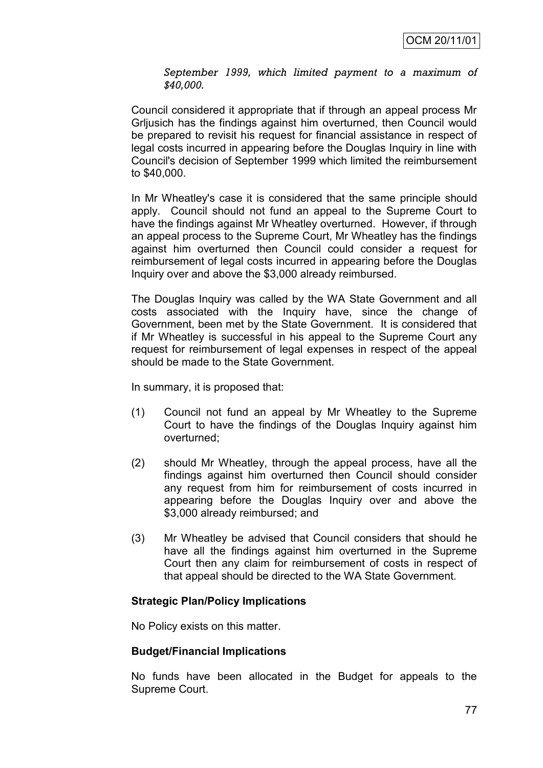*September 1999, which limited payment to a maximum of $40,000.*

Council considered it appropriate that if through an appeal process Mr Grljusich has the findings against him overturned, then Council would be prepared to revisit his request for financial assistance in respect of legal costs incurred in appearing before the Douglas Inquiry in line with Council's decision of September 1999 which limited the reimbursement to $40,000.

In Mr Wheatley's case it is considered that the same principle should apply. Council should not fund an appeal to the Supreme Court to have the findings against Mr Wheatley overturned. However, if through an appeal process to the Supreme Court, Mr Wheatley has the findings against him overturned then Council could consider a request for reimbursement of legal costs incurred in appearing before the Douglas Inquiry over and above the $3,000 already reimbursed.

The Douglas Inquiry was called by the WA State Government and all costs associated with the Inquiry have, since the change of Government, been met by the State Government. It is considered that if Mr Wheatley is successful in his appeal to the Supreme Court any request for reimbursement of legal expenses in respect of the appeal should be made to the State Government.

In summary, it is proposed that:

(1) Council not fund an appeal by Mr Wheatley to the Supreme Court to have the findings of the Douglas Inquiry against him overturned;

(2) should Mr Wheatley, through the appeal process, have all the findings against him overturned then Council should consider any request from him for reimbursement of costs incurred in appearing before the Douglas Inquiry over and above the $3,000 already reimbursed; and

(3) Mr Wheatley be advised that Council considers that should he have all the findings against him overturned in the Supreme Court then any claim for reimbursement of costs in respect of that appeal should be directed to the WA State Government.

**Strategic Plan/Policy Implications**

No Policy exists on this matter.

**Budget/Financial Implications**

No funds have been allocated in the Budget for appeals to the Supreme Court.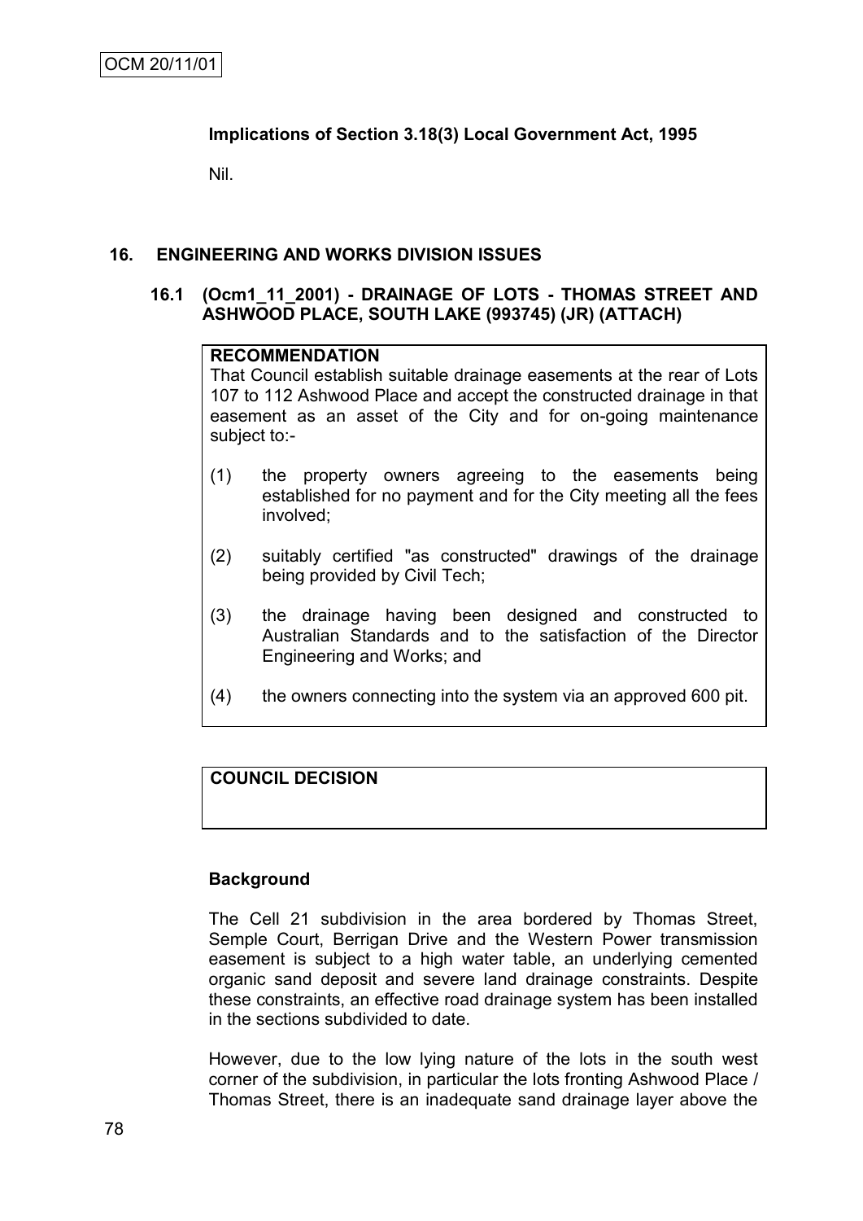## Implications of Section 3.18(3) Local Government Act, 1995

Nil.

## 16. ENGINEERING AND WORKS DIVISION ISSUES

### 16.1 (Ocm1_11_2001) - DRAINAGE OF LOTS - THOMAS STREET AND ASHWOOD PLACE, SOUTH LAKE (993745) (JR) (ATTACH)

**RECOMMENDATION**

That Council establish suitable drainage easements at the rear of Lots 107 to 112 Ashwood Place and accept the constructed drainage in that easement as an asset of the City and for on-going maintenance subject to:-

(1) the property owners agreeing to the easements being established for no payment and for the City meeting all the fees involved;

(2) suitably certified "as constructed" drawings of the drainage being provided by Civil Tech;

(3) the drainage having been designed and constructed to Australian Standards and to the satisfaction of the Director Engineering and Works; and

(4) the owners connecting into the system via an approved 600 pit.

**COUNCIL DECISION**

**Background**

The Cell 21 subdivision in the area bordered by Thomas Street, Semple Court, Berrigan Drive and the Western Power transmission easement is subject to a high water table, an underlying cemented organic sand deposit and severe land drainage constraints. Despite these constraints, an effective road drainage system has been installed in the sections subdivided to date.

However, due to the low lying nature of the lots in the south west corner of the subdivision, in particular the lots fronting Ashwood Place / Thomas Street, there is an inadequate sand drainage layer above the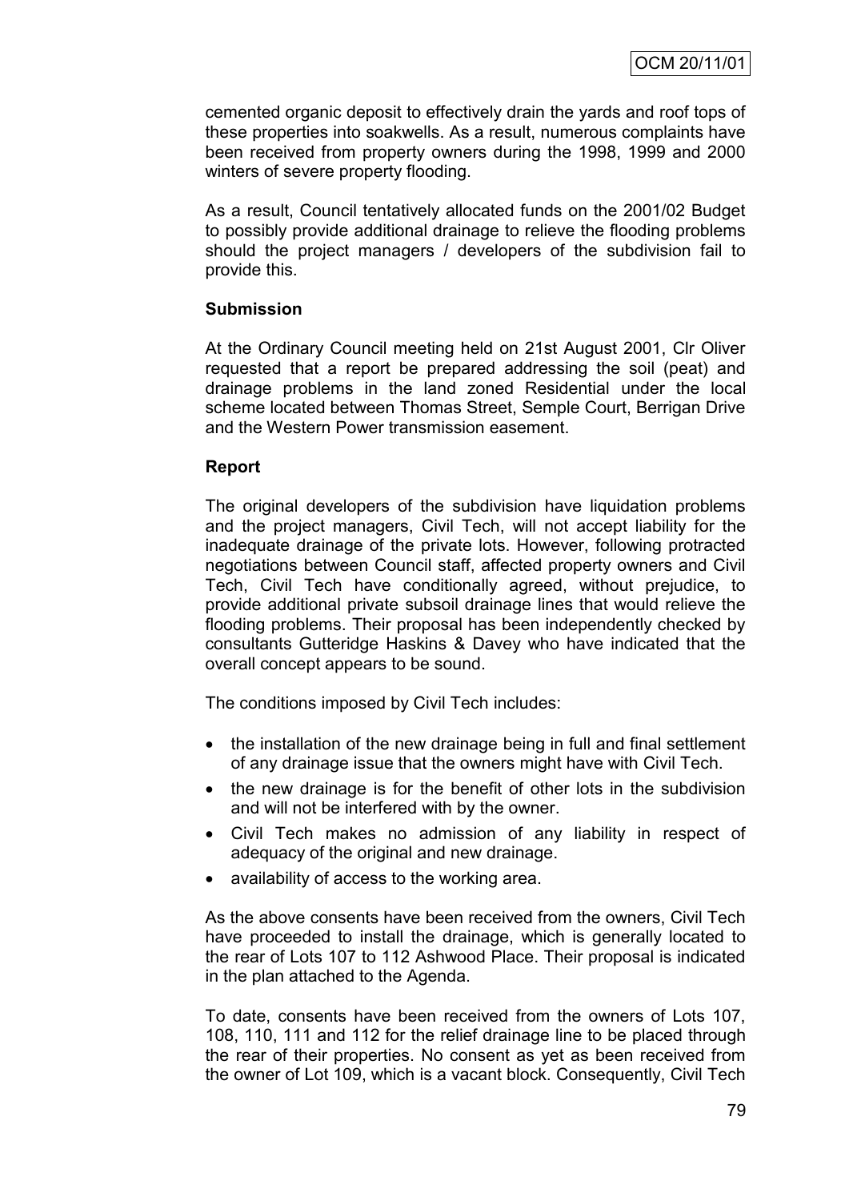cemented organic deposit to effectively drain the yards and roof tops of these properties into soakwells. As a result, numerous complaints have been received from property owners during the 1998, 1999 and 2000 winters of severe property flooding.

As a result, Council tentatively allocated funds on the 2001/02 Budget to possibly provide additional drainage to relieve the flooding problems should the project managers / developers of the subdivision fail to provide this.

**Submission**

At the Ordinary Council meeting held on 21st August 2001, Clr Oliver requested that a report be prepared addressing the soil (peat) and drainage problems in the land zoned Residential under the local scheme located between Thomas Street, Semple Court, Berrigan Drive and the Western Power transmission easement.

**Report**

The original developers of the subdivision have liquidation problems and the project managers, Civil Tech, will not accept liability for the inadequate drainage of the private lots. However, following protracted negotiations between Council staff, affected property owners and Civil Tech, Civil Tech have conditionally agreed, without prejudice, to provide additional private subsoil drainage lines that would relieve the flooding problems. Their proposal has been independently checked by consultants Gutteridge Haskins & Davey who have indicated that the overall concept appears to be sound.

The conditions imposed by Civil Tech includes:

- the installation of the new drainage being in full and final settlement of any drainage issue that the owners might have with Civil Tech.
- the new drainage is for the benefit of other lots in the subdivision and will not be interfered with by the owner.
- Civil Tech makes no admission of any liability in respect of adequacy of the original and new drainage.
- availability of access to the working area.

As the above consents have been received from the owners, Civil Tech have proceeded to install the drainage, which is generally located to the rear of Lots 107 to 112 Ashwood Place. Their proposal is indicated in the plan attached to the Agenda.

To date, consents have been received from the owners of Lots 107, 108, 110, 111 and 112 for the relief drainage line to be placed through the rear of their properties. No consent as yet as been received from the owner of Lot 109, which is a vacant block. Consequently, Civil Tech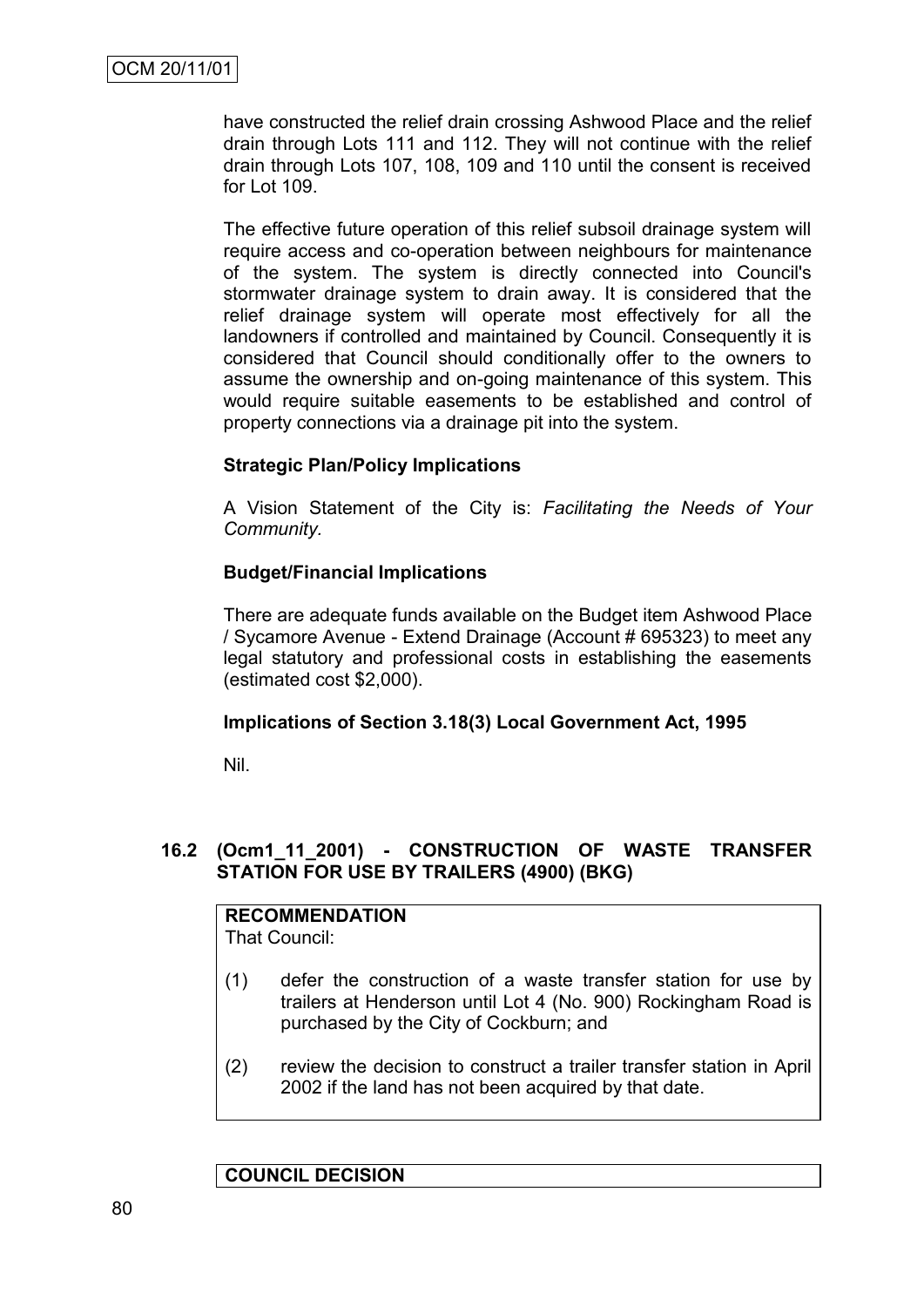have constructed the relief drain crossing Ashwood Place and the relief drain through Lots 111 and 112. They will not continue with the relief drain through Lots 107, 108, 109 and 110 until the consent is received for Lot 109.

The effective future operation of this relief subsoil drainage system will require access and co-operation between neighbours for maintenance of the system. The system is directly connected into Council's stormwater drainage system to drain away. It is considered that the relief drainage system will operate most effectively for all the landowners if controlled and maintained by Council. Consequently it is considered that Council should conditionally offer to the owners to assume the ownership and on-going maintenance of this system. This would require suitable easements to be established and control of property connections via a drainage pit into the system.

**Strategic Plan/Policy Implications**

A Vision Statement of the City is: *Facilitating the Needs of Your Community.*

**Budget/Financial Implications**

There are adequate funds available on the Budget item Ashwood Place / Sycamore Avenue - Extend Drainage (Account # 695323) to meet any legal statutory and professional costs in establishing the easements (estimated cost $2,000).

**Implications of Section 3.18(3) Local Government Act, 1995**

Nil.

### 16.2 (Ocm1_11_2001) - CONSTRUCTION OF WASTE TRANSFER STATION FOR USE BY TRAILERS (4900) (BKG)

**RECOMMENDATION**
That Council:

(1) defer the construction of a waste transfer station for use by trailers at Henderson until Lot 4 (No. 900) Rockingham Road is purchased by the City of Cockburn; and

(2) review the decision to construct a trailer transfer station in April 2002 if the land has not been acquired by that date.

**COUNCIL DECISION**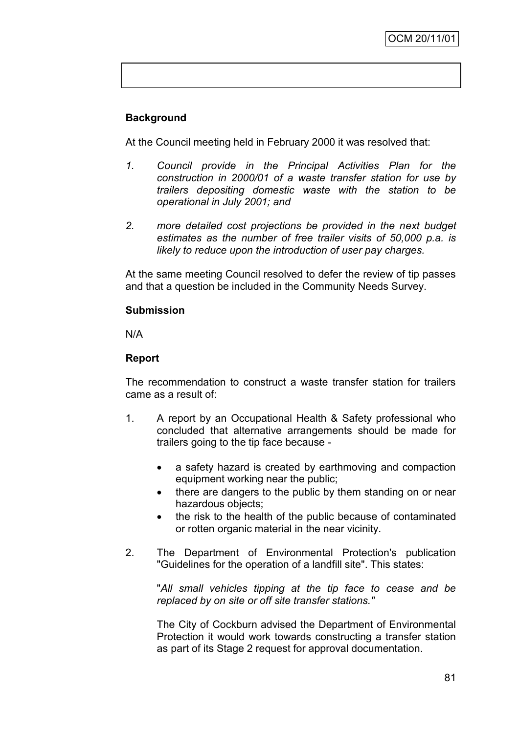**Background**

At the Council meeting held in February 2000 it was resolved that:

1. *Council provide in the Principal Activities Plan for the construction in 2000/01 of a waste transfer station for use by trailers depositing domestic waste with the station to be operational in July 2001; and*

2. *more detailed cost projections be provided in the next budget estimates as the number of free trailer visits of 50,000 p.a. is likely to reduce upon the introduction of user pay charges.*

At the same meeting Council resolved to defer the review of tip passes and that a question be included in the Community Needs Survey.

**Submission**

N/A

**Report**

The recommendation to construct a waste transfer station for trailers came as a result of:

1. A report by an Occupational Health & Safety professional who concluded that alternative arrangements should be made for trailers going to the tip face because -

   - a safety hazard is created by earthmoving and compaction equipment working near the public;
   - there are dangers to the public by them standing on or near hazardous objects;
   - the risk to the health of the public because of contaminated or rotten organic material in the near vicinity.

2. The Department of Environmental Protection's publication "Guidelines for the operation of a landfill site". This states:

   "*All small vehicles tipping at the tip face to cease and be replaced by on site or off site transfer stations."*

   The City of Cockburn advised the Department of Environmental Protection it would work towards constructing a transfer station as part of its Stage 2 request for approval documentation.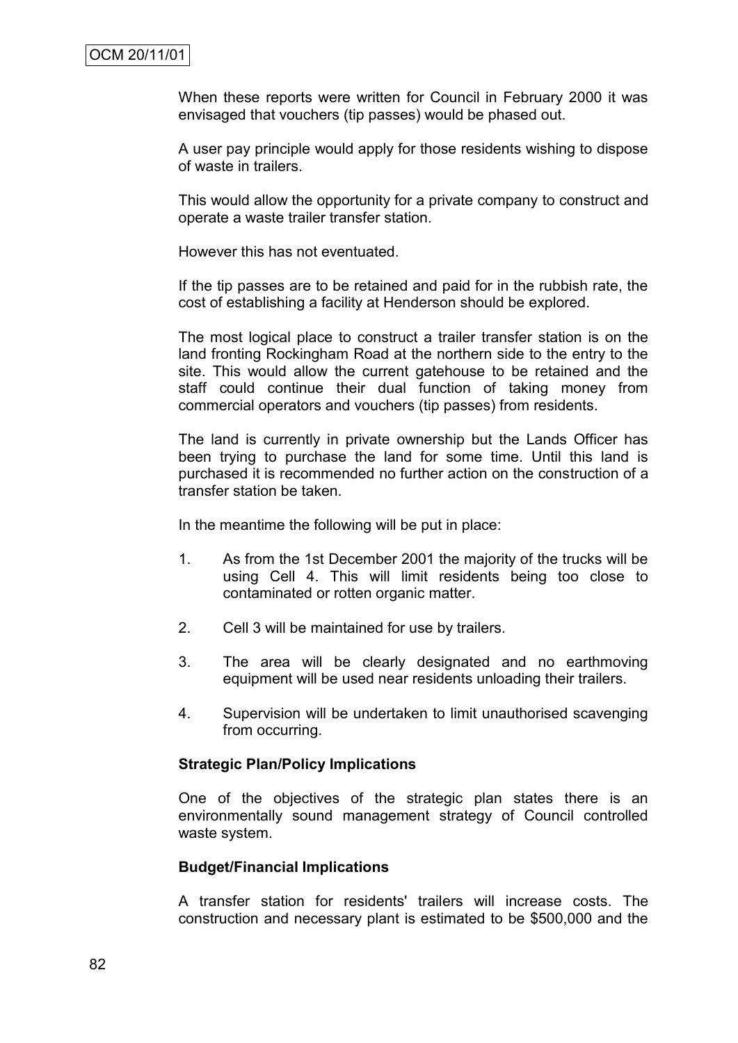When these reports were written for Council in February 2000 it was envisaged that vouchers (tip passes) would be phased out.

A user pay principle would apply for those residents wishing to dispose of waste in trailers.

This would allow the opportunity for a private company to construct and operate a waste trailer transfer station.

However this has not eventuated.

If the tip passes are to be retained and paid for in the rubbish rate, the cost of establishing a facility at Henderson should be explored.

The most logical place to construct a trailer transfer station is on the land fronting Rockingham Road at the northern side to the entry to the site. This would allow the current gatehouse to be retained and the staff could continue their dual function of taking money from commercial operators and vouchers (tip passes) from residents.

The land is currently in private ownership but the Lands Officer has been trying to purchase the land for some time. Until this land is purchased it is recommended no further action on the construction of a transfer station be taken.

In the meantime the following will be put in place:

1. As from the 1st December 2001 the majority of the trucks will be using Cell 4. This will limit residents being too close to contaminated or rotten organic matter.

2. Cell 3 will be maintained for use by trailers.

3. The area will be clearly designated and no earthmoving equipment will be used near residents unloading their trailers.

4. Supervision will be undertaken to limit unauthorised scavenging from occurring.

**Strategic Plan/Policy Implications**

One of the objectives of the strategic plan states there is an environmentally sound management strategy of Council controlled waste system.

**Budget/Financial Implications**

A transfer station for residents' trailers will increase costs. The construction and necessary plant is estimated to be $500,000 and the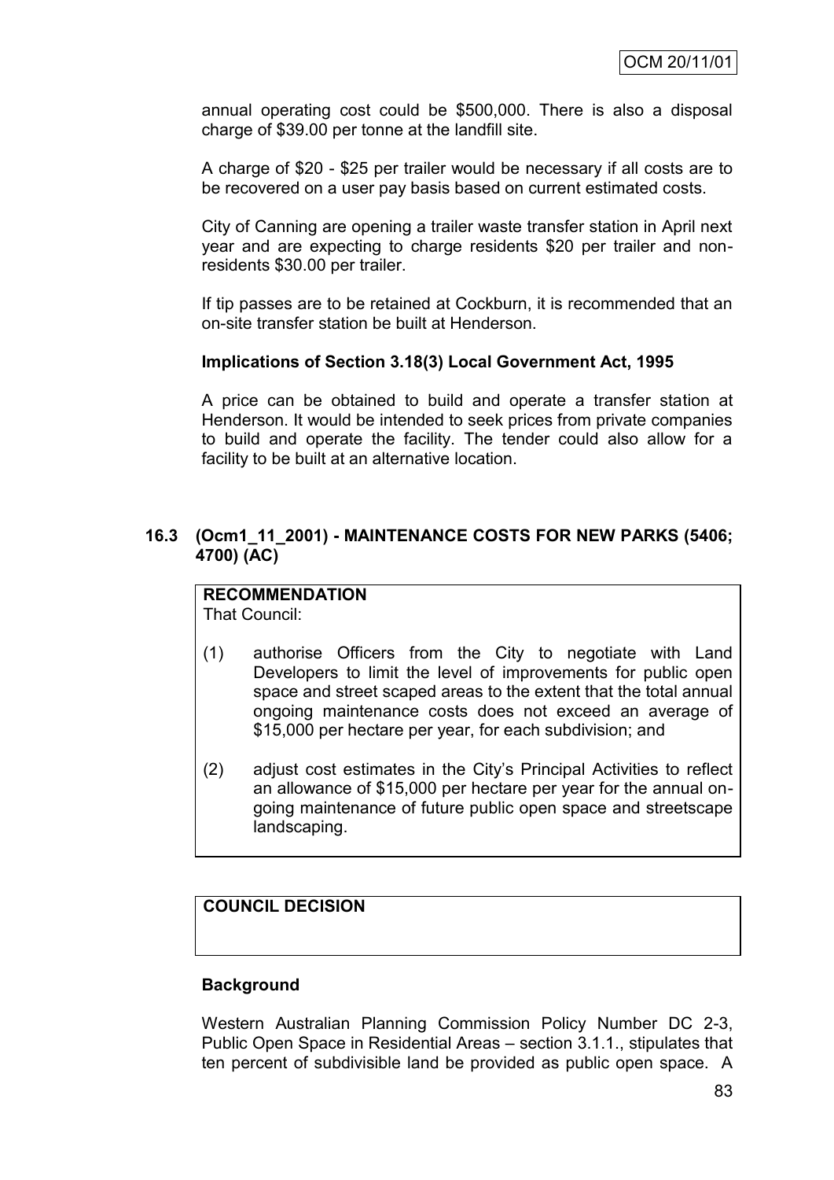annual operating cost could be $500,000. There is also a disposal charge of $39.00 per tonne at the landfill site.

A charge of $20 - $25 per trailer would be necessary if all costs are to be recovered on a user pay basis based on current estimated costs.

City of Canning are opening a trailer waste transfer station in April next year and are expecting to charge residents $20 per trailer and non-residents $30.00 per trailer.

If tip passes are to be retained at Cockburn, it is recommended that an on-site transfer station be built at Henderson.

**Implications of Section 3.18(3) Local Government Act, 1995**

A price can be obtained to build and operate a transfer station at Henderson. It would be intended to seek prices from private companies to build and operate the facility. The tender could also allow for a facility to be built at an alternative location.

## 16.3 (Ocm1_11_2001) - MAINTENANCE COSTS FOR NEW PARKS (5406; 4700) (AC)

**RECOMMENDATION**

That Council:

(1) authorise Officers from the City to negotiate with Land Developers to limit the level of improvements for public open space and street scaped areas to the extent that the total annual ongoing maintenance costs does not exceed an average of $15,000 per hectare per year, for each subdivision; and

(2) adjust cost estimates in the City's Principal Activities to reflect an allowance of $15,000 per hectare per year for the annual on-going maintenance of future public open space and streetscape landscaping.

**COUNCIL DECISION**

**Background**

Western Australian Planning Commission Policy Number DC 2-3, Public Open Space in Residential Areas – section 3.1.1., stipulates that ten percent of subdivisible land be provided as public open space. A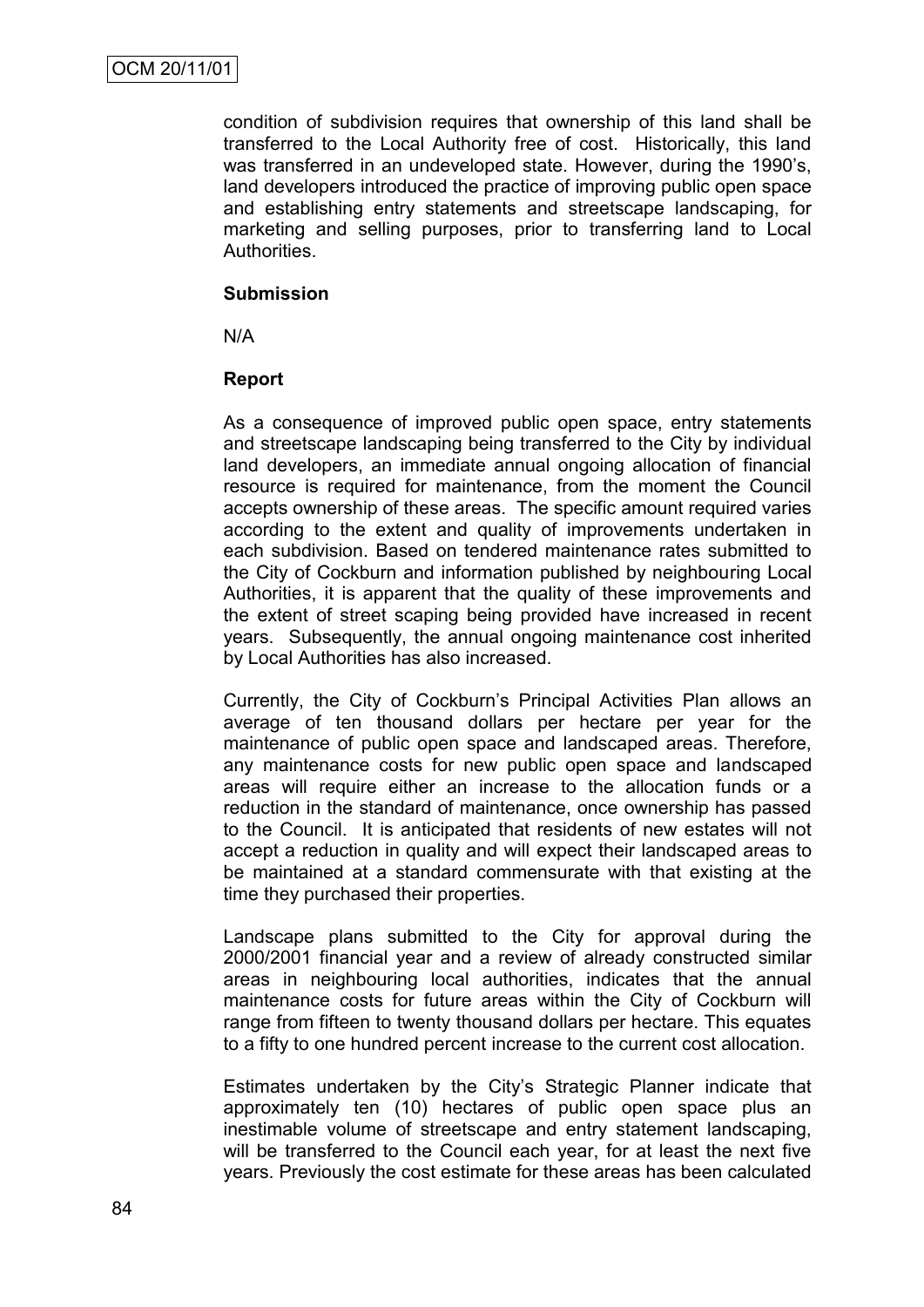condition of subdivision requires that ownership of this land shall be transferred to the Local Authority free of cost. Historically, this land was transferred in an undeveloped state. However, during the 1990's, land developers introduced the practice of improving public open space and establishing entry statements and streetscape landscaping, for marketing and selling purposes, prior to transferring land to Local Authorities.

**Submission**

N/A

**Report**

As a consequence of improved public open space, entry statements and streetscape landscaping being transferred to the City by individual land developers, an immediate annual ongoing allocation of financial resource is required for maintenance, from the moment the Council accepts ownership of these areas. The specific amount required varies according to the extent and quality of improvements undertaken in each subdivision. Based on tendered maintenance rates submitted to the City of Cockburn and information published by neighbouring Local Authorities, it is apparent that the quality of these improvements and the extent of street scaping being provided have increased in recent years. Subsequently, the annual ongoing maintenance cost inherited by Local Authorities has also increased.

Currently, the City of Cockburn's Principal Activities Plan allows an average of ten thousand dollars per hectare per year for the maintenance of public open space and landscaped areas. Therefore, any maintenance costs for new public open space and landscaped areas will require either an increase to the allocation funds or a reduction in the standard of maintenance, once ownership has passed to the Council. It is anticipated that residents of new estates will not accept a reduction in quality and will expect their landscaped areas to be maintained at a standard commensurate with that existing at the time they purchased their properties.

Landscape plans submitted to the City for approval during the 2000/2001 financial year and a review of already constructed similar areas in neighbouring local authorities, indicates that the annual maintenance costs for future areas within the City of Cockburn will range from fifteen to twenty thousand dollars per hectare. This equates to a fifty to one hundred percent increase to the current cost allocation.

Estimates undertaken by the City's Strategic Planner indicate that approximately ten (10) hectares of public open space plus an inestimable volume of streetscape and entry statement landscaping, will be transferred to the Council each year, for at least the next five years. Previously the cost estimate for these areas has been calculated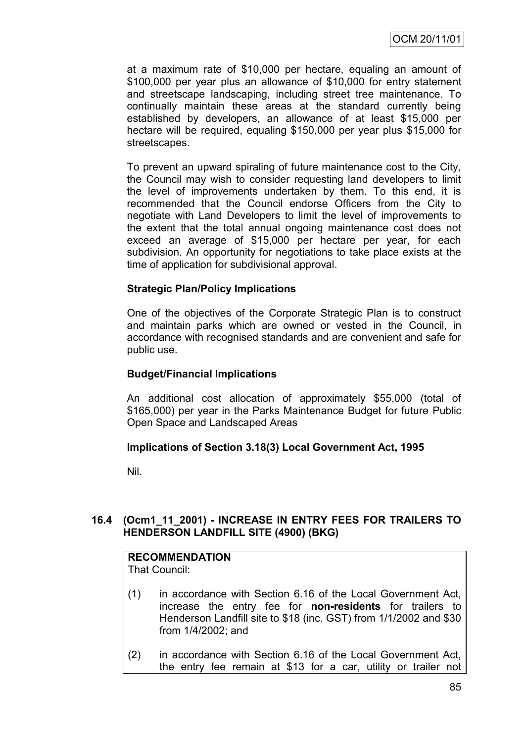at a maximum rate of $10,000 per hectare, equaling an amount of $100,000 per year plus an allowance of $10,000 for entry statement and streetscape landscaping, including street tree maintenance. To continually maintain these areas at the standard currently being established by developers, an allowance of at least $15,000 per hectare will be required, equaling $150,000 per year plus $15,000 for streetscapes.

To prevent an upward spiraling of future maintenance cost to the City, the Council may wish to consider requesting land developers to limit the level of improvements undertaken by them. To this end, it is recommended that the Council endorse Officers from the City to negotiate with Land Developers to limit the level of improvements to the extent that the total annual ongoing maintenance cost does not exceed an average of $15,000 per hectare per year, for each subdivision. An opportunity for negotiations to take place exists at the time of application for subdivisional approval.

**Strategic Plan/Policy Implications**

One of the objectives of the Corporate Strategic Plan is to construct and maintain parks which are owned or vested in the Council, in accordance with recognised standards and are convenient and safe for public use.

**Budget/Financial Implications**

An additional cost allocation of approximately $55,000 (total of $165,000) per year in the Parks Maintenance Budget for future Public Open Space and Landscaped Areas

**Implications of Section 3.18(3) Local Government Act, 1995**

Nil.

## 16.4 (Ocm1_11_2001) - INCREASE IN ENTRY FEES FOR TRAILERS TO HENDERSON LANDFILL SITE (4900) (BKG)

**RECOMMENDATION**
That Council:

(1) in accordance with Section 6.16 of the Local Government Act, increase the entry fee for **non-residents** for trailers to Henderson Landfill site to $18 (inc. GST) from 1/1/2002 and $30 from 1/4/2002; and

(2) in accordance with Section 6.16 of the Local Government Act, the entry fee remain at $13 for a car, utility or trailer not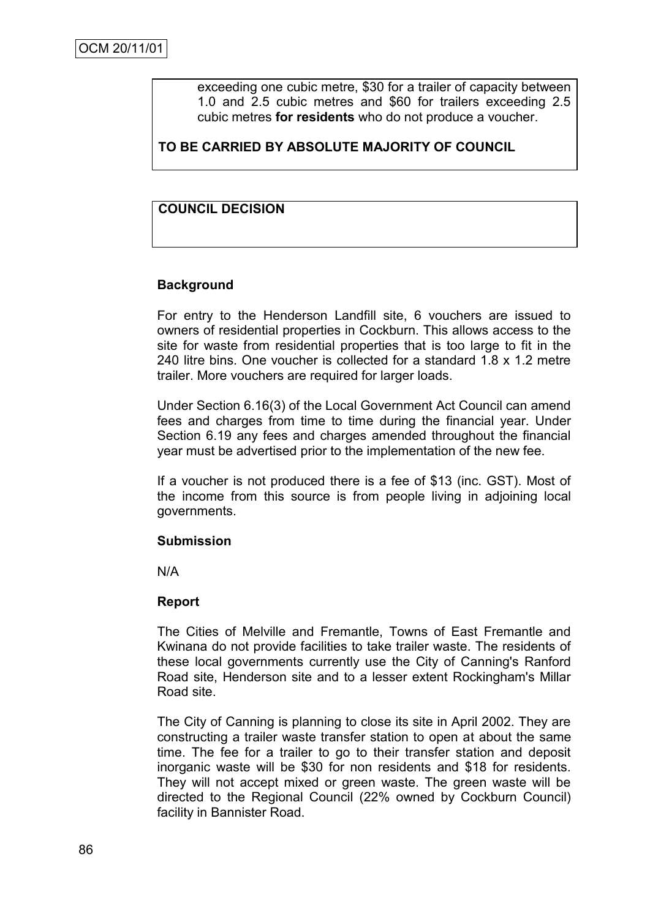exceeding one cubic metre, $30 for a trailer of capacity between 1.0 and 2.5 cubic metres and $60 for trailers exceeding 2.5 cubic metres **for residents** who do not produce a voucher.

**TO BE CARRIED BY ABSOLUTE MAJORITY OF COUNCIL**

**COUNCIL DECISION**

### Background

For entry to the Henderson Landfill site, 6 vouchers are issued to owners of residential properties in Cockburn. This allows access to the site for waste from residential properties that is too large to fit in the 240 litre bins. One voucher is collected for a standard 1.8 x 1.2 metre trailer. More vouchers are required for larger loads.

Under Section 6.16(3) of the Local Government Act Council can amend fees and charges from time to time during the financial year. Under Section 6.19 any fees and charges amended throughout the financial year must be advertised prior to the implementation of the new fee.

If a voucher is not produced there is a fee of $13 (inc. GST). Most of the income from this source is from people living in adjoining local governments.

### Submission

N/A

### Report

The Cities of Melville and Fremantle, Towns of East Fremantle and Kwinana do not provide facilities to take trailer waste. The residents of these local governments currently use the City of Canning's Ranford Road site, Henderson site and to a lesser extent Rockingham's Millar Road site.

The City of Canning is planning to close its site in April 2002. They are constructing a trailer waste transfer station to open at about the same time. The fee for a trailer to go to their transfer station and deposit inorganic waste will be $30 for non residents and $18 for residents. They will not accept mixed or green waste. The green waste will be directed to the Regional Council (22% owned by Cockburn Council) facility in Bannister Road.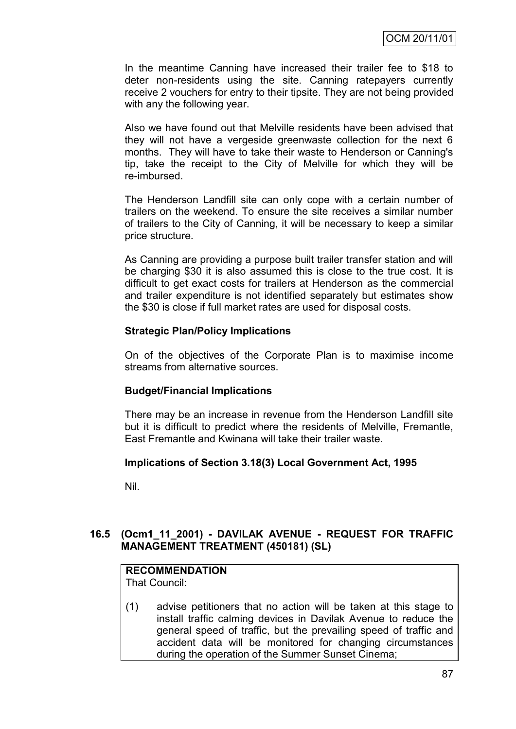In the meantime Canning have increased their trailer fee to $18 to deter non-residents using the site. Canning ratepayers currently receive 2 vouchers for entry to their tipsite. They are not being provided with any the following year.

Also we have found out that Melville residents have been advised that they will not have a vergeside greenwaste collection for the next 6 months. They will have to take their waste to Henderson or Canning's tip, take the receipt to the City of Melville for which they will be re-imbursed.

The Henderson Landfill site can only cope with a certain number of trailers on the weekend. To ensure the site receives a similar number of trailers to the City of Canning, it will be necessary to keep a similar price structure.

As Canning are providing a purpose built trailer transfer station and will be charging $30 it is also assumed this is close to the true cost. It is difficult to get exact costs for trailers at Henderson as the commercial and trailer expenditure is not identified separately but estimates show the $30 is close if full market rates are used for disposal costs.

**Strategic Plan/Policy Implications**

On of the objectives of the Corporate Plan is to maximise income streams from alternative sources.

**Budget/Financial Implications**

There may be an increase in revenue from the Henderson Landfill site but it is difficult to predict where the residents of Melville, Fremantle, East Fremantle and Kwinana will take their trailer waste.

**Implications of Section 3.18(3) Local Government Act, 1995**

Nil.

## 16.5 (Ocm1_11_2001) - DAVILAK AVENUE - REQUEST FOR TRAFFIC MANAGEMENT TREATMENT (450181) (SL)

**RECOMMENDATION**

That Council:

(1) advise petitioners that no action will be taken at this stage to install traffic calming devices in Davilak Avenue to reduce the general speed of traffic, but the prevailing speed of traffic and accident data will be monitored for changing circumstances during the operation of the Summer Sunset Cinema;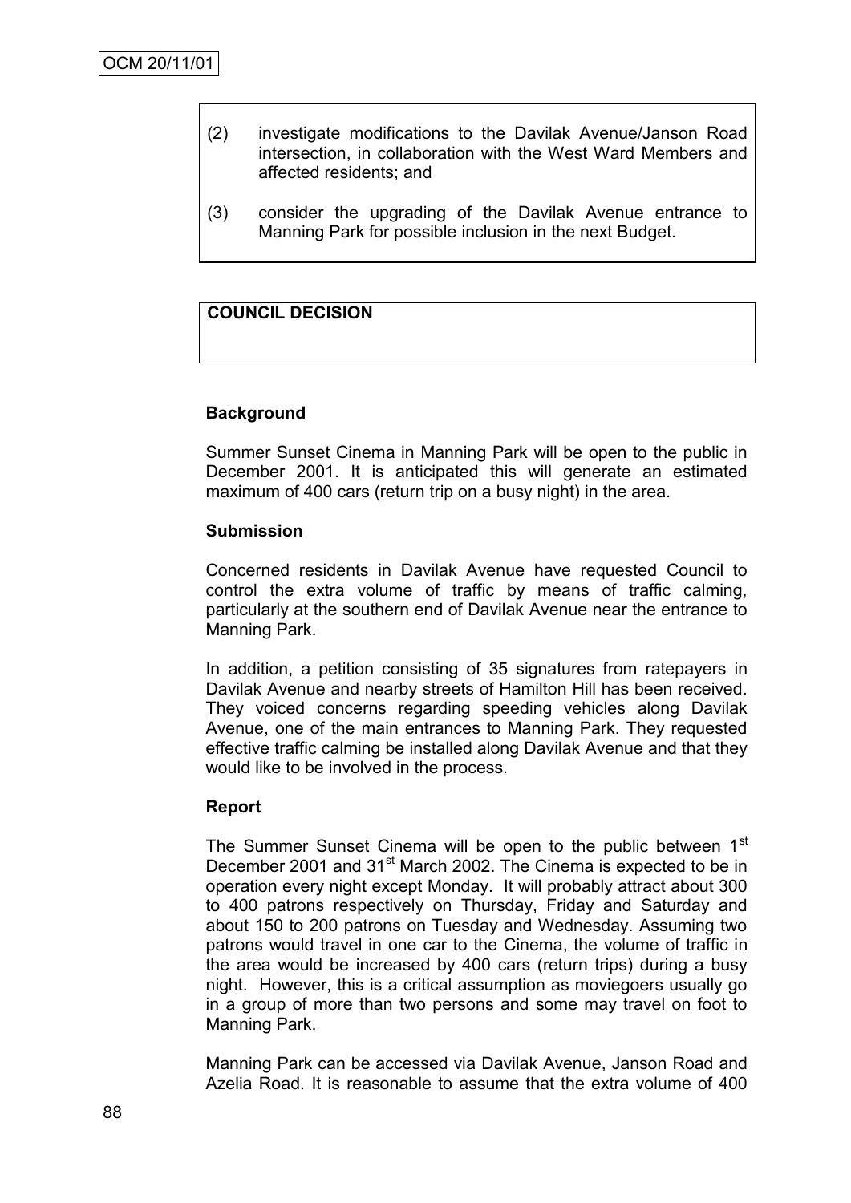(2) investigate modifications to the Davilak Avenue/Janson Road intersection, in collaboration with the West Ward Members and affected residents; and

(3) consider the upgrading of the Davilak Avenue entrance to Manning Park for possible inclusion in the next Budget.

**COUNCIL DECISION**

**Background**

Summer Sunset Cinema in Manning Park will be open to the public in December 2001. It is anticipated this will generate an estimated maximum of 400 cars (return trip on a busy night) in the area.

**Submission**

Concerned residents in Davilak Avenue have requested Council to control the extra volume of traffic by means of traffic calming, particularly at the southern end of Davilak Avenue near the entrance to Manning Park.

In addition, a petition consisting of 35 signatures from ratepayers in Davilak Avenue and nearby streets of Hamilton Hill has been received. They voiced concerns regarding speeding vehicles along Davilak Avenue, one of the main entrances to Manning Park. They requested effective traffic calming be installed along Davilak Avenue and that they would like to be involved in the process.

**Report**

The Summer Sunset Cinema will be open to the public between 1st December 2001 and 31st March 2002. The Cinema is expected to be in operation every night except Monday. It will probably attract about 300 to 400 patrons respectively on Thursday, Friday and Saturday and about 150 to 200 patrons on Tuesday and Wednesday. Assuming two patrons would travel in one car to the Cinema, the volume of traffic in the area would be increased by 400 cars (return trips) during a busy night. However, this is a critical assumption as moviegoers usually go in a group of more than two persons and some may travel on foot to Manning Park.

Manning Park can be accessed via Davilak Avenue, Janson Road and Azelia Road. It is reasonable to assume that the extra volume of 400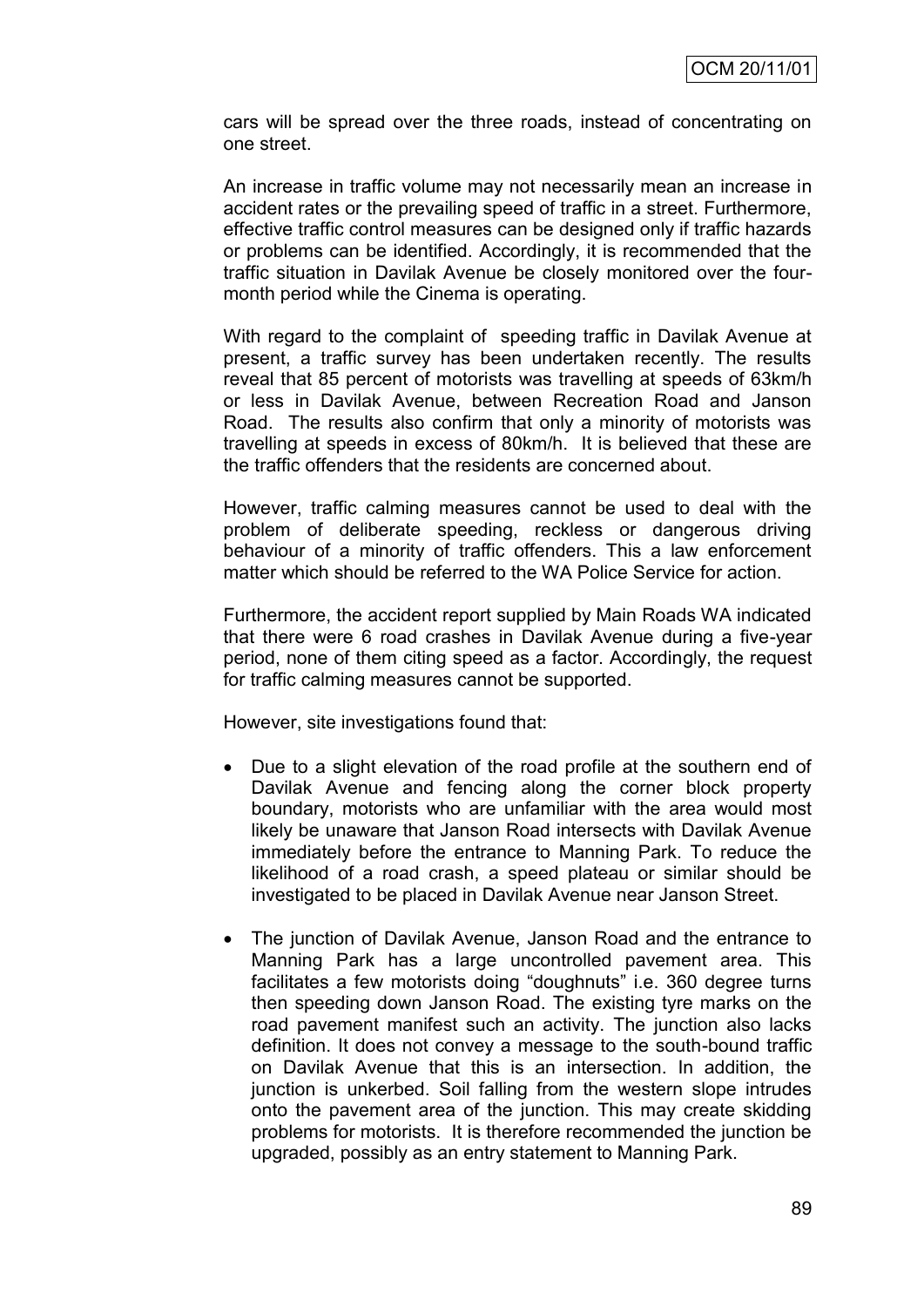cars will be spread over the three roads, instead of concentrating on one street.

An increase in traffic volume may not necessarily mean an increase in accident rates or the prevailing speed of traffic in a street. Furthermore, effective traffic control measures can be designed only if traffic hazards or problems can be identified. Accordingly, it is recommended that the traffic situation in Davilak Avenue be closely monitored over the four-month period while the Cinema is operating.

With regard to the complaint of  speeding traffic in Davilak Avenue at present, a traffic survey has been undertaken recently. The results reveal that 85 percent of motorists was travelling at speeds of 63km/h or less in Davilak Avenue, between Recreation Road and Janson Road.  The results also confirm that only a minority of motorists was travelling at speeds in excess of 80km/h.  It is believed that these are the traffic offenders that the residents are concerned about.

However, traffic calming measures cannot be used to deal with the problem of deliberate speeding, reckless or dangerous driving behaviour of a minority of traffic offenders. This a law enforcement matter which should be referred to the WA Police Service for action.

Furthermore, the accident report supplied by Main Roads WA indicated that there were 6 road crashes in Davilak Avenue during a five-year period, none of them citing speed as a factor. Accordingly, the request for traffic calming measures cannot be supported.

However, site investigations found that:

- Due to a slight elevation of the road profile at the southern end of Davilak Avenue and fencing along the corner block property boundary, motorists who are unfamiliar with the area would most likely be unaware that Janson Road intersects with Davilak Avenue immediately before the entrance to Manning Park. To reduce the likelihood of a road crash, a speed plateau or similar should be investigated to be placed in Davilak Avenue near Janson Street.

- The junction of Davilak Avenue, Janson Road and the entrance to Manning Park has a large uncontrolled pavement area. This facilitates a few motorists doing "doughnuts" i.e. 360 degree turns then speeding down Janson Road. The existing tyre marks on the road pavement manifest such an activity. The junction also lacks definition. It does not convey a message to the south-bound traffic on Davilak Avenue that this is an intersection. In addition, the junction is unkerbed. Soil falling from the western slope intrudes onto the pavement area of the junction. This may create skidding problems for motorists.  It is therefore recommended the junction be upgraded, possibly as an entry statement to Manning Park.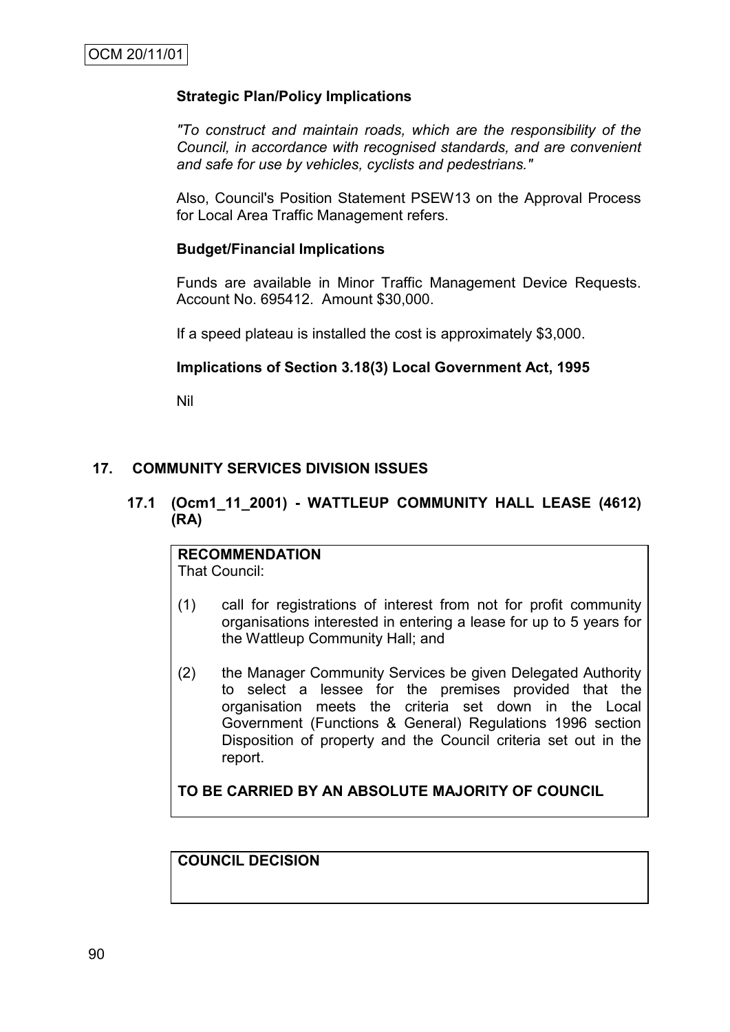**Strategic Plan/Policy Implications**

*"To construct and maintain roads, which are the responsibility of the Council, in accordance with recognised standards, and are convenient and safe for use by vehicles, cyclists and pedestrians."*

Also, Council's Position Statement PSEW13 on the Approval Process for Local Area Traffic Management refers.

**Budget/Financial Implications**

Funds are available in Minor Traffic Management Device Requests. Account No. 695412. Amount $30,000.

If a speed plateau is installed the cost is approximately $3,000.

**Implications of Section 3.18(3) Local Government Act, 1995**

Nil

## 17. COMMUNITY SERVICES DIVISION ISSUES

### 17.1 (Ocm1_11_2001) - WATTLEUP COMMUNITY HALL LEASE (4612) (RA)

**RECOMMENDATION**
That Council:

(1) call for registrations of interest from not for profit community organisations interested in entering a lease for up to 5 years for the Wattleup Community Hall; and

(2) the Manager Community Services be given Delegated Authority to select a lessee for the premises provided that the organisation meets the criteria set down in the Local Government (Functions & General) Regulations 1996 section Disposition of property and the Council criteria set out in the report.

**TO BE CARRIED BY AN ABSOLUTE MAJORITY OF COUNCIL**

**COUNCIL DECISION**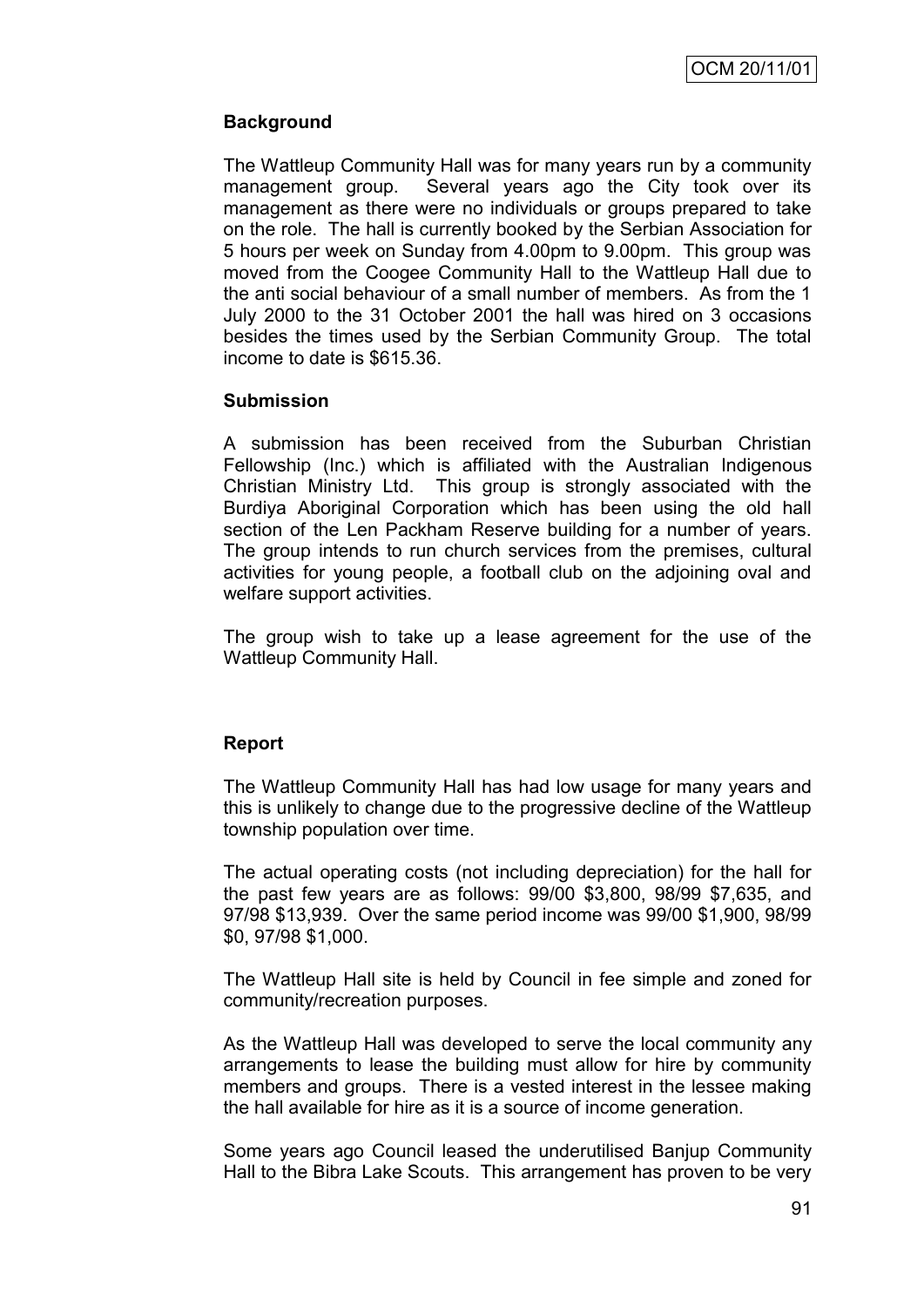## Background

The Wattleup Community Hall was for many years run by a community management group. Several years ago the City took over its management as there were no individuals or groups prepared to take on the role. The hall is currently booked by the Serbian Association for 5 hours per week on Sunday from 4.00pm to 9.00pm. This group was moved from the Coogee Community Hall to the Wattleup Hall due to the anti social behaviour of a small number of members. As from the 1 July 2000 to the 31 October 2001 the hall was hired on 3 occasions besides the times used by the Serbian Community Group. The total income to date is $615.36.

## Submission

A submission has been received from the Suburban Christian Fellowship (Inc.) which is affiliated with the Australian Indigenous Christian Ministry Ltd. This group is strongly associated with the Burdiya Aboriginal Corporation which has been using the old hall section of the Len Packham Reserve building for a number of years. The group intends to run church services from the premises, cultural activities for young people, a football club on the adjoining oval and welfare support activities.

The group wish to take up a lease agreement for the use of the Wattleup Community Hall.

## Report

The Wattleup Community Hall has had low usage for many years and this is unlikely to change due to the progressive decline of the Wattleup township population over time.

The actual operating costs (not including depreciation) for the hall for the past few years are as follows: 99/00 $3,800, 98/99 $7,635, and 97/98 $13,939. Over the same period income was 99/00 $1,900, 98/99 $0, 97/98 $1,000.

The Wattleup Hall site is held by Council in fee simple and zoned for community/recreation purposes.

As the Wattleup Hall was developed to serve the local community any arrangements to lease the building must allow for hire by community members and groups. There is a vested interest in the lessee making the hall available for hire as it is a source of income generation.

Some years ago Council leased the underutilised Banjup Community Hall to the Bibra Lake Scouts. This arrangement has proven to be very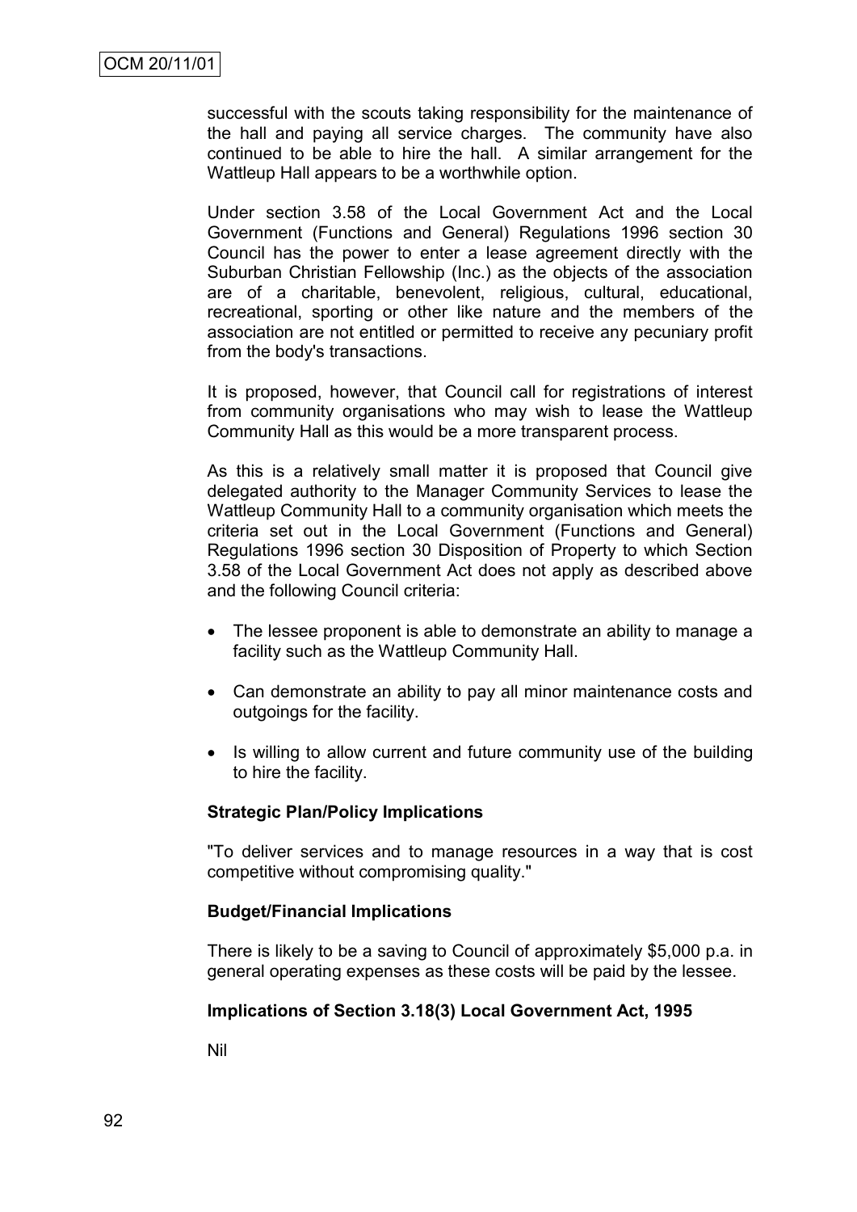successful with the scouts taking responsibility for the maintenance of the hall and paying all service charges. The community have also continued to be able to hire the hall. A similar arrangement for the Wattleup Hall appears to be a worthwhile option.

Under section 3.58 of the Local Government Act and the Local Government (Functions and General) Regulations 1996 section 30 Council has the power to enter a lease agreement directly with the Suburban Christian Fellowship (Inc.) as the objects of the association are of a charitable, benevolent, religious, cultural, educational, recreational, sporting or other like nature and the members of the association are not entitled or permitted to receive any pecuniary profit from the body's transactions.

It is proposed, however, that Council call for registrations of interest from community organisations who may wish to lease the Wattleup Community Hall as this would be a more transparent process.

As this is a relatively small matter it is proposed that Council give delegated authority to the Manager Community Services to lease the Wattleup Community Hall to a community organisation which meets the criteria set out in the Local Government (Functions and General) Regulations 1996 section 30 Disposition of Property to which Section 3.58 of the Local Government Act does not apply as described above and the following Council criteria:

- The lessee proponent is able to demonstrate an ability to manage a facility such as the Wattleup Community Hall.
- Can demonstrate an ability to pay all minor maintenance costs and outgoings for the facility.
- Is willing to allow current and future community use of the building to hire the facility.

**Strategic Plan/Policy Implications**

"To deliver services and to manage resources in a way that is cost competitive without compromising quality."

**Budget/Financial Implications**

There is likely to be a saving to Council of approximately $5,000 p.a. in general operating expenses as these costs will be paid by the lessee.

**Implications of Section 3.18(3) Local Government Act, 1995**

Nil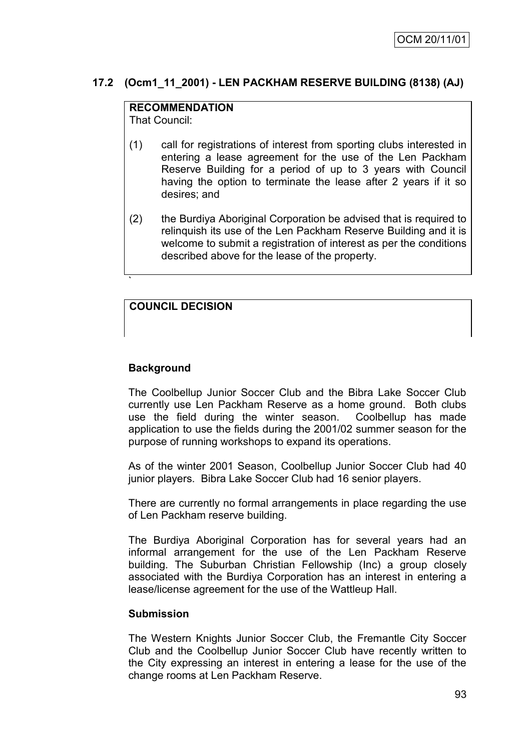## 17.2 (Ocm1_11_2001) - LEN PACKHAM RESERVE BUILDING (8138) (AJ)

**RECOMMENDATION**
That Council:

(1) call for registrations of interest from sporting clubs interested in entering a lease agreement for the use of the Len Packham Reserve Building for a period of up to 3 years with Council having the option to terminate the lease after 2 years if it so desires; and

(2) the Burdiya Aboriginal Corporation be advised that is required to relinquish its use of the Len Packham Reserve Building and it is welcome to submit a registration of interest as per the conditions described above for the lease of the property.

`

**COUNCIL DECISION**

### Background

The Coolbellup Junior Soccer Club and the Bibra Lake Soccer Club currently use Len Packham Reserve as a home ground. Both clubs use the field during the winter season. Coolbellup has made application to use the fields during the 2001/02 summer season for the purpose of running workshops to expand its operations.

As of the winter 2001 Season, Coolbellup Junior Soccer Club had 40 junior players. Bibra Lake Soccer Club had 16 senior players.

There are currently no formal arrangements in place regarding the use of Len Packham reserve building.

The Burdiya Aboriginal Corporation has for several years had an informal arrangement for the use of the Len Packham Reserve building. The Suburban Christian Fellowship (Inc) a group closely associated with the Burdiya Corporation has an interest in entering a lease/license agreement for the use of the Wattleup Hall.

### Submission

The Western Knights Junior Soccer Club, the Fremantle City Soccer Club and the Coolbellup Junior Soccer Club have recently written to the City expressing an interest in entering a lease for the use of the change rooms at Len Packham Reserve.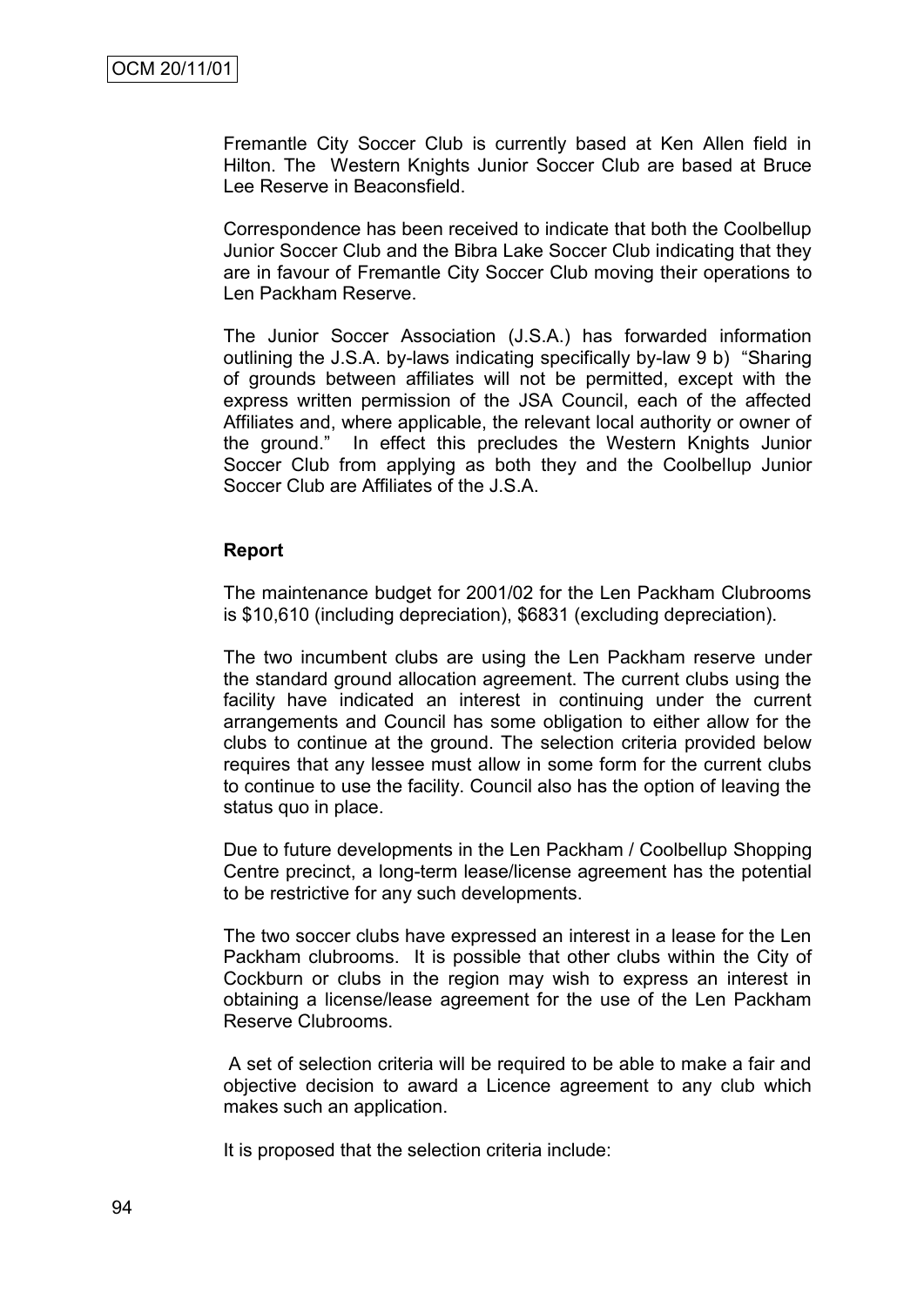Fremantle City Soccer Club is currently based at Ken Allen field in Hilton. The Western Knights Junior Soccer Club are based at Bruce Lee Reserve in Beaconsfield.

Correspondence has been received to indicate that both the Coolbellup Junior Soccer Club and the Bibra Lake Soccer Club indicating that they are in favour of Fremantle City Soccer Club moving their operations to Len Packham Reserve.

The Junior Soccer Association (J.S.A.) has forwarded information outlining the J.S.A. by-laws indicating specifically by-law 9 b) "Sharing of grounds between affiliates will not be permitted, except with the express written permission of the JSA Council, each of the affected Affiliates and, where applicable, the relevant local authority or owner of the ground." In effect this precludes the Western Knights Junior Soccer Club from applying as both they and the Coolbellup Junior Soccer Club are Affiliates of the J.S.A.

**Report**

The maintenance budget for 2001/02 for the Len Packham Clubrooms is $10,610 (including depreciation), $6831 (excluding depreciation).

The two incumbent clubs are using the Len Packham reserve under the standard ground allocation agreement. The current clubs using the facility have indicated an interest in continuing under the current arrangements and Council has some obligation to either allow for the clubs to continue at the ground. The selection criteria provided below requires that any lessee must allow in some form for the current clubs to continue to use the facility. Council also has the option of leaving the status quo in place.

Due to future developments in the Len Packham / Coolbellup Shopping Centre precinct, a long-term lease/license agreement has the potential to be restrictive for any such developments.

The two soccer clubs have expressed an interest in a lease for the Len Packham clubrooms. It is possible that other clubs within the City of Cockburn or clubs in the region may wish to express an interest in obtaining a license/lease agreement for the use of the Len Packham Reserve Clubrooms.

A set of selection criteria will be required to be able to make a fair and objective decision to award a Licence agreement to any club which makes such an application.

It is proposed that the selection criteria include: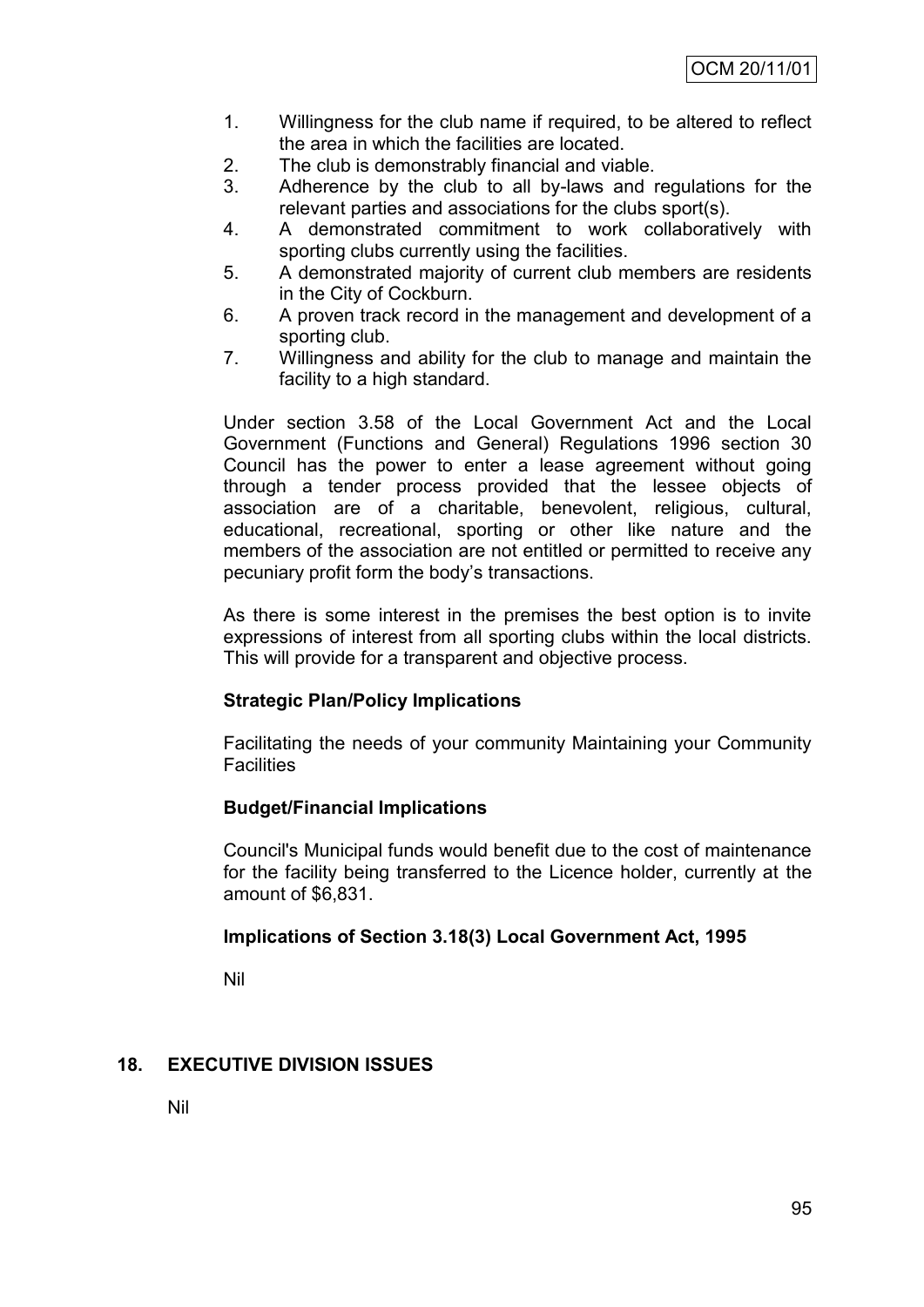1. Willingness for the club name if required, to be altered to reflect the area in which the facilities are located.
2. The club is demonstrably financial and viable.
3. Adherence by the club to all by-laws and regulations for the relevant parties and associations for the clubs sport(s).
4. A demonstrated commitment to work collaboratively with sporting clubs currently using the facilities.
5. A demonstrated majority of current club members are residents in the City of Cockburn.
6. A proven track record in the management and development of a sporting club.
7. Willingness and ability for the club to manage and maintain the facility to a high standard.

Under section 3.58 of the Local Government Act and the Local Government (Functions and General) Regulations 1996 section 30 Council has the power to enter a lease agreement without going through a tender process provided that the lessee objects of association are of a charitable, benevolent, religious, cultural, educational, recreational, sporting or other like nature and the members of the association are not entitled or permitted to receive any pecuniary profit form the body's transactions.

As there is some interest in the premises the best option is to invite expressions of interest from all sporting clubs within the local districts. This will provide for a transparent and objective process.

**Strategic Plan/Policy Implications**

Facilitating the needs of your community Maintaining your Community Facilities

**Budget/Financial Implications**

Council's Municipal funds would benefit due to the cost of maintenance for the facility being transferred to the Licence holder, currently at the amount of $6,831.

**Implications of Section 3.18(3) Local Government Act, 1995**

Nil

## 18. EXECUTIVE DIVISION ISSUES

Nil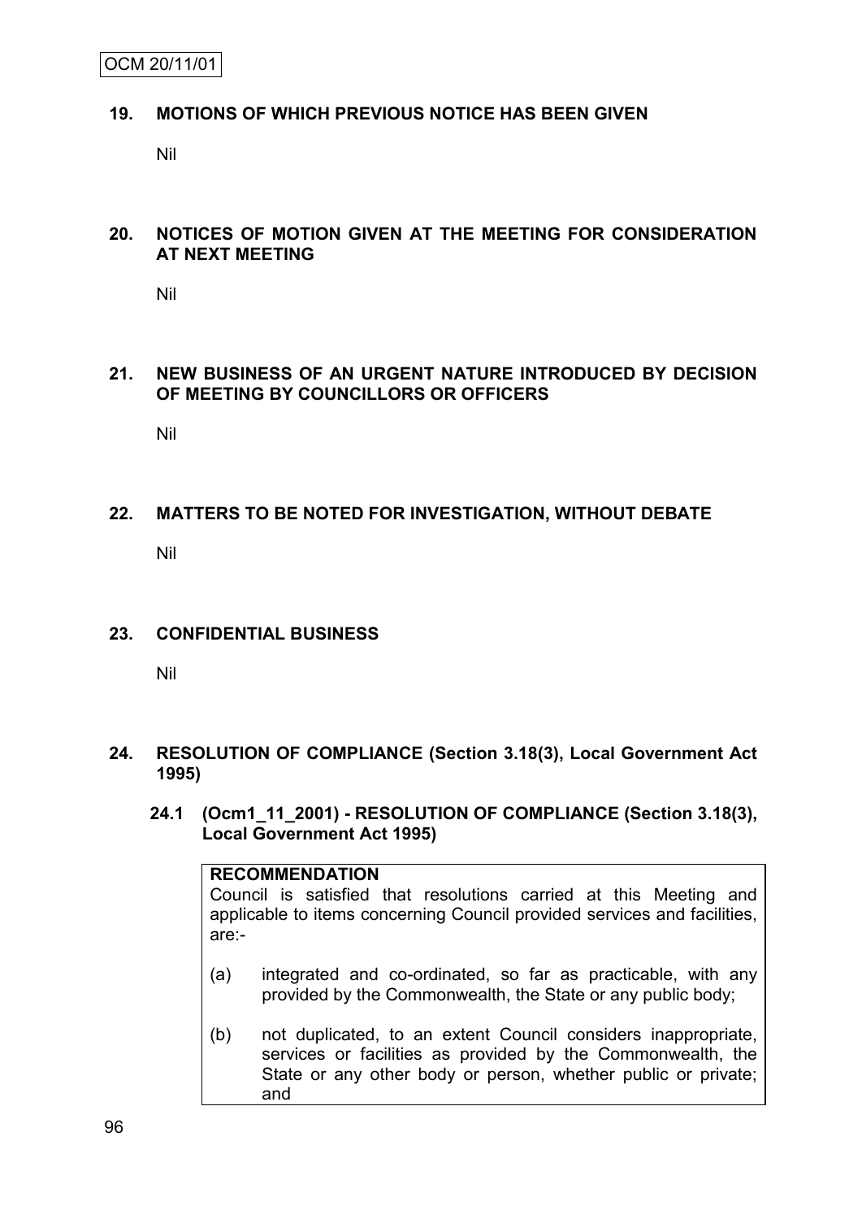## 19. MOTIONS OF WHICH PREVIOUS NOTICE HAS BEEN GIVEN

Nil

## 20. NOTICES OF MOTION GIVEN AT THE MEETING FOR CONSIDERATION AT NEXT MEETING

Nil

## 21. NEW BUSINESS OF AN URGENT NATURE INTRODUCED BY DECISION OF MEETING BY COUNCILLORS OR OFFICERS

Nil

## 22. MATTERS TO BE NOTED FOR INVESTIGATION, WITHOUT DEBATE

Nil

## 23. CONFIDENTIAL BUSINESS

Nil

## 24. RESOLUTION OF COMPLIANCE (Section 3.18(3), Local Government Act 1995)

### 24.1 (Ocm1_11_2001) - RESOLUTION OF COMPLIANCE (Section 3.18(3), Local Government Act 1995)

**RECOMMENDATION**

Council is satisfied that resolutions carried at this Meeting and applicable to items concerning Council provided services and facilities, are:-

(a) integrated and co-ordinated, so far as practicable, with any provided by the Commonwealth, the State or any public body;

(b) not duplicated, to an extent Council considers inappropriate, services or facilities as provided by the Commonwealth, the State or any other body or person, whether public or private; and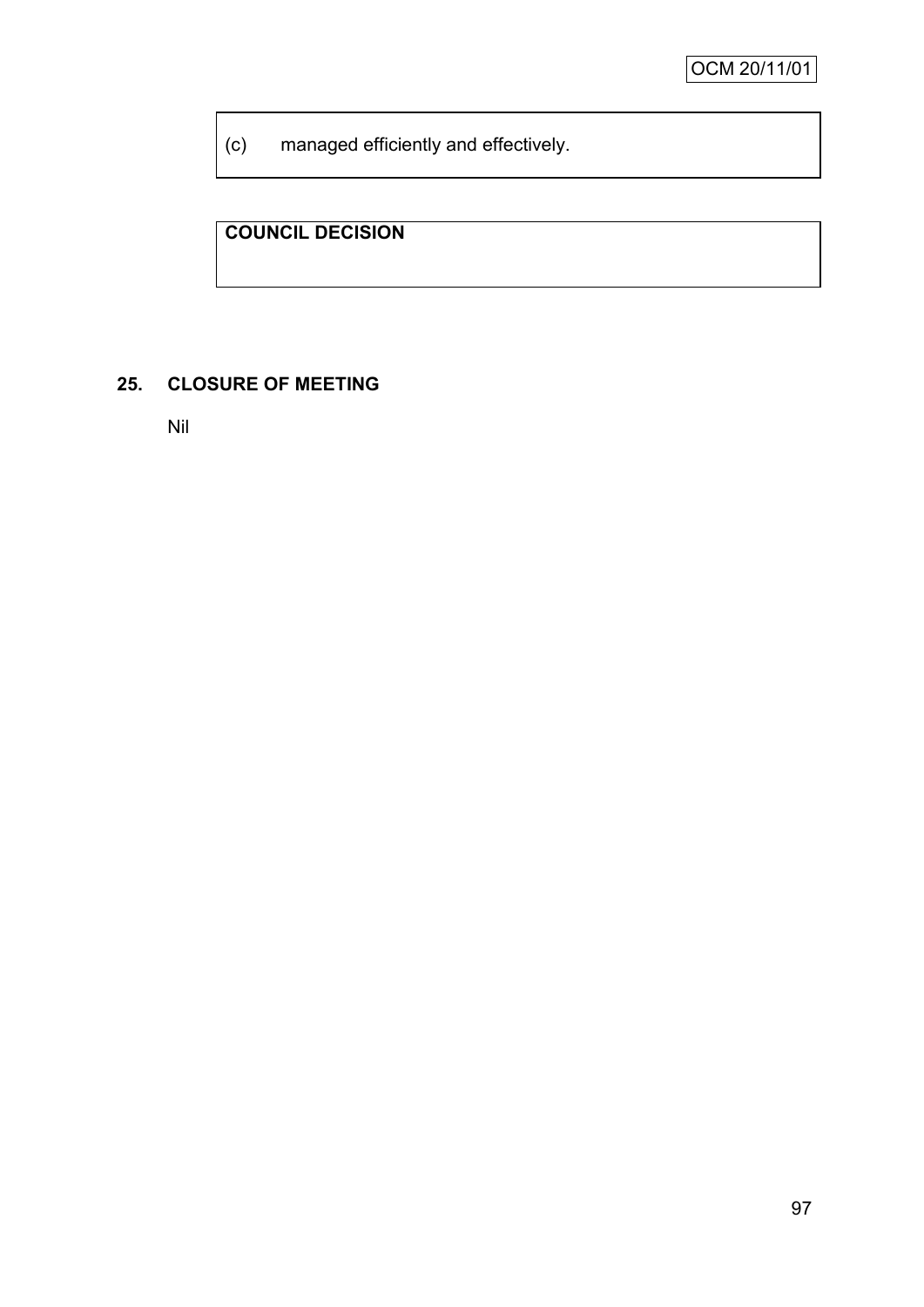(c) managed efficiently and effectively.

**COUNCIL DECISION**

## 25. CLOSURE OF MEETING

Nil